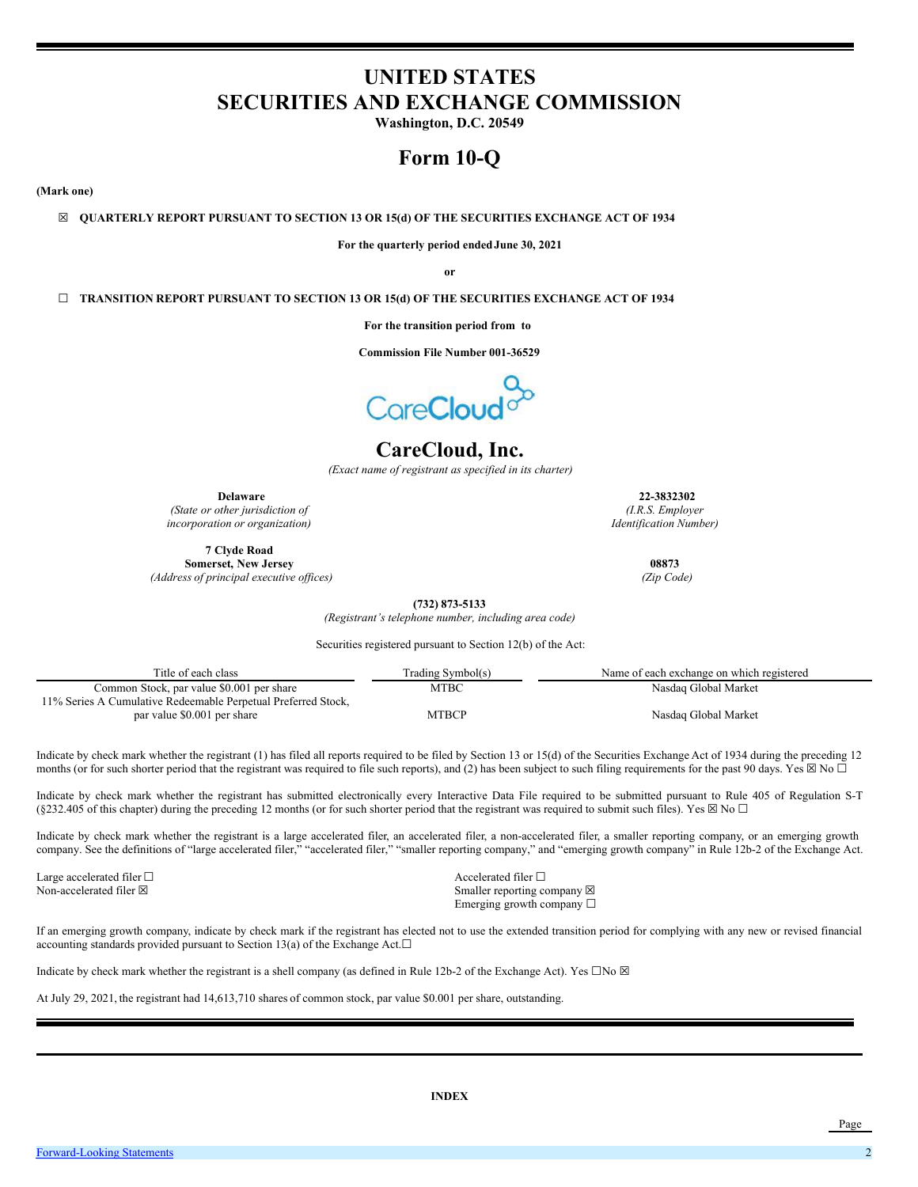# UNITED STATES
# SECURITIES AND EXCHANGE COMMISSION

**Washington, D.C. 20549**

# Form 10-Q

**(Mark one)**

☒ **QUARTERLY REPORT PURSUANT TO SECTION 13 OR 15(d) OF THE SECURITIES EXCHANGE ACT OF 1934**

**For the quarterly period ended June 30, 2021**

**or**

☐ **TRANSITION REPORT PURSUANT TO SECTION 13 OR 15(d) OF THE SECURITIES EXCHANGE ACT OF 1934**

**For the transition period from to**

**Commission File Number 001-36529**

# CareCloud, Inc.

*(Exact name of registrant as specified in its charter)*

| | |
|---|---|
| **Delaware** | **22-3832302** |
| *(State or other jurisdiction of incorporation or organization)* | *(I.R.S. Employer Identification Number)* |
| **7 Clyde Road** **Somerset, New Jersey** | **08873** |
| *(Address of principal executive offices)* | *(Zip Code)* |

**(732) 873-5133**

*(Registrant's telephone number, including area code)*

Securities registered pursuant to Section 12(b) of the Act:

| Title of each class | Trading Symbol(s) | Name of each exchange on which registered |
|---|---|---|
| Common Stock, par value $0.001 per share | MTBC | Nasdaq Global Market |
| 11% Series A Cumulative Redeemable Perpetual Preferred Stock, par value $0.001 per share | MTBCP | Nasdaq Global Market |

Indicate by check mark whether the registrant (1) has filed all reports required to be filed by Section 13 or 15(d) of the Securities Exchange Act of 1934 during the preceding 12 months (or for such shorter period that the registrant was required to file such reports), and (2) has been subject to such filing requirements for the past 90 days. Yes ☒ No ☐

Indicate by check mark whether the registrant has submitted electronically every Interactive Data File required to be submitted pursuant to Rule 405 of Regulation S-T (§232.405 of this chapter) during the preceding 12 months (or for such shorter period that the registrant was required to submit such files). Yes ☒ No ☐

Indicate by check mark whether the registrant is a large accelerated filer, an accelerated filer, a non-accelerated filer, a smaller reporting company, or an emerging growth company. See the definitions of "large accelerated filer," "accelerated filer," "smaller reporting company," and "emerging growth company" in Rule 12b-2 of the Exchange Act.

| | |
|---|---|
| Large accelerated filer ☐ | Accelerated filer ☐ |
| Non-accelerated filer ☒ | Smaller reporting company ☒ |
| | Emerging growth company ☐ |

If an emerging growth company, indicate by check mark if the registrant has elected not to use the extended transition period for complying with any new or revised financial accounting standards provided pursuant to Section 13(a) of the Exchange Act.☐

Indicate by check mark whether the registrant is a shell company (as defined in Rule 12b-2 of the Exchange Act). Yes ☐No ☒

At July 29, 2021, the registrant had 14,613,710 shares of common stock, par value $0.001 per share, outstanding.

**INDEX**

| | Page |
|---|---|
| Forward-Looking Statements | 2 |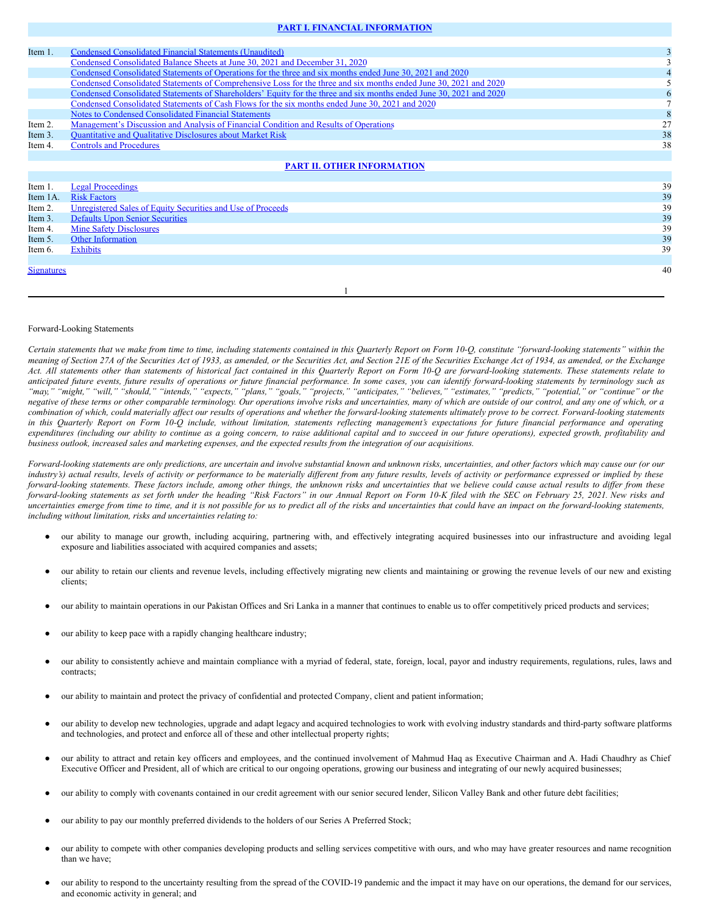## PART I. FINANCIAL INFORMATION

| | | |
|---|---|---|
| Item 1. | Condensed Consolidated Financial Statements (Unaudited) | 3 |
| | Condensed Consolidated Balance Sheets at June 30, 2021 and December 31, 2020 | 3 |
| | Condensed Consolidated Statements of Operations for the three and six months ended June 30, 2021 and 2020 | 4 |
| | Condensed Consolidated Statements of Comprehensive Loss for the three and six months ended June 30, 2021 and 2020 | 5 |
| | Condensed Consolidated Statements of Shareholders' Equity for the three and six months ended June 30, 2021 and 2020 | 6 |
| | Condensed Consolidated Statements of Cash Flows for the six months ended June 30, 2021 and 2020 | 7 |
| | Notes to Condensed Consolidated Financial Statements | 8 |
| Item 2. | Management's Discussion and Analysis of Financial Condition and Results of Operations | 27 |
| Item 3. | Quantitative and Qualitative Disclosures about Market Risk | 38 |
| Item 4. | Controls and Procedures | 38 |

## PART II. OTHER INFORMATION

| | | |
|---|---|---|
| Item 1. | Legal Proceedings | 39 |
| Item 1A. | Risk Factors | 39 |
| Item 2. | Unregistered Sales of Equity Securities and Use of Proceeds | 39 |
| Item 3. | Defaults Upon Senior Securities | 39 |
| Item 4. | Mine Safety Disclosures | 39 |
| Item 5. | Other Information | 39 |
| Item 6. | Exhibits | 39 |
| Signatures | | 40 |

Forward-Looking Statements

*Certain statements that we make from time to time, including statements contained in this Quarterly Report on Form 10-Q, constitute "forward-looking statements" within the meaning of Section 27A of the Securities Act of 1933, as amended, or the Securities Act, and Section 21E of the Securities Exchange Act of 1934, as amended, or the Exchange Act. All statements other than statements of historical fact contained in this Quarterly Report on Form 10-Q are forward-looking statements. These statements relate to anticipated future events, future results of operations or future financial performance. In some cases, you can identify forward-looking statements by terminology such as "may," "might," "will," "should," "intends," "expects," "plans," "goals," "projects," "anticipates," "believes," "estimates," "predicts," "potential," or "continue" or the negative of these terms or other comparable terminology. Our operations involve risks and uncertainties, many of which are outside of our control, and any one of which, or a combination of which, could materially affect our results of operations and whether the forward-looking statements ultimately prove to be correct. Forward-looking statements in this Quarterly Report on Form 10-Q include, without limitation, statements reflecting management's expectations for future financial performance and operating expenditures (including our ability to continue as a going concern, to raise additional capital and to succeed in our future operations), expected growth, profitability and business outlook, increased sales and marketing expenses, and the expected results from the integration of our acquisitions.*

*Forward-looking statements are only predictions, are uncertain and involve substantial known and unknown risks, uncertainties, and other factors which may cause our (or our industry's) actual results, levels of activity or performance to be materially different from any future results, levels of activity or performance expressed or implied by these forward-looking statements. These factors include, among other things, the unknown risks and uncertainties that we believe could cause actual results to differ from these forward-looking statements as set forth under the heading "Risk Factors" in our Annual Report on Form 10-K filed with the SEC on February 25, 2021. New risks and uncertainties emerge from time to time, and it is not possible for us to predict all of the risks and uncertainties that could have an impact on the forward-looking statements, including without limitation, risks and uncertainties relating to:*

- our ability to manage our growth, including acquiring, partnering with, and effectively integrating acquired businesses into our infrastructure and avoiding legal exposure and liabilities associated with acquired companies and assets;
- our ability to retain our clients and revenue levels, including effectively migrating new clients and maintaining or growing the revenue levels of our new and existing clients;
- our ability to maintain operations in our Pakistan Offices and Sri Lanka in a manner that continues to enable us to offer competitively priced products and services;
- our ability to keep pace with a rapidly changing healthcare industry;
- our ability to consistently achieve and maintain compliance with a myriad of federal, state, foreign, local, payor and industry requirements, regulations, rules, laws and contracts;
- our ability to maintain and protect the privacy of confidential and protected Company, client and patient information;
- our ability to develop new technologies, upgrade and adapt legacy and acquired technologies to work with evolving industry standards and third-party software platforms and technologies, and protect and enforce all of these and other intellectual property rights;
- our ability to attract and retain key officers and employees, and the continued involvement of Mahmud Haq as Executive Chairman and A. Hadi Chaudhry as Chief Executive Officer and President, all of which are critical to our ongoing operations, growing our business and integrating of our newly acquired businesses;
- our ability to comply with covenants contained in our credit agreement with our senior secured lender, Silicon Valley Bank and other future debt facilities;
- our ability to pay our monthly preferred dividends to the holders of our Series A Preferred Stock;
- our ability to compete with other companies developing products and selling services competitive with ours, and who may have greater resources and name recognition than we have;
- our ability to respond to the uncertainty resulting from the spread of the COVID-19 pandemic and the impact it may have on our operations, the demand for our services, and economic activity in general; and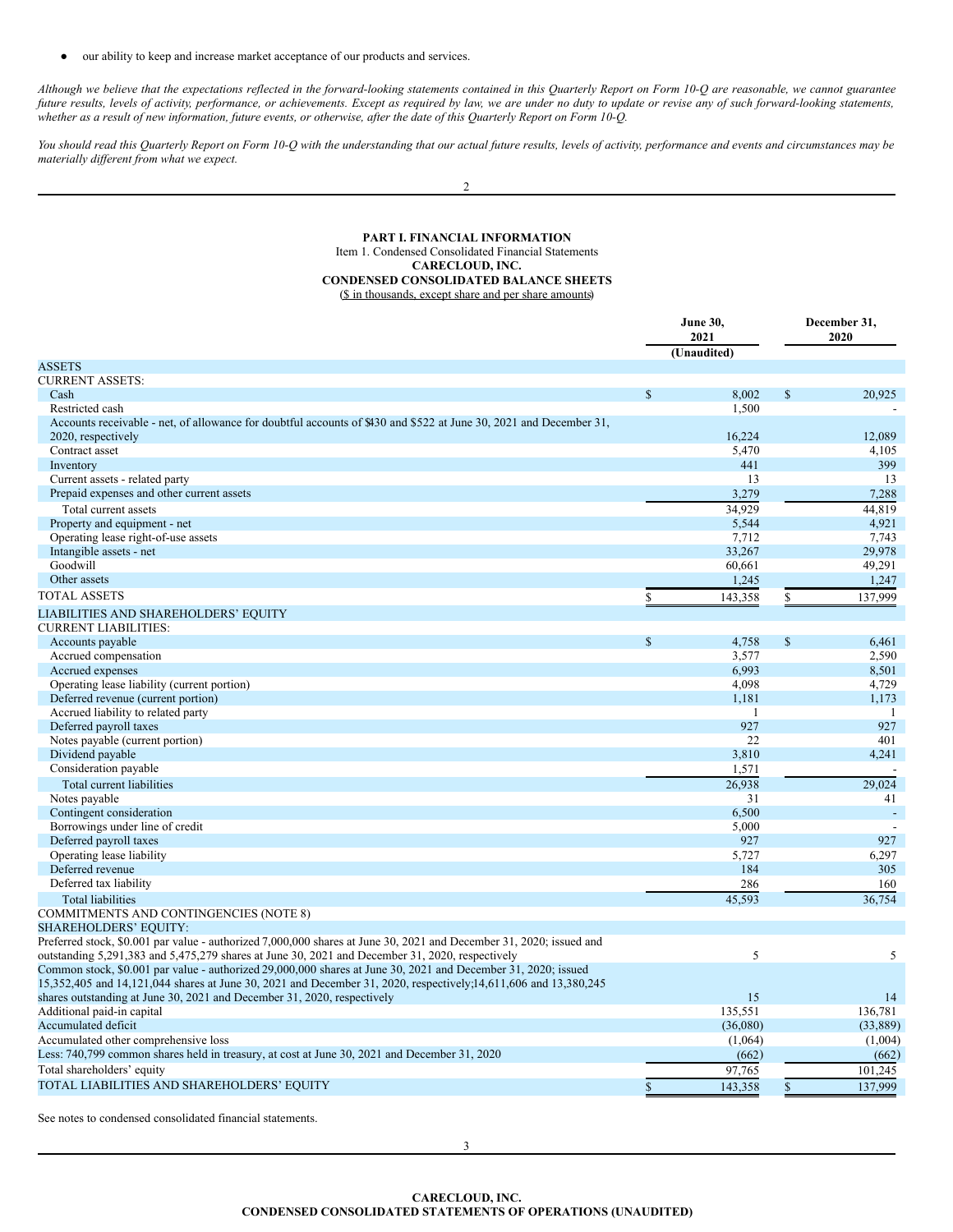- our ability to keep and increase market acceptance of our products and services.

*Although we believe that the expectations reflected in the forward-looking statements contained in this Quarterly Report on Form 10-Q are reasonable, we cannot guarantee future results, levels of activity, performance, or achievements. Except as required by law, we are under no duty to update or revise any of such forward-looking statements, whether as a result of new information, future events, or otherwise, after the date of this Quarterly Report on Form 10-Q.*

*You should read this Quarterly Report on Form 10-Q with the understanding that our actual future results, levels of activity, performance and events and circumstances may be materially different from what we expect.*

**PART I. FINANCIAL INFORMATION**

Item 1. Condensed Consolidated Financial Statements

**CARECLOUD, INC.**

**CONDENSED CONSOLIDATED BALANCE SHEETS**

($ in thousands, except share and per share amounts)

| | June 30, 2021 (Unaudited) | December 31, 2020 |
|---|---|---|
| ASSETS | | |
| CURRENT ASSETS: | | |
| Cash | $ 8,002 | $ 20,925 |
| Restricted cash | 1,500 | - |
| Accounts receivable - net, of allowance for doubtful accounts of $430 and $522 at June 30, 2021 and December 31, 2020, respectively | 16,224 | 12,089 |
| Contract asset | 5,470 | 4,105 |
| Inventory | 441 | 399 |
| Current assets - related party | 13 | 13 |
| Prepaid expenses and other current assets | 3,279 | 7,288 |
| Total current assets | 34,929 | 44,819 |
| Property and equipment - net | 5,544 | 4,921 |
| Operating lease right-of-use assets | 7,712 | 7,743 |
| Intangible assets - net | 33,267 | 29,978 |
| Goodwill | 60,661 | 49,291 |
| Other assets | 1,245 | 1,247 |
| TOTAL ASSETS | $ 143,358 | $ 137,999 |
| LIABILITIES AND SHAREHOLDERS' EQUITY | | |
| CURRENT LIABILITIES: | | |
| Accounts payable | $ 4,758 | $ 6,461 |
| Accrued compensation | 3,577 | 2,590 |
| Accrued expenses | 6,993 | 8,501 |
| Operating lease liability (current portion) | 4,098 | 4,729 |
| Deferred revenue (current portion) | 1,181 | 1,173 |
| Accrued liability to related party | 1 | 1 |
| Deferred payroll taxes | 927 | 927 |
| Notes payable (current portion) | 22 | 401 |
| Dividend payable | 3,810 | 4,241 |
| Consideration payable | 1,571 | - |
| Total current liabilities | 26,938 | 29,024 |
| Notes payable | 31 | 41 |
| Contingent consideration | 6,500 | - |
| Borrowings under line of credit | 5,000 | - |
| Deferred payroll taxes | 927 | 927 |
| Operating lease liability | 5,727 | 6,297 |
| Deferred revenue | 184 | 305 |
| Deferred tax liability | 286 | 160 |
| Total liabilities | 45,593 | 36,754 |
| COMMITMENTS AND CONTINGENCIES (NOTE 8) | | |
| SHAREHOLDERS' EQUITY: | | |
| Preferred stock, $0.001 par value - authorized 7,000,000 shares at June 30, 2021 and December 31, 2020; issued and outstanding 5,291,383 and 5,475,279 shares at June 30, 2021 and December 31, 2020, respectively | 5 | 5 |
| Common stock, $0.001 par value - authorized 29,000,000 shares at June 30, 2021 and December 31, 2020; issued 15,352,405 and 14,121,044 shares at June 30, 2021 and December 31, 2020, respectively;14,611,606 and 13,380,245 shares outstanding at June 30, 2021 and December 31, 2020, respectively | 15 | 14 |
| Additional paid-in capital | 135,551 | 136,781 |
| Accumulated deficit | (36,080) | (33,889) |
| Accumulated other comprehensive loss | (1,064) | (1,004) |
| Less: 740,799 common shares held in treasury, at cost at June 30, 2021 and December 31, 2020 | (662) | (662) |
| Total shareholders' equity | 97,765 | 101,245 |
| TOTAL LIABILITIES AND SHAREHOLDERS' EQUITY | $ 143,358 | $ 137,999 |

See notes to condensed consolidated financial statements.

**CARECLOUD, INC.**

**CONDENSED CONSOLIDATED STATEMENTS OF OPERATIONS (UNAUDITED)**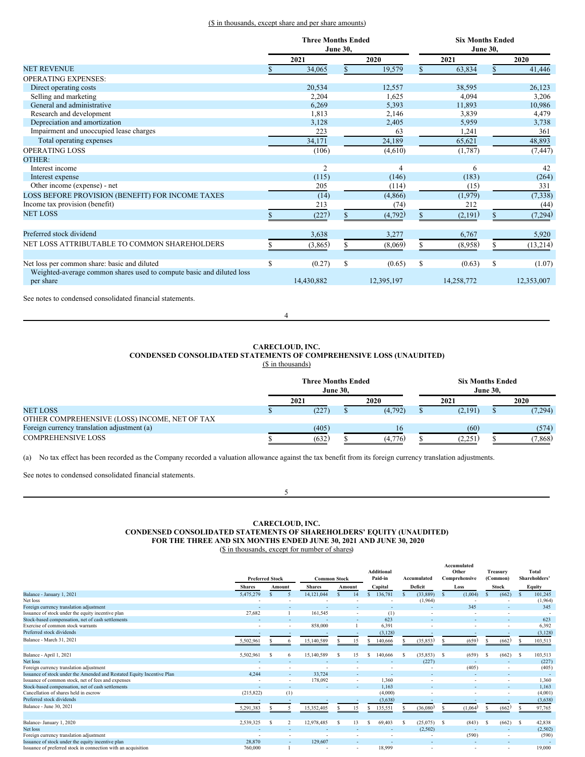($ in thousands, except share and per share amounts)

| | Three Months Ended June 30, | | Six Months Ended June 30, | |
|---|---|---|---|---|
| | 2021 | 2020 | 2021 | 2020 |
| NET REVENUE | $ 34,065 | $ 19,579 | $ 63,834 | $ 41,446 |
| OPERATING EXPENSES: | | | | |
| Direct operating costs | 20,534 | 12,557 | 38,595 | 26,123 |
| Selling and marketing | 2,204 | 1,625 | 4,094 | 3,206 |
| General and administrative | 6,269 | 5,393 | 11,893 | 10,986 |
| Research and development | 1,813 | 2,146 | 3,839 | 4,479 |
| Depreciation and amortization | 3,128 | 2,405 | 5,959 | 3,738 |
| Impairment and unoccupied lease charges | 223 | 63 | 1,241 | 361 |
| Total operating expenses | 34,171 | 24,189 | 65,621 | 48,893 |
| OPERATING LOSS | (106) | (4,610) | (1,787) | (7,447) |
| OTHER: | | | | |
| Interest income | 2 | 4 | 6 | 42 |
| Interest expense | (115) | (146) | (183) | (264) |
| Other income (expense) - net | 205 | (114) | (15) | 331 |
| LOSS BEFORE PROVISION (BENEFIT) FOR INCOME TAXES | (14) | (4,866) | (1,979) | (7,338) |
| Income tax provision (benefit) | 213 | (74) | 212 | (44) |
| NET LOSS | $ (227) | $ (4,792) | $ (2,191) | $ (7,294) |
| | | | | |
| Preferred stock dividend | 3,638 | 3,277 | 6,767 | 5,920 |
| NET LOSS ATTRIBUTABLE TO COMMON SHAREHOLDERS | $ (3,865) | $ (8,069) | $ (8,958) | $ (13,214) |
| | | | | |
| Net loss per common share: basic and diluted | $ (0.27) | $ (0.65) | $ (0.63) | $ (1.07) |
| Weighted-average common shares used to compute basic and diluted loss per share | 14,430,882 | 12,395,197 | 14,258,772 | 12,353,007 |

See notes to condensed consolidated financial statements.

## CARECLOUD, INC.
## CONDENSED CONSOLIDATED STATEMENTS OF COMPREHENSIVE LOSS (UNAUDITED)
($ in thousands)

| | Three Months Ended June 30, | | Six Months Ended June 30, | |
|---|---|---|---|---|
| | 2021 | 2020 | 2021 | 2020 |
| NET LOSS | $ (227) | $ (4,792) | $ (2,191) | $ (7,294) |
| OTHER COMPREHENSIVE (LOSS) INCOME, NET OF TAX | | | | |
| Foreign currency translation adjustment (a) | (405) | 16 | (60) | (574) |
| COMPREHENSIVE LOSS | $ (632) | $ (4,776) | $ (2,251) | $ (7,868) |

(a) No tax effect has been recorded as the Company recorded a valuation allowance against the tax benefit from its foreign currency translation adjustments.

See notes to condensed consolidated financial statements.

## CARECLOUD, INC.
## CONDENSED CONSOLIDATED STATEMENTS OF SHAREHOLDERS' EQUITY (UNAUDITED)
## FOR THE THREE AND SIX MONTHS ENDED JUNE 30, 2021 AND JUNE 30, 2020
($ in thousands, except for number of shares)

| | Preferred Stock | | Common Stock | | Additional Paid-in | Accumulated | Accumulated Other Comprehensive | Treasury (Common) | Total Shareholders' |
|---|---|---|---|---|---|---|---|---|---|
| | Shares | Amount | Shares | Amount | Capital | Deficit | Loss | Stock | Equity |
| Balance - January 1, 2021 | 5,475,279 | $ 5 | 14,121,044 | $ 14 | $ 136,781 | $ (33,889) | $ (1,004) | $ (662) | $ 101,245 |
| Net loss | - | - | - | - | - | (1,964) | - | - | (1,964) |
| Foreign currency translation adjustment | - | - | - | - | - | - | 345 | - | 345 |
| Issuance of stock under the equity incentive plan | 27,682 | 1 | 161,545 | - | (1) | - | - | - | - |
| Stock-based compensation, net of cash settlements | - | - | - | - | 623 | - | - | - | 623 |
| Exercise of common stock warrants | - | - | 858,000 | 1 | 6,391 | - | - | - | 6,392 |
| Preferred stock dividends | - | - | - | - | (3,128) | - | - | - | (3,128) |
| Balance - March 31, 2021 | 5,502,961 | $ 6 | 15,140,589 | $ 15 | $ 140,666 | $ (35,853) | $ (659) | $ (662) | $ 103,513 |
| | | | | | | | | | |
| Balance - April 1, 2021 | 5,502,961 | $ 6 | 15,140,589 | $ 15 | $ 140,666 | $ (35,853) | $ (659) | $ (662) | $ 103,513 |
| Net loss | - | - | - | - | - | (227) | - | - | (227) |
| Foreign currency translation adjustment | - | - | - | - | - | - | (405) | - | (405) |
| Issuance of stock under the Amended and Restated Equity Incentive Plan | 4,244 | - | 33,724 | - | - | - | - | - | - |
| Issuance of common stock, net of fees and expenses | - | - | 178,092 | - | 1,360 | - | - | - | 1,360 |
| Stock-based compensation, net of cash settlements | - | - | - | - | 1,163 | - | - | - | 1,163 |
| Cancellation of shares held in escrow | (215,822) | (1) | - | - | (4,000) | - | - | - | (4,001) |
| Preferred stock dividends | - | - | - | - | (3,638) | - | - | - | (3,638) |
| Balance - June 30, 2021 | 5,291,383 | $ 5 | 15,352,405 | $ 15 | $ 135,551 | $ (36,080) | $ (1,064) | $ (662) | $ 97,765 |
| | | | | | | | | | |
| Balance- January 1, 2020 | 2,539,325 | $ 2 | 12,978,485 | $ 13 | $ 69,403 | $ (25,075) | $ (843) | $ (662) | $ 42,838 |
| Net loss | - | - | - | - | - | (2,502) | - | - | (2,502) |
| Foreign currency translation adjustment | - | - | - | - | - | - | (590) | - | (590) |
| Issuance of stock under the equity incentive plan | 28,870 | - | 129,607 | - | - | - | - | - | - |
| Issuance of preferred stock in connection with an acquisition | 760,000 | 1 | - | - | 18,999 | - | - | - | 19,000 |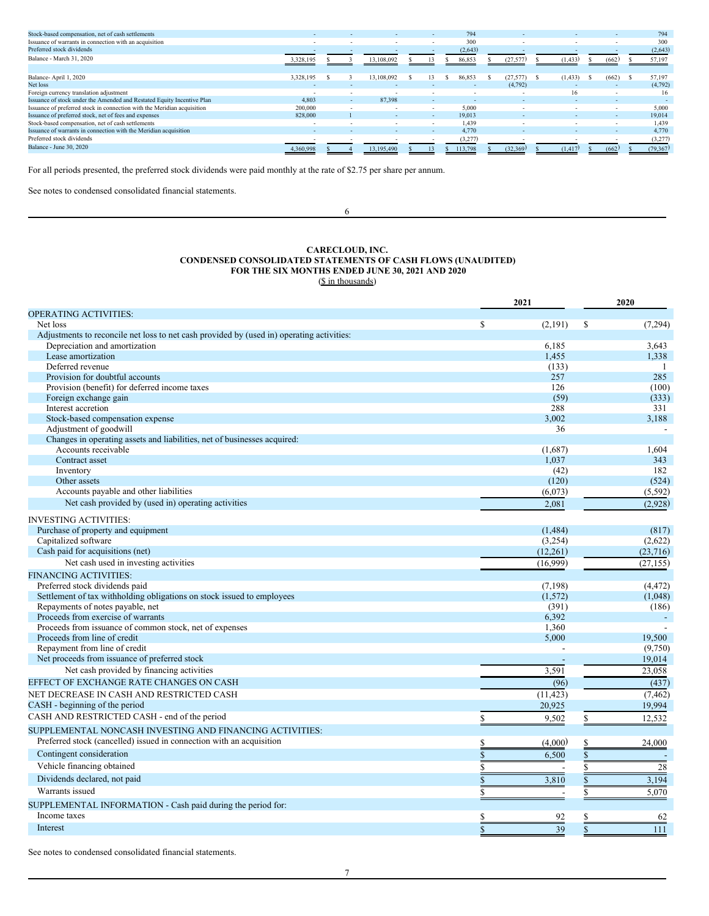| | | | | | | | | | |
|---|---|---|---|---|---|---|---|---|---|
| Stock-based compensation, net of cash settlements | - | - | - | - | 794 | - | - | - | 794 |
| Issuance of warrants in connection with an acquisition | - | - | - | - | 300 | - | - | - | 300 |
| Preferred stock dividends | - | - | - | - | (2,643) | - | - | - | (2,643) |
| Balance - March 31, 2020 | 3,328,195 | $ 3 | 13,108,092 | $ 13 | $ 86,853 | $ (27,577) | $ (1,433) | $ (662) | $ 57,197 |
| | | | | | | | | | |
| Balance- April 1, 2020 | 3,328,195 | $ 3 | 13,108,092 | $ 13 | $ 86,853 | $ (27,577) | $ (1,433) | $ (662) | $ 57,197 |
| Net loss | - | - | - | - | - | (4,792) | - | - | (4,792) |
| Foreign currency translation adjustment | - | - | - | - | - | - | 16 | - | 16 |
| Issuance of stock under the Amended and Restated Equity Incentive Plan | 4,803 | - | 87,398 | - | - | - | - | - | - |
| Issuance of preferred stock in connection with the Meridian acquisition | 200,000 | - | - | - | 5,000 | - | - | - | 5,000 |
| Issuance of preferred stock, net of fees and expenses | 828,000 | 1 | - | - | 19,013 | - | - | - | 19,014 |
| Stock-based compensation, net of cash settlements | - | - | - | - | 1,439 | - | - | - | 1,439 |
| Issuance of warrants in connection with the Meridian acquisition | - | - | - | - | 4,770 | - | - | - | 4,770 |
| Preferred stock dividends | - | - | - | - | (3,277) | - | - | - | (3,277) |
| Balance - June 30, 2020 | 4,360,998 | $ 4 | 13,195,490 | $ 13 | $ 113,798 | $ (32,369) | $ (1,417) | $ (662) | $ (79,367) |

For all periods presented, the preferred stock dividends were paid monthly at the rate of $2.75 per share per annum.

See notes to condensed consolidated financial statements.

**CARECLOUD, INC.**
**CONDENSED CONSOLIDATED STATEMENTS OF CASH FLOWS (UNAUDITED)**
**FOR THE SIX MONTHS ENDED JUNE 30, 2021 AND 2020**
($ in thousands)

| | 2021 | 2020 |
|---|---|---|
| OPERATING ACTIVITIES: | | |
| Net loss | $ (2,191) | $ (7,294) |
| Adjustments to reconcile net loss to net cash provided by (used in) operating activities: | | |
| Depreciation and amortization | 6,185 | 3,643 |
| Lease amortization | 1,455 | 1,338 |
| Deferred revenue | (133) | 1 |
| Provision for doubtful accounts | 257 | 285 |
| Provision (benefit) for deferred income taxes | 126 | (100) |
| Foreign exchange gain | (59) | (333) |
| Interest accretion | 288 | 331 |
| Stock-based compensation expense | 3,002 | 3,188 |
| Adjustment of goodwill | 36 | - |
| Changes in operating assets and liabilities, net of businesses acquired: | | |
| Accounts receivable | (1,687) | 1,604 |
| Contract asset | 1,037 | 343 |
| Inventory | (42) | 182 |
| Other assets | (120) | (524) |
| Accounts payable and other liabilities | (6,073) | (5,592) |
| Net cash provided by (used in) operating activities | 2,081 | (2,928) |
| INVESTING ACTIVITIES: | | |
| Purchase of property and equipment | (1,484) | (817) |
| Capitalized software | (3,254) | (2,622) |
| Cash paid for acquisitions (net) | (12,261) | (23,716) |
| Net cash used in investing activities | (16,999) | (27,155) |
| FINANCING ACTIVITIES: | | |
| Preferred stock dividends paid | (7,198) | (4,472) |
| Settlement of tax withholding obligations on stock issued to employees | (1,572) | (1,048) |
| Repayments of notes payable, net | (391) | (186) |
| Proceeds from exercise of warrants | 6,392 | - |
| Proceeds from issuance of common stock, net of expenses | 1,360 | - |
| Proceeds from line of credit | 5,000 | 19,500 |
| Repayment from line of credit | - | (9,750) |
| Net proceeds from issuance of preferred stock | - | 19,014 |
| Net cash provided by financing activities | 3,591 | 23,058 |
| EFFECT OF EXCHANGE RATE CHANGES ON CASH | (96) | (437) |
| NET DECREASE IN CASH AND RESTRICTED CASH | (11,423) | (7,462) |
| CASH - beginning of the period | 20,925 | 19,994 |
| CASH AND RESTRICTED CASH - end of the period | $ 9,502 | $ 12,532 |
| SUPPLEMENTAL NONCASH INVESTING AND FINANCING ACTIVITIES: | | |
| Preferred stock (cancelled) issued in connection with an acquisition | $ (4,000) | $ 24,000 |
| Contingent consideration | $ 6,500 | $ - |
| Vehicle financing obtained | $ - | $ 28 |
| Dividends declared, not paid | $ 3,810 | $ 3,194 |
| Warrants issued | $ - | $ 5,070 |
| SUPPLEMENTAL INFORMATION - Cash paid during the period for: | | |
| Income taxes | $ 92 | $ 62 |
| Interest | $ 39 | $ 111 |

See notes to condensed consolidated financial statements.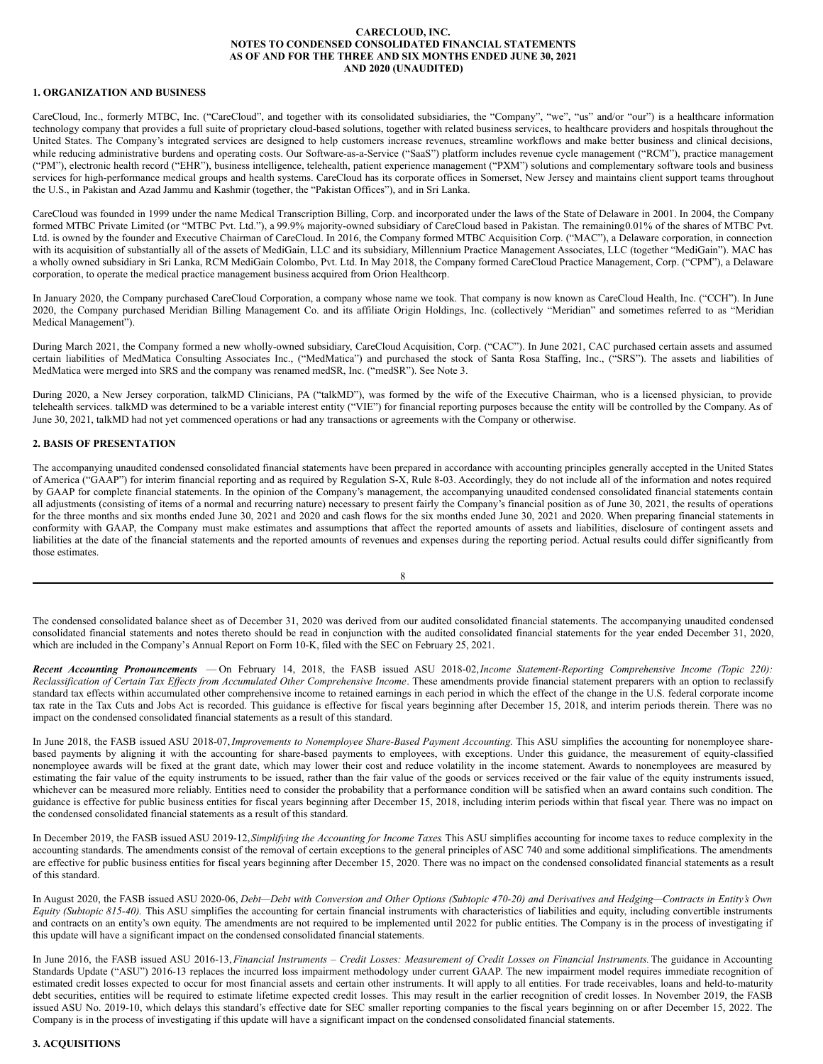**CARECLOUD, INC.**
**NOTES TO CONDENSED CONSOLIDATED FINANCIAL STATEMENTS**
**AS OF AND FOR THE THREE AND SIX MONTHS ENDED JUNE 30, 2021**
**AND 2020 (UNAUDITED)**

## 1. ORGANIZATION AND BUSINESS

CareCloud, Inc., formerly MTBC, Inc. ("CareCloud", and together with its consolidated subsidiaries, the "Company", "we", "us" and/or "our") is a healthcare information technology company that provides a full suite of proprietary cloud-based solutions, together with related business services, to healthcare providers and hospitals throughout the United States. The Company's integrated services are designed to help customers increase revenues, streamline workflows and make better business and clinical decisions, while reducing administrative burdens and operating costs. Our Software-as-a-Service ("SaaS") platform includes revenue cycle management ("RCM"), practice management ("PM"), electronic health record ("EHR"), business intelligence, telehealth, patient experience management ("PXM") solutions and complementary software tools and business services for high-performance medical groups and health systems. CareCloud has its corporate offices in Somerset, New Jersey and maintains client support teams throughout the U.S., in Pakistan and Azad Jammu and Kashmir (together, the "Pakistan Offices"), and in Sri Lanka.

CareCloud was founded in 1999 under the name Medical Transcription Billing, Corp. and incorporated under the laws of the State of Delaware in 2001. In 2004, the Company formed MTBC Private Limited (or "MTBC Pvt. Ltd."), a 99.9% majority-owned subsidiary of CareCloud based in Pakistan. The remaining0.01% of the shares of MTBC Pvt. Ltd. is owned by the founder and Executive Chairman of CareCloud. In 2016, the Company formed MTBC Acquisition Corp. ("MAC"), a Delaware corporation, in connection with its acquisition of substantially all of the assets of MediGain, LLC and its subsidiary, Millennium Practice Management Associates, LLC (together "MediGain"). MAC has a wholly owned subsidiary in Sri Lanka, RCM MediGain Colombo, Pvt. Ltd. In May 2018, the Company formed CareCloud Practice Management, Corp. ("CPM"), a Delaware corporation, to operate the medical practice management business acquired from Orion Healthcorp.

In January 2020, the Company purchased CareCloud Corporation, a company whose name we took. That company is now known as CareCloud Health, Inc. ("CCH"). In June 2020, the Company purchased Meridian Billing Management Co. and its affiliate Origin Holdings, Inc. (collectively "Meridian" and sometimes referred to as "Meridian Medical Management").

During March 2021, the Company formed a new wholly-owned subsidiary, CareCloud Acquisition, Corp. ("CAC"). In June 2021, CAC purchased certain assets and assumed certain liabilities of MedMatica Consulting Associates Inc., ("MedMatica") and purchased the stock of Santa Rosa Staffing, Inc., ("SRS"). The assets and liabilities of MedMatica were merged into SRS and the company was renamed medSR, Inc. ("medSR"). See Note 3.

During 2020, a New Jersey corporation, talkMD Clinicians, PA ("talkMD"), was formed by the wife of the Executive Chairman, who is a licensed physician, to provide telehealth services. talkMD was determined to be a variable interest entity ("VIE") for financial reporting purposes because the entity will be controlled by the Company. As of June 30, 2021, talkMD had not yet commenced operations or had any transactions or agreements with the Company or otherwise.

## 2. BASIS OF PRESENTATION

The accompanying unaudited condensed consolidated financial statements have been prepared in accordance with accounting principles generally accepted in the United States of America ("GAAP") for interim financial reporting and as required by Regulation S-X, Rule 8-03. Accordingly, they do not include all of the information and notes required by GAAP for complete financial statements. In the opinion of the Company's management, the accompanying unaudited condensed consolidated financial statements contain all adjustments (consisting of items of a normal and recurring nature) necessary to present fairly the Company's financial position as of June 30, 2021, the results of operations for the three months and six months ended June 30, 2021 and 2020 and cash flows for the six months ended June 30, 2021 and 2020. When preparing financial statements in conformity with GAAP, the Company must make estimates and assumptions that affect the reported amounts of assets and liabilities, disclosure of contingent assets and liabilities at the date of the financial statements and the reported amounts of revenues and expenses during the reporting period. Actual results could differ significantly from those estimates.

The condensed consolidated balance sheet as of December 31, 2020 was derived from our audited consolidated financial statements. The accompanying unaudited condensed consolidated financial statements and notes thereto should be read in conjunction with the audited consolidated financial statements for the year ended December 31, 2020, which are included in the Company's Annual Report on Form 10-K, filed with the SEC on February 25, 2021.

***Recent Accounting Pronouncements*** — On February 14, 2018, the FASB issued ASU 2018-02, *Income Statement-Reporting Comprehensive Income (Topic 220): Reclassification of Certain Tax Effects from Accumulated Other Comprehensive Income*. These amendments provide financial statement preparers with an option to reclassify standard tax effects within accumulated other comprehensive income to retained earnings in each period in which the effect of the change in the U.S. federal corporate income tax rate in the Tax Cuts and Jobs Act is recorded. This guidance is effective for fiscal years beginning after December 15, 2018, and interim periods therein. There was no impact on the condensed consolidated financial statements as a result of this standard.

In June 2018, the FASB issued ASU 2018-07, *Improvements to Nonemployee Share-Based Payment Accounting*. This ASU simplifies the accounting for nonemployee share-based payments by aligning it with the accounting for share-based payments to employees, with exceptions. Under this guidance, the measurement of equity-classified nonemployee awards will be fixed at the grant date, which may lower their cost and reduce volatility in the income statement. Awards to nonemployees are measured by estimating the fair value of the equity instruments to be issued, rather than the fair value of the goods or services received or the fair value of the equity instruments issued, whichever can be measured more reliably. Entities need to consider the probability that a performance condition will be satisfied when an award contains such condition. The guidance is effective for public business entities for fiscal years beginning after December 15, 2018, including interim periods within that fiscal year. There was no impact on the condensed consolidated financial statements as a result of this standard.

In December 2019, the FASB issued ASU 2019-12, *Simplifying the Accounting for Income Taxes*. This ASU simplifies accounting for income taxes to reduce complexity in the accounting standards. The amendments consist of the removal of certain exceptions to the general principles of ASC 740 and some additional simplifications. The amendments are effective for public business entities for fiscal years beginning after December 15, 2020. There was no impact on the condensed consolidated financial statements as a result of this standard.

In August 2020, the FASB issued ASU 2020-06, *Debt—Debt with Conversion and Other Options (Subtopic 470-20) and Derivatives and Hedging—Contracts in Entity's Own Equity (Subtopic 815-40).* This ASU simplifies the accounting for certain financial instruments with characteristics of liabilities and equity, including convertible instruments and contracts on an entity's own equity. The amendments are not required to be implemented until 2022 for public entities. The Company is in the process of investigating if this update will have a significant impact on the condensed consolidated financial statements.

In June 2016, the FASB issued ASU 2016-13, *Financial Instruments – Credit Losses: Measurement of Credit Losses on Financial Instruments.* The guidance in Accounting Standards Update ("ASU") 2016-13 replaces the incurred loss impairment methodology under current GAAP. The new impairment model requires immediate recognition of estimated credit losses expected to occur for most financial assets and certain other instruments. It will apply to all entities. For trade receivables, loans and held-to-maturity debt securities, entities will be required to estimate lifetime expected credit losses. This may result in the earlier recognition of credit losses. In November 2019, the FASB issued ASU No. 2019-10, which delays this standard's effective date for SEC smaller reporting companies to the fiscal years beginning on or after December 15, 2022. The Company is in the process of investigating if this update will have a significant impact on the condensed consolidated financial statements.

## 3. ACQUISITIONS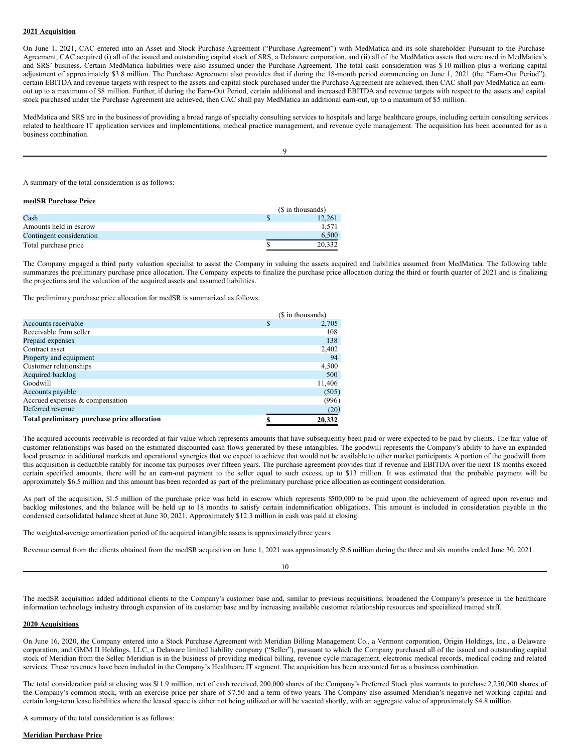**2021 Acquisition**

On June 1, 2021, CAC entered into an Asset and Stock Purchase Agreement ("Purchase Agreement") with MedMatica and its sole shareholder. Pursuant to the Purchase Agreement, CAC acquired (i) all of the issued and outstanding capital stock of SRS, a Delaware corporation, and (ii) all of the MedMatica assets that were used in MedMatica's and SRS' business. Certain MedMatica liabilities were also assumed under the Purchase Agreement. The total cash consideration was $10 million plus a working capital adjustment of approximately $3.8 million. The Purchase Agreement also provides that if during the 18-month period commencing on June 1, 2021 (the "Earn-Out Period"), certain EBITDA and revenue targets with respect to the assets and capital stock purchased under the Purchase Agreement are achieved, then CAC shall pay MedMatica an earn-out up to a maximum of $8 million. Further, if during the Earn-Out Period, certain additional and increased EBITDA and revenue targets with respect to the assets and capital stock purchased under the Purchase Agreement are achieved, then CAC shall pay MedMatica an additional earn-out, up to a maximum of $5 million.

MedMatica and SRS are in the business of providing a broad range of specialty consulting services to hospitals and large healthcare groups, including certain consulting services related to healthcare IT application services and implementations, medical practice management, and revenue cycle management. The acquisition has been accounted for as a business combination.

A summary of the total consideration is as follows:

**medSR Purchase Price**

| | ($ in thousands) |
|---|---|
| Cash | $ 12,261 |
| Amounts held in escrow | 1,571 |
| Contingent consideration | 6,500 |
| Total purchase price | $ 20,332 |

The Company engaged a third party valuation specialist to assist the Company in valuing the assets acquired and liabilities assumed from MedMatica. The following table summarizes the preliminary purchase price allocation. The Company expects to finalize the purchase price allocation during the third or fourth quarter of 2021 and is finalizing the projections and the valuation of the acquired assets and assumed liabilities.

The preliminary purchase price allocation for medSR is summarized as follows:

| | ($ in thousands) |
|---|---|
| Accounts receivable | $ 2,705 |
| Receivable from seller | 108 |
| Prepaid expenses | 138 |
| Contract asset | 2,402 |
| Property and equipment | 94 |
| Customer relationships | 4,500 |
| Acquired backlog | 500 |
| Goodwill | 11,406 |
| Accounts payable | (505) |
| Accrued expenses & compensation | (996) |
| Deferred revenue | (20) |
| **Total preliminary purchase price allocation** | **$ 20,332** |

The acquired accounts receivable is recorded at fair value which represents amounts that have subsequently been paid or were expected to be paid by clients. The fair value of customer relationships was based on the estimated discounted cash flows generated by these intangibles. The goodwill represents the Company's ability to have an expanded local presence in additional markets and operational synergies that we expect to achieve that would not be available to other market participants. A portion of the goodwill from this acquisition is deductible ratably for income tax purposes over fifteen years. The purchase agreement provides that if revenue and EBITDA over the next 18 months exceed certain specified amounts, there will be an earn-out payment to the seller equal to such excess, up to $13 million. It was estimated that the probable payment will be approximately $6.5 million and this amount has been recorded as part of the preliminary purchase price allocation as contingent consideration.

As part of the acquisition, $1.5 million of the purchase price was held in escrow which represents $500,000 to be paid upon the achievement of agreed upon revenue and backlog milestones, and the balance will be held up to 18 months to satisfy certain indemnification obligations. This amount is included in consideration payable in the condensed consolidated balance sheet at June 30, 2021. Approximately $12.3 million in cash was paid at closing.

The weighted-average amortization period of the acquired intangible assets is approximately three years.

Revenue earned from the clients obtained from the medSR acquisition on June 1, 2021 was approximately $2.6 million during the three and six months ended June 30, 2021.

The medSR acquisition added additional clients to the Company's customer base and, similar to previous acquisitions, broadened the Company's presence in the healthcare information technology industry through expansion of its customer base and by increasing available customer relationship resources and specialized trained staff.

**2020 Acquisitions**

On June 16, 2020, the Company entered into a Stock Purchase Agreement with Meridian Billing Management Co., a Vermont corporation, Origin Holdings, Inc., a Delaware corporation, and GMM II Holdings, LLC, a Delaware limited liability company ("Seller"), pursuant to which the Company purchased all of the issued and outstanding capital stock of Meridian from the Seller. Meridian is in the business of providing medical billing, revenue cycle management, electronic medical records, medical coding and related services. These revenues have been included in the Company's Healthcare IT segment. The acquisition has been accounted for as a business combination.

The total consideration paid at closing was $11.9 million, net of cash received, 200,000 shares of the Company's Preferred Stock plus warrants to purchase 2,250,000 shares of the Company's common stock, with an exercise price per share of $7.50 and a term of two years. The Company also assumed Meridian's negative net working capital and certain long-term lease liabilities where the leased space is either not being utilized or will be vacated shortly, with an aggregate value of approximately $4.8 million.

A summary of the total consideration is as follows:

**Meridian Purchase Price**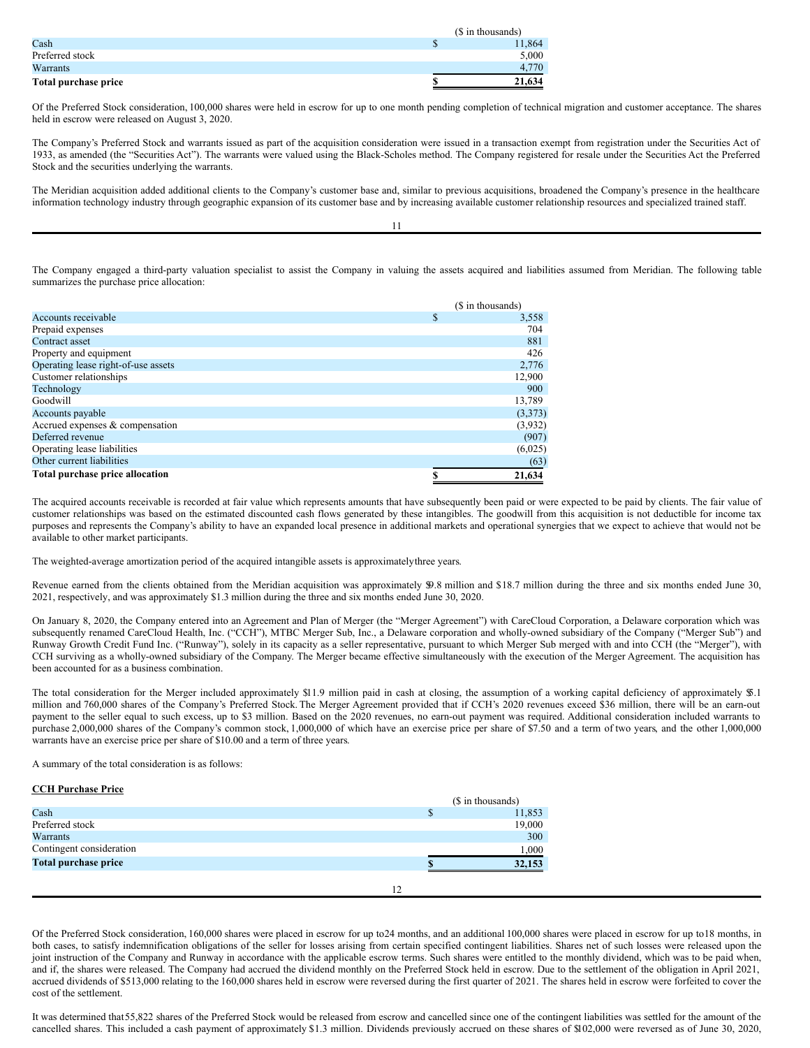| | ($ in thousands) |
|---|---|
| Cash | $ 11,864 |
| Preferred stock | 5,000 |
| Warrants | 4,770 |
| **Total purchase price** | **$ 21,634** |

Of the Preferred Stock consideration, 100,000 shares were held in escrow for up to one month pending completion of technical migration and customer acceptance. The shares held in escrow were released on August 3, 2020.

The Company's Preferred Stock and warrants issued as part of the acquisition consideration were issued in a transaction exempt from registration under the Securities Act of 1933, as amended (the "Securities Act"). The warrants were valued using the Black-Scholes method. The Company registered for resale under the Securities Act the Preferred Stock and the securities underlying the warrants.

The Meridian acquisition added additional clients to the Company's customer base and, similar to previous acquisitions, broadened the Company's presence in the healthcare information technology industry through geographic expansion of its customer base and by increasing available customer relationship resources and specialized trained staff.

The Company engaged a third-party valuation specialist to assist the Company in valuing the assets acquired and liabilities assumed from Meridian. The following table summarizes the purchase price allocation:

| | ($ in thousands) |
|---|---|
| Accounts receivable | $ 3,558 |
| Prepaid expenses | 704 |
| Contract asset | 881 |
| Property and equipment | 426 |
| Operating lease right-of-use assets | 2,776 |
| Customer relationships | 12,900 |
| Technology | 900 |
| Goodwill | 13,789 |
| Accounts payable | (3,373) |
| Accrued expenses & compensation | (3,932) |
| Deferred revenue | (907) |
| Operating lease liabilities | (6,025) |
| Other current liabilities | (63) |
| **Total purchase price allocation** | **$ 21,634** |

The acquired accounts receivable is recorded at fair value which represents amounts that have subsequently been paid or were expected to be paid by clients. The fair value of customer relationships was based on the estimated discounted cash flows generated by these intangibles. The goodwill from this acquisition is not deductible for income tax purposes and represents the Company's ability to have an expanded local presence in additional markets and operational synergies that we expect to achieve that would not be available to other market participants.

The weighted-average amortization period of the acquired intangible assets is approximately three years.

Revenue earned from the clients obtained from the Meridian acquisition was approximately $9.8 million and $18.7 million during the three and six months ended June 30, 2021, respectively, and was approximately $1.3 million during the three and six months ended June 30, 2020.

On January 8, 2020, the Company entered into an Agreement and Plan of Merger (the "Merger Agreement") with CareCloud Corporation, a Delaware corporation which was subsequently renamed CareCloud Health, Inc. ("CCH"), MTBC Merger Sub, Inc., a Delaware corporation and wholly-owned subsidiary of the Company ("Merger Sub") and Runway Growth Credit Fund Inc. ("Runway"), solely in its capacity as a seller representative, pursuant to which Merger Sub merged with and into CCH (the "Merger"), with CCH surviving as a wholly-owned subsidiary of the Company. The Merger became effective simultaneously with the execution of the Merger Agreement. The acquisition has been accounted for as a business combination.

The total consideration for the Merger included approximately $11.9 million paid in cash at closing, the assumption of a working capital deficiency of approximately $5.1 million and 760,000 shares of the Company's Preferred Stock. The Merger Agreement provided that if CCH's 2020 revenues exceed $36 million, there will be an earn-out payment to the seller equal to such excess, up to $3 million. Based on the 2020 revenues, no earn-out payment was required. Additional consideration included warrants to purchase 2,000,000 shares of the Company's common stock, 1,000,000 of which have an exercise price per share of $7.50 and a term of two years, and the other 1,000,000 warrants have an exercise price per share of $10.00 and a term of three years.

A summary of the total consideration is as follows:

**CCH Purchase Price**

| | ($ in thousands) |
|---|---|
| Cash | $ 11,853 |
| Preferred stock | 19,000 |
| Warrants | 300 |
| Contingent consideration | 1,000 |
| **Total purchase price** | **$ 32,153** |

Of the Preferred Stock consideration, 160,000 shares were placed in escrow for up to 24 months, and an additional 100,000 shares were placed in escrow for up to 18 months, in both cases, to satisfy indemnification obligations of the seller for losses arising from certain specified contingent liabilities. Shares net of such losses were released upon the joint instruction of the Company and Runway in accordance with the applicable escrow terms. Such shares were entitled to the monthly dividend, which was to be paid when, and if, the shares were released. The Company had accrued the dividend monthly on the Preferred Stock held in escrow. Due to the settlement of the obligation in April 2021, accrued dividends of $513,000 relating to the 160,000 shares held in escrow were reversed during the first quarter of 2021. The shares held in escrow were forfeited to cover the cost of the settlement.

It was determined that 55,822 shares of the Preferred Stock would be released from escrow and cancelled since one of the contingent liabilities was settled for the amount of the cancelled shares. This included a cash payment of approximately $1.3 million. Dividends previously accrued on these shares of $102,000 were reversed as of June 30, 2020,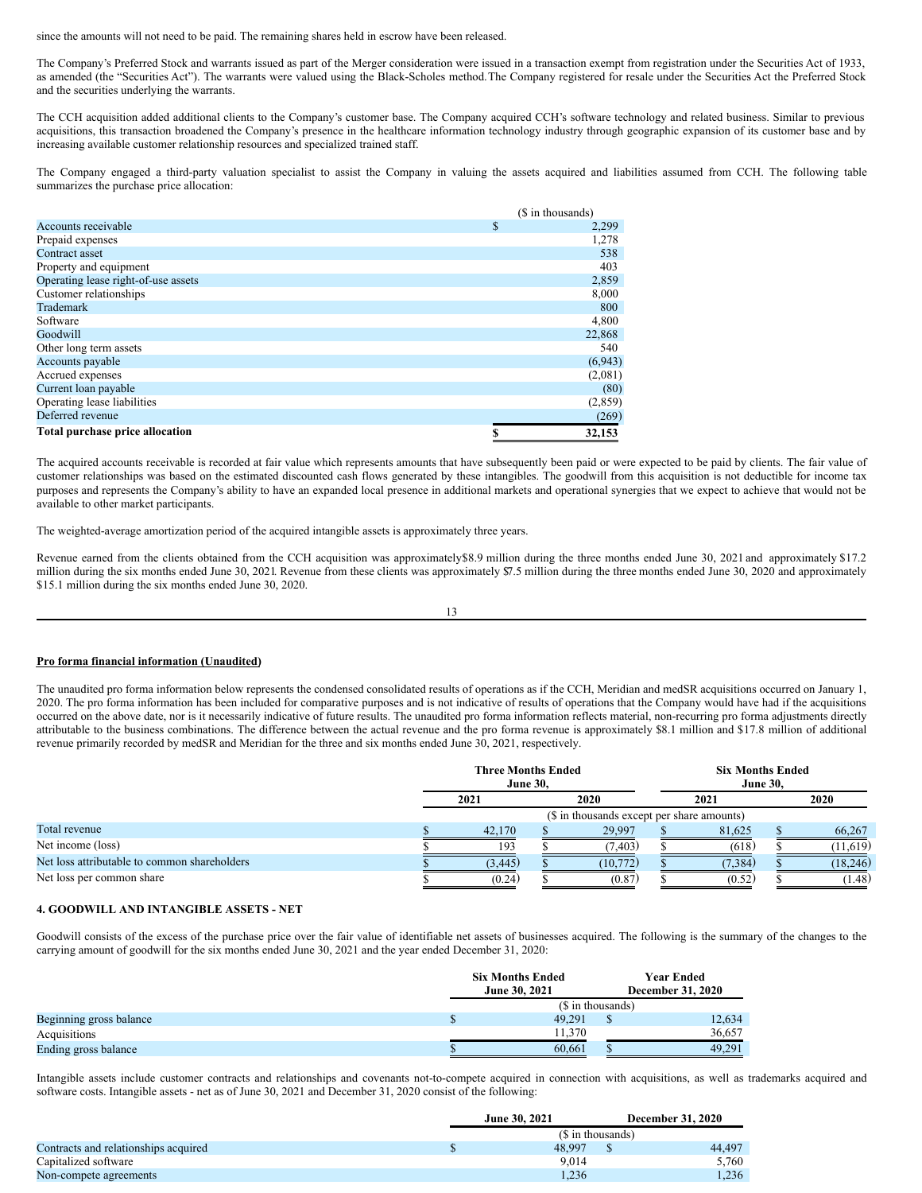since the amounts will not need to be paid. The remaining shares held in escrow have been released.

The Company's Preferred Stock and warrants issued as part of the Merger consideration were issued in a transaction exempt from registration under the Securities Act of 1933, as amended (the "Securities Act"). The warrants were valued using the Black-Scholes method. The Company registered for resale under the Securities Act the Preferred Stock and the securities underlying the warrants.

The CCH acquisition added additional clients to the Company's customer base. The Company acquired CCH's software technology and related business. Similar to previous acquisitions, this transaction broadened the Company's presence in the healthcare information technology industry through geographic expansion of its customer base and by increasing available customer relationship resources and specialized trained staff.

The Company engaged a third-party valuation specialist to assist the Company in valuing the assets acquired and liabilities assumed from CCH. The following table summarizes the purchase price allocation:

| | ($ in thousands) |
|---|---|
| Accounts receivable | $ 2,299 |
| Prepaid expenses | 1,278 |
| Contract asset | 538 |
| Property and equipment | 403 |
| Operating lease right-of-use assets | 2,859 |
| Customer relationships | 8,000 |
| Trademark | 800 |
| Software | 4,800 |
| Goodwill | 22,868 |
| Other long term assets | 540 |
| Accounts payable | (6,943) |
| Accrued expenses | (2,081) |
| Current loan payable | (80) |
| Operating lease liabilities | (2,859) |
| Deferred revenue | (269) |
| **Total purchase price allocation** | **$ 32,153** |

The acquired accounts receivable is recorded at fair value which represents amounts that have subsequently been paid or were expected to be paid by clients. The fair value of customer relationships was based on the estimated discounted cash flows generated by these intangibles. The goodwill from this acquisition is not deductible for income tax purposes and represents the Company's ability to have an expanded local presence in additional markets and operational synergies that we expect to achieve that would not be available to other market participants.

The weighted-average amortization period of the acquired intangible assets is approximately three years.

Revenue earned from the clients obtained from the CCH acquisition was approximately $8.9 million during the three months ended June 30, 2021 and approximately $17.2 million during the six months ended June 30, 2021. Revenue from these clients was approximately $7.5 million during the three months ended June 30, 2020 and approximately $15.1 million during the six months ended June 30, 2020.

**Pro forma financial information (Unaudited)**

The unaudited pro forma information below represents the condensed consolidated results of operations as if the CCH, Meridian and medSR acquisitions occurred on January 1, 2020. The pro forma information has been included for comparative purposes and is not indicative of results of operations that the Company would have had if the acquisitions occurred on the above date, nor is it necessarily indicative of future results. The unaudited pro forma information reflects material, non-recurring pro forma adjustments directly attributable to the business combinations. The difference between the actual revenue and the pro forma revenue is approximately $8.1 million and $17.8 million of additional revenue primarily recorded by medSR and Meridian for the three and six months ended June 30, 2021, respectively.

| | Three Months Ended June 30, | | Six Months Ended June 30, | |
|---|---|---|---|---|
| | 2021 | 2020 | 2021 | 2020 |
| | ($ in thousands except per share amounts) | | | |
| Total revenue | $ 42,170 | $ 29,997 | $ 81,625 | $ 66,267 |
| Net income (loss) | $ 193 | $ (7,403) | $ (618) | $ (11,619) |
| Net loss attributable to common shareholders | $ (3,445) | $ (10,772) | $ (7,384) | $ (18,246) |
| Net loss per common share | $ (0.24) | $ (0.87) | $ (0.52) | $ (1.48) |

## 4. GOODWILL AND INTANGIBLE ASSETS - NET

Goodwill consists of the excess of the purchase price over the fair value of identifiable net assets of businesses acquired. The following is the summary of the changes to the carrying amount of goodwill for the six months ended June 30, 2021 and the year ended December 31, 2020:

| | Six Months Ended June 30, 2021 | Year Ended December 31, 2020 |
|---|---|---|
| | ($ in thousands) | |
| Beginning gross balance | $ 49,291 | $ 12,634 |
| Acquisitions | 11,370 | 36,657 |
| Ending gross balance | $ 60,661 | $ 49,291 |

Intangible assets include customer contracts and relationships and covenants not-to-compete acquired in connection with acquisitions, as well as trademarks acquired and software costs. Intangible assets - net as of June 30, 2021 and December 31, 2020 consist of the following:

| | June 30, 2021 | December 31, 2020 |
|---|---|---|
| | ($ in thousands) | |
| Contracts and relationships acquired | $ 48,997 | $ 44,497 |
| Capitalized software | 9,014 | 5,760 |
| Non-compete agreements | 1,236 | 1,236 |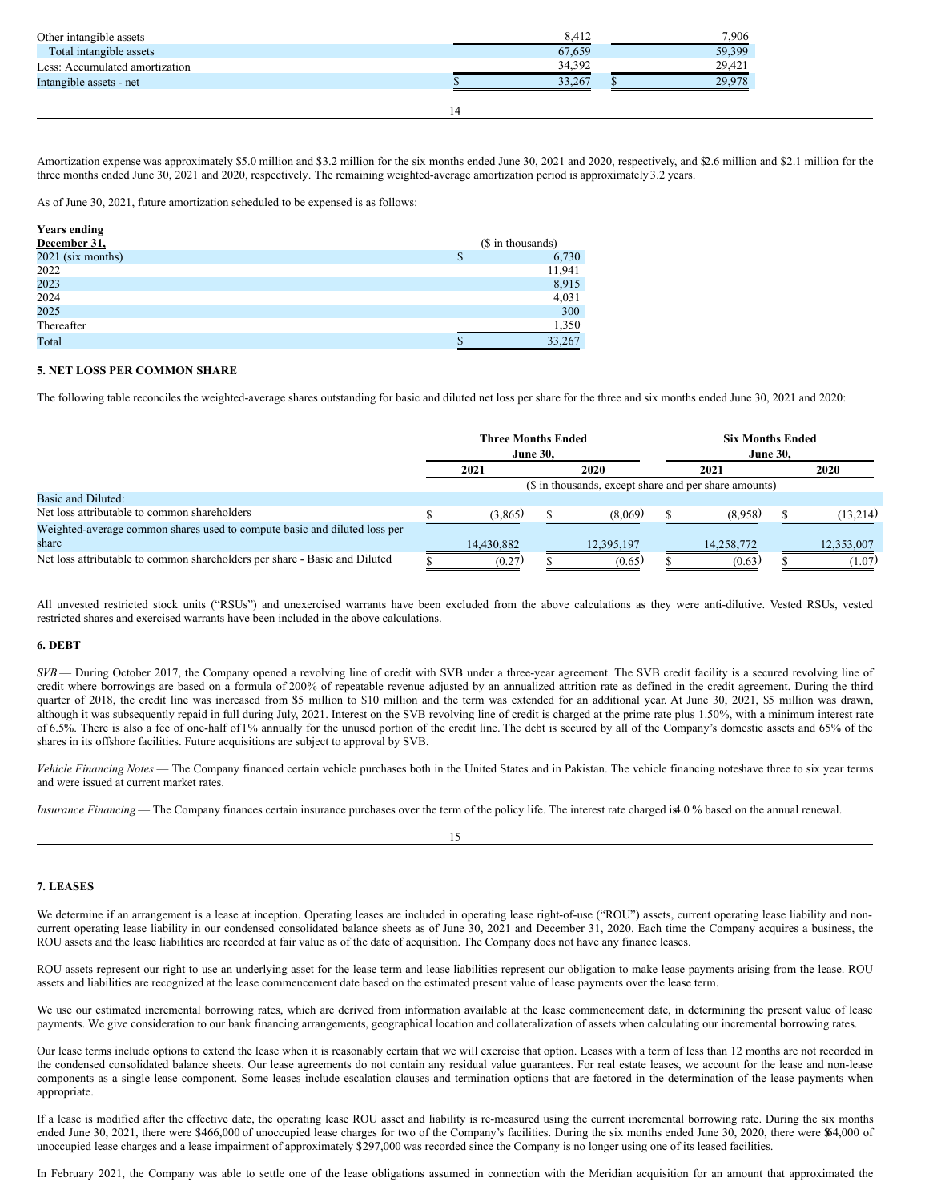| | | |
|---|---|---|
| Other intangible assets | 8,412 | 7,906 |
| Total intangible assets | 67,659 | 59,399 |
| Less: Accumulated amortization | 34,392 | 29,421 |
| Intangible assets - net | $ 33,267 | $ 29,978 |

Amortization expense was approximately $5.0 million and $3.2 million for the six months ended June 30, 2021 and 2020, respectively, and $2.6 million and $2.1 million for the three months ended June 30, 2021 and 2020, respectively. The remaining weighted-average amortization period is approximately 3.2 years.

As of June 30, 2021, future amortization scheduled to be expensed is as follows:

| **Years ending December 31,** | ($ in thousands) |
|---|---|
| 2021 (six months) | $ 6,730 |
| 2022 | 11,941 |
| 2023 | 8,915 |
| 2024 | 4,031 |
| 2025 | 300 |
| Thereafter | 1,350 |
| Total | $ 33,267 |

**5. NET LOSS PER COMMON SHARE**

The following table reconciles the weighted-average shares outstanding for basic and diluted net loss per share for the three and six months ended June 30, 2021 and 2020:

| | **Three Months Ended June 30,** | | **Six Months Ended June 30,** | |
|---|---|---|---|---|
| | **2021** | **2020** | **2021** | **2020** |
| | ($ in thousands, except share and per share amounts) | | | |
| Basic and Diluted: | | | | |
| Net loss attributable to common shareholders | $ (3,865) | $ (8,069) | $ (8,958) | $ (13,214) |
| Weighted-average common shares used to compute basic and diluted loss per share | 14,430,882 | 12,395,197 | 14,258,772 | 12,353,007 |
| Net loss attributable to common shareholders per share - Basic and Diluted | $ (0.27) | $ (0.65) | $ (0.63) | $ (1.07) |

All unvested restricted stock units ("RSUs") and unexercised warrants have been excluded from the above calculations as they were anti-dilutive. Vested RSUs, vested restricted shares and exercised warrants have been included in the above calculations.

**6. DEBT**

*SVB* — During October 2017, the Company opened a revolving line of credit with SVB under a three-year agreement. The SVB credit facility is a secured revolving line of credit where borrowings are based on a formula of 200% of repeatable revenue adjusted by an annualized attrition rate as defined in the credit agreement. During the third quarter of 2018, the credit line was increased from $5 million to $10 million and the term was extended for an additional year. At June 30, 2021, $5 million was drawn, although it was subsequently repaid in full during July, 2021. Interest on the SVB revolving line of credit is charged at the prime rate plus 1.50%, with a minimum interest rate of 6.5%. There is also a fee of one-half of 1% annually for the unused portion of the credit line. The debt is secured by all of the Company's domestic assets and 65% of the shares in its offshore facilities. Future acquisitions are subject to approval by SVB.

*Vehicle Financing Notes* — The Company financed certain vehicle purchases both in the United States and in Pakistan. The vehicle financing notes have three to six year terms and were issued at current market rates.

*Insurance Financing* — The Company finances certain insurance purchases over the term of the policy life. The interest rate charged is 4.0 % based on the annual renewal.

**7. LEASES**

We determine if an arrangement is a lease at inception. Operating leases are included in operating lease right-of-use ("ROU") assets, current operating lease liability and non-current operating lease liability in our condensed consolidated balance sheets as of June 30, 2021 and December 31, 2020. Each time the Company acquires a business, the ROU assets and the lease liabilities are recorded at fair value as of the date of acquisition. The Company does not have any finance leases.

ROU assets represent our right to use an underlying asset for the lease term and lease liabilities represent our obligation to make lease payments arising from the lease. ROU assets and liabilities are recognized at the lease commencement date based on the estimated present value of lease payments over the lease term.

We use our estimated incremental borrowing rates, which are derived from information available at the lease commencement date, in determining the present value of lease payments. We give consideration to our bank financing arrangements, geographical location and collateralization of assets when calculating our incremental borrowing rates.

Our lease terms include options to extend the lease when it is reasonably certain that we will exercise that option. Leases with a term of less than 12 months are not recorded in the condensed consolidated balance sheets. Our lease agreements do not contain any residual value guarantees. For real estate leases, we account for the lease and non-lease components as a single lease component. Some leases include escalation clauses and termination options that are factored in the determination of the lease payments when appropriate.

If a lease is modified after the effective date, the operating lease ROU asset and liability is re-measured using the current incremental borrowing rate. During the six months ended June 30, 2021, there were $466,000 of unoccupied lease charges for two of the Company's facilities. During the six months ended June 30, 2020, there were $64,000 of unoccupied lease charges and a lease impairment of approximately $297,000 was recorded since the Company is no longer using one of its leased facilities.

In February 2021, the Company was able to settle one of the lease obligations assumed in connection with the Meridian acquisition for an amount that approximated the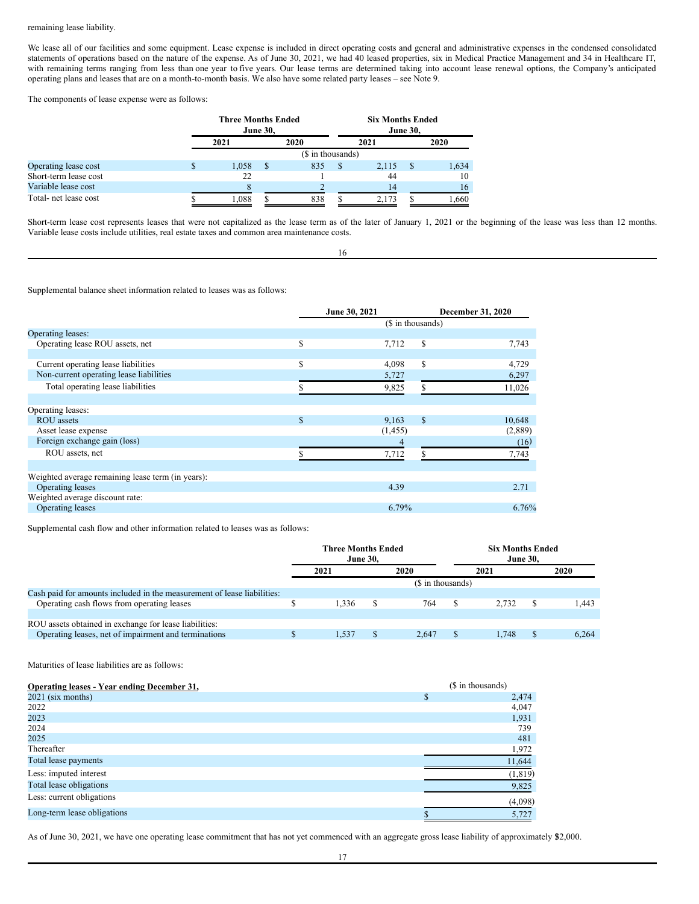remaining lease liability.

We lease all of our facilities and some equipment. Lease expense is included in direct operating costs and general and administrative expenses in the condensed consolidated statements of operations based on the nature of the expense. As of June 30, 2021, we had 40 leased properties, six in Medical Practice Management and 34 in Healthcare IT, with remaining terms ranging from less than one year to five years. Our lease terms are determined taking into account lease renewal options, the Company's anticipated operating plans and leases that are on a month-to-month basis. We also have some related party leases – see Note 9.

The components of lease expense were as follows:

| | Three Months Ended June 30, | | Six Months Ended June 30, | |
|---|---|---|---|---|
| | 2021 | 2020 | 2021 | 2020 |
| | ($ in thousands) | | | |
| Operating lease cost | $ 1,058 | $ 835 | $ 2,115 | $ 1,634 |
| Short-term lease cost | 22 | 1 | 44 | 10 |
| Variable lease cost | 8 | 2 | 14 | 16 |
| Total- net lease cost | $ 1,088 | $ 838 | $ 2,173 | $ 1,660 |

Short-term lease cost represents leases that were not capitalized as the lease term as of the later of January 1, 2021 or the beginning of the lease was less than 12 months. Variable lease costs include utilities, real estate taxes and common area maintenance costs.

Supplemental balance sheet information related to leases was as follows:

| | June 30, 2021 | December 31, 2020 |
|---|---|---|
| | ($ in thousands) | |
| Operating leases: | | |
| Operating lease ROU assets, net | $ 7,712 | $ 7,743 |
| | | |
| Current operating lease liabilities | $ 4,098 | $ 4,729 |
| Non-current operating lease liabilities | 5,727 | 6,297 |
| Total operating lease liabilities | $ 9,825 | $ 11,026 |
| | | |
| Operating leases: | | |
| ROU assets | $ 9,163 | $ 10,648 |
| Asset lease expense | (1,455) | (2,889) |
| Foreign exchange gain (loss) | 4 | (16) |
| ROU assets, net | $ 7,712 | $ 7,743 |
| | | |
| Weighted average remaining lease term (in years): | | |
| Operating leases | 4.39 | 2.71 |
| Weighted average discount rate: | | |
| Operating leases | 6.79% | 6.76% |

Supplemental cash flow and other information related to leases was as follows:

| | Three Months Ended June 30, | | Six Months Ended June 30, | |
|---|---|---|---|---|
| | 2021 | 2020 | 2021 | 2020 |
| | ($ in thousands) | | | |
| Cash paid for amounts included in the measurement of lease liabilities: | | | | |
| Operating cash flows from operating leases | $ 1,336 | $ 764 | $ 2,732 | $ 1,443 |
| | | | | |
| ROU assets obtained in exchange for lease liabilities: | | | | |
| Operating leases, net of impairment and terminations | $ 1,537 | $ 2,647 | $ 1,748 | $ 6,264 |

Maturities of lease liabilities are as follows:

| **Operating leases - Year ending December 31,** | ($ in thousands) |
|---|---|
| 2021 (six months) | $ 2,474 |
| 2022 | 4,047 |
| 2023 | 1,931 |
| 2024 | 739 |
| 2025 | 481 |
| Thereafter | 1,972 |
| Total lease payments | 11,644 |
| Less: imputed interest | (1,819) |
| Total lease obligations | 9,825 |
| Less: current obligations | (4,098) |
| Long-term lease obligations | $ 5,727 |

As of June 30, 2021, we have one operating lease commitment that has not yet commenced with an aggregate gross lease liability of approximately $2,000.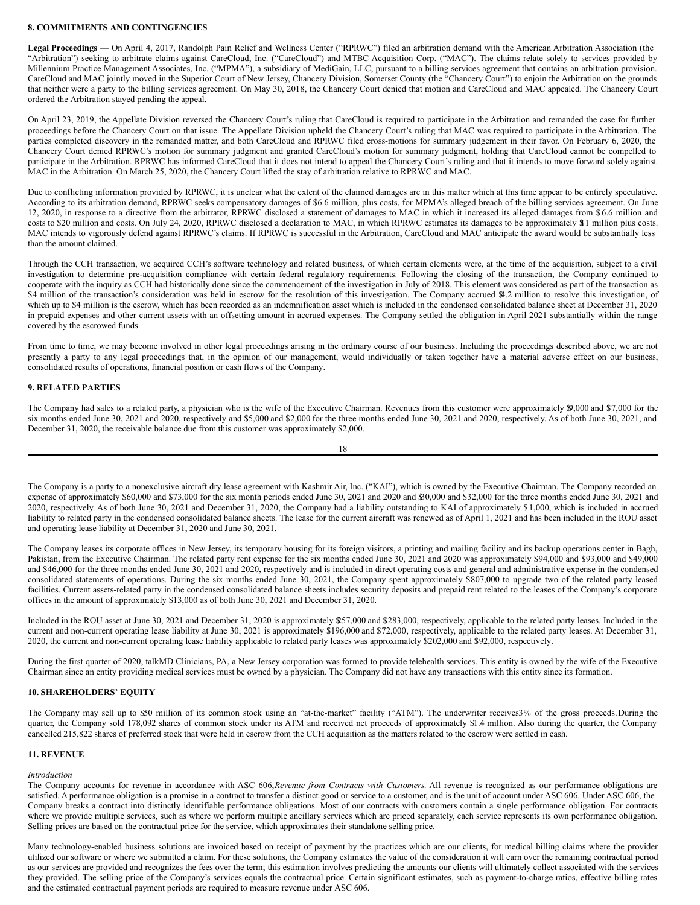## 8. COMMITMENTS AND CONTINGENCIES

**Legal Proceedings** — On April 4, 2017, Randolph Pain Relief and Wellness Center ("RPRWC") filed an arbitration demand with the American Arbitration Association (the "Arbitration") seeking to arbitrate claims against CareCloud, Inc. ("CareCloud") and MTBC Acquisition Corp. ("MAC"). The claims relate solely to services provided by Millennium Practice Management Associates, Inc. ("MPMA"), a subsidiary of MediGain, LLC, pursuant to a billing services agreement that contains an arbitration provision. CareCloud and MAC jointly moved in the Superior Court of New Jersey, Chancery Division, Somerset County (the "Chancery Court") to enjoin the Arbitration on the grounds that neither were a party to the billing services agreement. On May 30, 2018, the Chancery Court denied that motion and CareCloud and MAC appealed. The Chancery Court ordered the Arbitration stayed pending the appeal.

On April 23, 2019, the Appellate Division reversed the Chancery Court's ruling that CareCloud is required to participate in the Arbitration and remanded the case for further proceedings before the Chancery Court on that issue. The Appellate Division upheld the Chancery Court's ruling that MAC was required to participate in the Arbitration. The parties completed discovery in the remanded matter, and both CareCloud and RPRWC filed cross-motions for summary judgement in their favor. On February 6, 2020, the Chancery Court denied RPRWC's motion for summary judgment and granted CareCloud's motion for summary judgment, holding that CareCloud cannot be compelled to participate in the Arbitration. RPRWC has informed CareCloud that it does not intend to appeal the Chancery Court's ruling and that it intends to move forward solely against MAC in the Arbitration. On March 25, 2020, the Chancery Court lifted the stay of arbitration relative to RPRWC and MAC.

Due to conflicting information provided by RPRWC, it is unclear what the extent of the claimed damages are in this matter which at this time appear to be entirely speculative. According to its arbitration demand, RPRWC seeks compensatory damages of $6.6 million, plus costs, for MPMA's alleged breach of the billing services agreement. On June 12, 2020, in response to a directive from the arbitrator, RPRWC disclosed a statement of damages to MAC in which it increased its alleged damages from $6.6 million and costs to $20 million and costs. On July 24, 2020, RPRWC disclosed a declaration to MAC, in which RPRWC estimates its damages to be approximately $11 million plus costs. MAC intends to vigorously defend against RPRWC's claims. If RPRWC is successful in the Arbitration, CareCloud and MAC anticipate the award would be substantially less than the amount claimed.

Through the CCH transaction, we acquired CCH's software technology and related business, of which certain elements were, at the time of the acquisition, subject to a civil investigation to determine pre-acquisition compliance with certain federal regulatory requirements. Following the closing of the transaction, the Company continued to cooperate with the inquiry as CCH had historically done since the commencement of the investigation in July of 2018. This element was considered as part of the transaction as $4 million of the transaction's consideration was held in escrow for the resolution of this investigation. The Company accrued $4.2 million to resolve this investigation, of which up to $4 million is the escrow, which has been recorded as an indemnification asset which is included in the condensed consolidated balance sheet at December 31, 2020 in prepaid expenses and other current assets with an offsetting amount in accrued expenses. The Company settled the obligation in April 2021 substantially within the range covered by the escrowed funds.

From time to time, we may become involved in other legal proceedings arising in the ordinary course of our business. Including the proceedings described above, we are not presently a party to any legal proceedings that, in the opinion of our management, would individually or taken together have a material adverse effect on our business, consolidated results of operations, financial position or cash flows of the Company.

## 9. RELATED PARTIES

The Company had sales to a related party, a physician who is the wife of the Executive Chairman. Revenues from this customer were approximately $9,000 and $7,000 for the six months ended June 30, 2021 and 2020, respectively and $5,000 and $2,000 for the three months ended June 30, 2021 and 2020, respectively. As of both June 30, 2021, and December 31, 2020, the receivable balance due from this customer was approximately $2,000.

The Company is a party to a nonexclusive aircraft dry lease agreement with Kashmir Air, Inc. ("KAI"), which is owned by the Executive Chairman. The Company recorded an expense of approximately $60,000 and $73,000 for the six month periods ended June 30, 2021 and 2020 and $30,000 and $32,000 for the three months ended June 30, 2021 and 2020, respectively. As of both June 30, 2021 and December 31, 2020, the Company had a liability outstanding to KAI of approximately $1,000, which is included in accrued liability to related party in the condensed consolidated balance sheets. The lease for the current aircraft was renewed as of April 1, 2021 and has been included in the ROU asset and operating lease liability at December 31, 2020 and June 30, 2021.

The Company leases its corporate offices in New Jersey, its temporary housing for its foreign visitors, a printing and mailing facility and its backup operations center in Bagh, Pakistan, from the Executive Chairman. The related party rent expense for the six months ended June 30, 2021 and 2020 was approximately $94,000 and $93,000 and $49,000 and $46,000 for the three months ended June 30, 2021 and 2020, respectively and is included in direct operating costs and general and administrative expense in the condensed consolidated statements of operations. During the six months ended June 30, 2021, the Company spent approximately $807,000 to upgrade two of the related party leased facilities. Current assets-related party in the condensed consolidated balance sheets includes security deposits and prepaid rent related to the leases of the Company's corporate offices in the amount of approximately $13,000 as of both June 30, 2021 and December 31, 2020.

Included in the ROU asset at June 30, 2021 and December 31, 2020 is approximately $257,000 and $283,000, respectively, applicable to the related party leases. Included in the current and non-current operating lease liability at June 30, 2021 is approximately $196,000 and $72,000, respectively, applicable to the related party leases. At December 31, 2020, the current and non-current operating lease liability applicable to related party leases was approximately $202,000 and $92,000, respectively.

During the first quarter of 2020, talkMD Clinicians, PA, a New Jersey corporation was formed to provide telehealth services. This entity is owned by the wife of the Executive Chairman since an entity providing medical services must be owned by a physician. The Company did not have any transactions with this entity since its formation.

## 10. SHAREHOLDERS' EQUITY

The Company may sell up to $50 million of its common stock using an "at-the-market" facility ("ATM"). The underwriter receives 3% of the gross proceeds. During the quarter, the Company sold 178,092 shares of common stock under its ATM and received net proceeds of approximately $1.4 million. Also during the quarter, the Company cancelled 215,822 shares of preferred stock that were held in escrow from the CCH acquisition as the matters related to the escrow were settled in cash.

## 11. REVENUE

*Introduction*

The Company accounts for revenue in accordance with ASC 606, *Revenue from Contracts with Customers*. All revenue is recognized as our performance obligations are satisfied. A performance obligation is a promise in a contract to transfer a distinct good or service to a customer, and is the unit of account under ASC 606. Under ASC 606, the Company breaks a contract into distinctly identifiable performance obligations. Most of our contracts with customers contain a single performance obligation. For contracts where we provide multiple services, such as where we perform multiple ancillary services which are priced separately, each service represents its own performance obligation. Selling prices are based on the contractual price for the service, which approximates their standalone selling price.

Many technology-enabled business solutions are invoiced based on receipt of payment by the practices which are our clients, for medical billing claims where the provider utilized our software or where we submitted a claim. For these solutions, the Company estimates the value of the consideration it will earn over the remaining contractual period as our services are provided and recognizes the fees over the term; this estimation involves predicting the amounts our clients will ultimately collect associated with the services they provided. The selling price of the Company's services equals the contractual price. Certain significant estimates, such as payment-to-charge ratios, effective billing rates and the estimated contractual payment periods are required to measure revenue under ASC 606.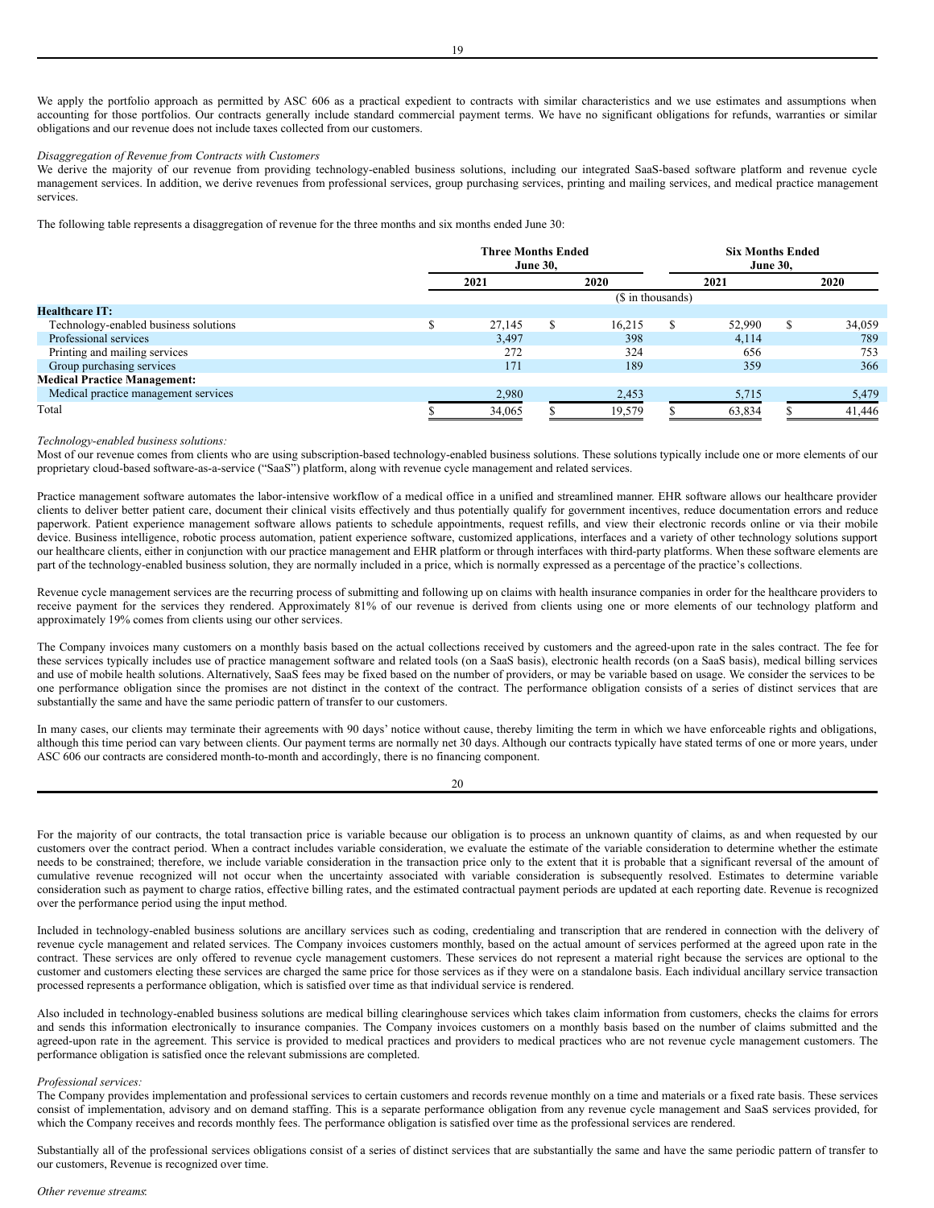We apply the portfolio approach as permitted by ASC 606 as a practical expedient to contracts with similar characteristics and we use estimates and assumptions when accounting for those portfolios. Our contracts generally include standard commercial payment terms. We have no significant obligations for refunds, warranties or similar obligations and our revenue does not include taxes collected from our customers.

*Disaggregation of Revenue from Contracts with Customers*

We derive the majority of our revenue from providing technology-enabled business solutions, including our integrated SaaS-based software platform and revenue cycle management services. In addition, we derive revenues from professional services, group purchasing services, printing and mailing services, and medical practice management services.

The following table represents a disaggregation of revenue for the three months and six months ended June 30:

| | Three Months Ended June 30, | | Six Months Ended June 30, | |
|---|---|---|---|---|
| | 2021 | 2020 | 2021 | 2020 |
| | ($ in thousands) | | | |
| **Healthcare IT:** | | | | |
| Technology-enabled business solutions | $ 27,145 | $ 16,215 | $ 52,990 | $ 34,059 |
| Professional services | 3,497 | 398 | 4,114 | 789 |
| Printing and mailing services | 272 | 324 | 656 | 753 |
| Group purchasing services | 171 | 189 | 359 | 366 |
| **Medical Practice Management:** | | | | |
| Medical practice management services | 2,980 | 2,453 | 5,715 | 5,479 |
| Total | $ 34,065 | $ 19,579 | $ 63,834 | $ 41,446 |

*Technology-enabled business solutions:*

Most of our revenue comes from clients who are using subscription-based technology-enabled business solutions. These solutions typically include one or more elements of our proprietary cloud-based software-as-a-service ("SaaS") platform, along with revenue cycle management and related services.

Practice management software automates the labor-intensive workflow of a medical office in a unified and streamlined manner. EHR software allows our healthcare provider clients to deliver better patient care, document their clinical visits effectively and thus potentially qualify for government incentives, reduce documentation errors and reduce paperwork. Patient experience management software allows patients to schedule appointments, request refills, and view their electronic records online or via their mobile device. Business intelligence, robotic process automation, patient experience software, customized applications, interfaces and a variety of other technology solutions support our healthcare clients, either in conjunction with our practice management and EHR platform or through interfaces with third-party platforms. When these software elements are part of the technology-enabled business solution, they are normally included in a price, which is normally expressed as a percentage of the practice's collections.

Revenue cycle management services are the recurring process of submitting and following up on claims with health insurance companies in order for the healthcare providers to receive payment for the services they rendered. Approximately 81% of our revenue is derived from clients using one or more elements of our technology platform and approximately 19% comes from clients using our other services.

The Company invoices many customers on a monthly basis based on the actual collections received by customers and the agreed-upon rate in the sales contract. The fee for these services typically includes use of practice management software and related tools (on a SaaS basis), electronic health records (on a SaaS basis), medical billing services and use of mobile health solutions. Alternatively, SaaS fees may be fixed based on the number of providers, or may be variable based on usage. We consider the services to be one performance obligation since the promises are not distinct in the context of the contract. The performance obligation consists of a series of distinct services that are substantially the same and have the same periodic pattern of transfer to our customers.

In many cases, our clients may terminate their agreements with 90 days' notice without cause, thereby limiting the term in which we have enforceable rights and obligations, although this time period can vary between clients. Our payment terms are normally net 30 days. Although our contracts typically have stated terms of one or more years, under ASC 606 our contracts are considered month-to-month and accordingly, there is no financing component.

For the majority of our contracts, the total transaction price is variable because our obligation is to process an unknown quantity of claims, as and when requested by our customers over the contract period. When a contract includes variable consideration, we evaluate the estimate of the variable consideration to determine whether the estimate needs to be constrained; therefore, we include variable consideration in the transaction price only to the extent that it is probable that a significant reversal of the amount of cumulative revenue recognized will not occur when the uncertainty associated with variable consideration is subsequently resolved. Estimates to determine variable consideration such as payment to charge ratios, effective billing rates, and the estimated contractual payment periods are updated at each reporting date. Revenue is recognized over the performance period using the input method.

Included in technology-enabled business solutions are ancillary services such as coding, credentialing and transcription that are rendered in connection with the delivery of revenue cycle management and related services. The Company invoices customers monthly, based on the actual amount of services performed at the agreed upon rate in the contract. These services are only offered to revenue cycle management customers. These services do not represent a material right because the services are optional to the customer and customers electing these services are charged the same price for those services as if they were on a standalone basis. Each individual ancillary service transaction processed represents a performance obligation, which is satisfied over time as that individual service is rendered.

Also included in technology-enabled business solutions are medical billing clearinghouse services which takes claim information from customers, checks the claims for errors and sends this information electronically to insurance companies. The Company invoices customers on a monthly basis based on the number of claims submitted and the agreed-upon rate in the agreement. This service is provided to medical practices and providers to medical practices who are not revenue cycle management customers. The performance obligation is satisfied once the relevant submissions are completed.

*Professional services:*

The Company provides implementation and professional services to certain customers and records revenue monthly on a time and materials or a fixed rate basis. These services consist of implementation, advisory and on demand staffing. This is a separate performance obligation from any revenue cycle management and SaaS services provided, for which the Company receives and records monthly fees. The performance obligation is satisfied over time as the professional services are rendered.

Substantially all of the professional services obligations consist of a series of distinct services that are substantially the same and have the same periodic pattern of transfer to our customers, Revenue is recognized over time.

*Other revenue streams:*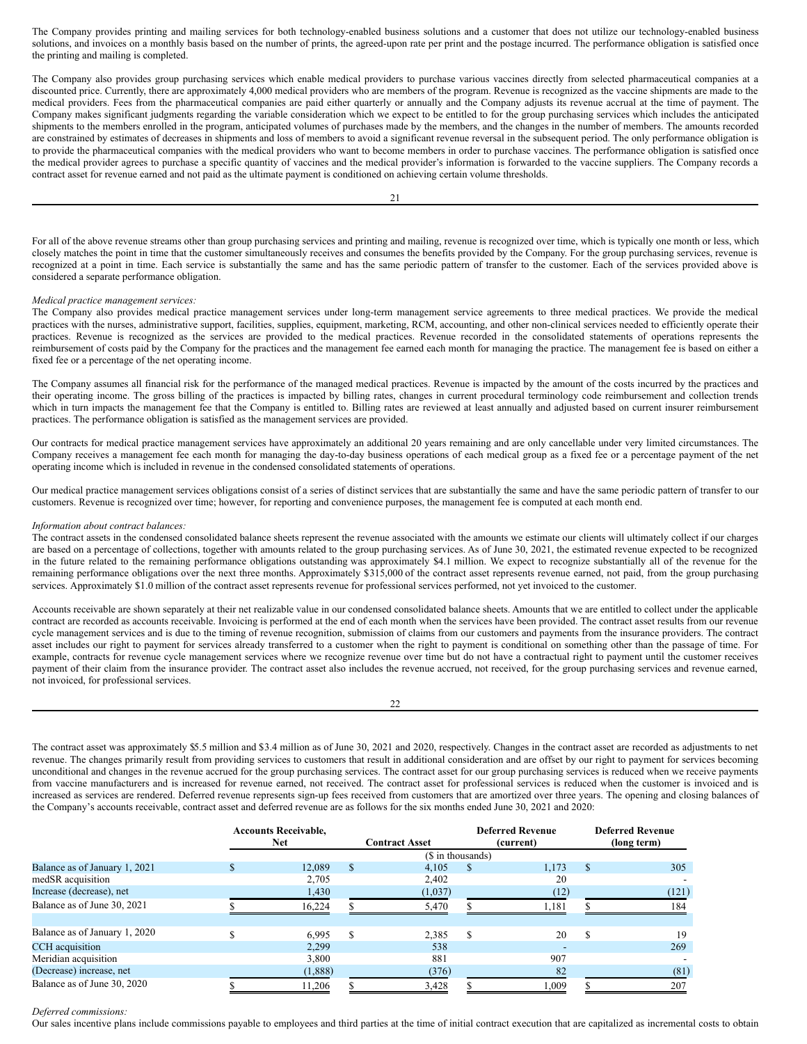The Company provides printing and mailing services for both technology-enabled business solutions and a customer that does not utilize our technology-enabled business solutions, and invoices on a monthly basis based on the number of prints, the agreed-upon rate per print and the postage incurred. The performance obligation is satisfied once the printing and mailing is completed.

The Company also provides group purchasing services which enable medical providers to purchase various vaccines directly from selected pharmaceutical companies at a discounted price. Currently, there are approximately 4,000 medical providers who are members of the program. Revenue is recognized as the vaccine shipments are made to the medical providers. Fees from the pharmaceutical companies are paid either quarterly or annually and the Company adjusts its revenue accrual at the time of payment. The Company makes significant judgments regarding the variable consideration which we expect to be entitled to for the group purchasing services which includes the anticipated shipments to the members enrolled in the program, anticipated volumes of purchases made by the members, and the changes in the number of members. The amounts recorded are constrained by estimates of decreases in shipments and loss of members to avoid a significant revenue reversal in the subsequent period. The only performance obligation is to provide the pharmaceutical companies with the medical providers who want to become members in order to purchase vaccines. The performance obligation is satisfied once the medical provider agrees to purchase a specific quantity of vaccines and the medical provider's information is forwarded to the vaccine suppliers. The Company records a contract asset for revenue earned and not paid as the ultimate payment is conditioned on achieving certain volume thresholds.

For all of the above revenue streams other than group purchasing services and printing and mailing, revenue is recognized over time, which is typically one month or less, which closely matches the point in time that the customer simultaneously receives and consumes the benefits provided by the Company. For the group purchasing services, revenue is recognized at a point in time. Each service is substantially the same and has the same periodic pattern of transfer to the customer. Each of the services provided above is considered a separate performance obligation.

*Medical practice management services:*

The Company also provides medical practice management services under long-term management service agreements to three medical practices. We provide the medical practices with the nurses, administrative support, facilities, supplies, equipment, marketing, RCM, accounting, and other non-clinical services needed to efficiently operate their practices. Revenue is recognized as the services are provided to the medical practices. Revenue recorded in the consolidated statements of operations represents the reimbursement of costs paid by the Company for the practices and the management fee earned each month for managing the practice. The management fee is based on either a fixed fee or a percentage of the net operating income.

The Company assumes all financial risk for the performance of the managed medical practices. Revenue is impacted by the amount of the costs incurred by the practices and their operating income. The gross billing of the practices is impacted by billing rates, changes in current procedural terminology code reimbursement and collection trends which in turn impacts the management fee that the Company is entitled to. Billing rates are reviewed at least annually and adjusted based on current insurer reimbursement practices. The performance obligation is satisfied as the management services are provided.

Our contracts for medical practice management services have approximately an additional 20 years remaining and are only cancellable under very limited circumstances. The Company receives a management fee each month for managing the day-to-day business operations of each medical group as a fixed fee or a percentage payment of the net operating income which is included in revenue in the condensed consolidated statements of operations.

Our medical practice management services obligations consist of a series of distinct services that are substantially the same and have the same periodic pattern of transfer to our customers. Revenue is recognized over time; however, for reporting and convenience purposes, the management fee is computed at each month end.

*Information about contract balances:*

The contract assets in the condensed consolidated balance sheets represent the revenue associated with the amounts we estimate our clients will ultimately collect if our charges are based on a percentage of collections, together with amounts related to the group purchasing services. As of June 30, 2021, the estimated revenue expected to be recognized in the future related to the remaining performance obligations outstanding was approximately $4.1 million. We expect to recognize substantially all of the revenue for the remaining performance obligations over the next three months. Approximately $315,000 of the contract asset represents revenue earned, not paid, from the group purchasing services. Approximately $1.0 million of the contract asset represents revenue for professional services performed, not yet invoiced to the customer.

Accounts receivable are shown separately at their net realizable value in our condensed consolidated balance sheets. Amounts that we are entitled to collect under the applicable contract are recorded as accounts receivable. Invoicing is performed at the end of each month when the services have been provided. The contract asset results from our revenue cycle management services and is due to the timing of revenue recognition, submission of claims from our customers and payments from the insurance providers. The contract asset includes our right to payment for services already transferred to a customer when the right to payment is conditional on something other than the passage of time. For example, contracts for revenue cycle management services where we recognize revenue over time but do not have a contractual right to payment until the customer receives payment of their claim from the insurance provider. The contract asset also includes the revenue accrued, not received, for the group purchasing services and revenue earned, not invoiced, for professional services.

The contract asset was approximately $5.5 million and $3.4 million as of June 30, 2021 and 2020, respectively. Changes in the contract asset are recorded as adjustments to net revenue. The changes primarily result from providing services to customers that result in additional consideration and are offset by our right to payment for services becoming unconditional and changes in the revenue accrued for the group purchasing services. The contract asset for our group purchasing services is reduced when we receive payments from vaccine manufacturers and is increased for revenue earned, not received. The contract asset for professional services is reduced when the customer is invoiced and is increased as services are rendered. Deferred revenue represents sign-up fees received from customers that are amortized over three years. The opening and closing balances of the Company's accounts receivable, contract asset and deferred revenue are as follows for the six months ended June 30, 2021 and 2020:

| | Accounts Receivable, Net | Contract Asset | Deferred Revenue (current) | Deferred Revenue (long term) |
|---|---|---|---|---|
| | ($ in thousands) | | | |
| Balance as of January 1, 2021 | $ 12,089 | $ 4,105 | $ 1,173 | $ 305 |
| medSR acquisition | 2,705 | 2,402 | 20 | - |
| Increase (decrease), net | 1,430 | (1,037) | (12) | (121) |
| Balance as of June 30, 2021 | $ 16,224 | $ 5,470 | $ 1,181 | $ 184 |
| | | | | |
| Balance as of January 1, 2020 | $ 6,995 | $ 2,385 | $ 20 | $ 19 |
| CCH acquisition | 2,299 | 538 | - | 269 |
| Meridian acquisition | 3,800 | 881 | 907 | - |
| (Decrease) increase, net | (1,888) | (376) | 82 | (81) |
| Balance as of June 30, 2020 | $ 11,206 | $ 3,428 | $ 1,009 | $ 207 |

*Deferred commissions:*

Our sales incentive plans include commissions payable to employees and third parties at the time of initial contract execution that are capitalized as incremental costs to obtain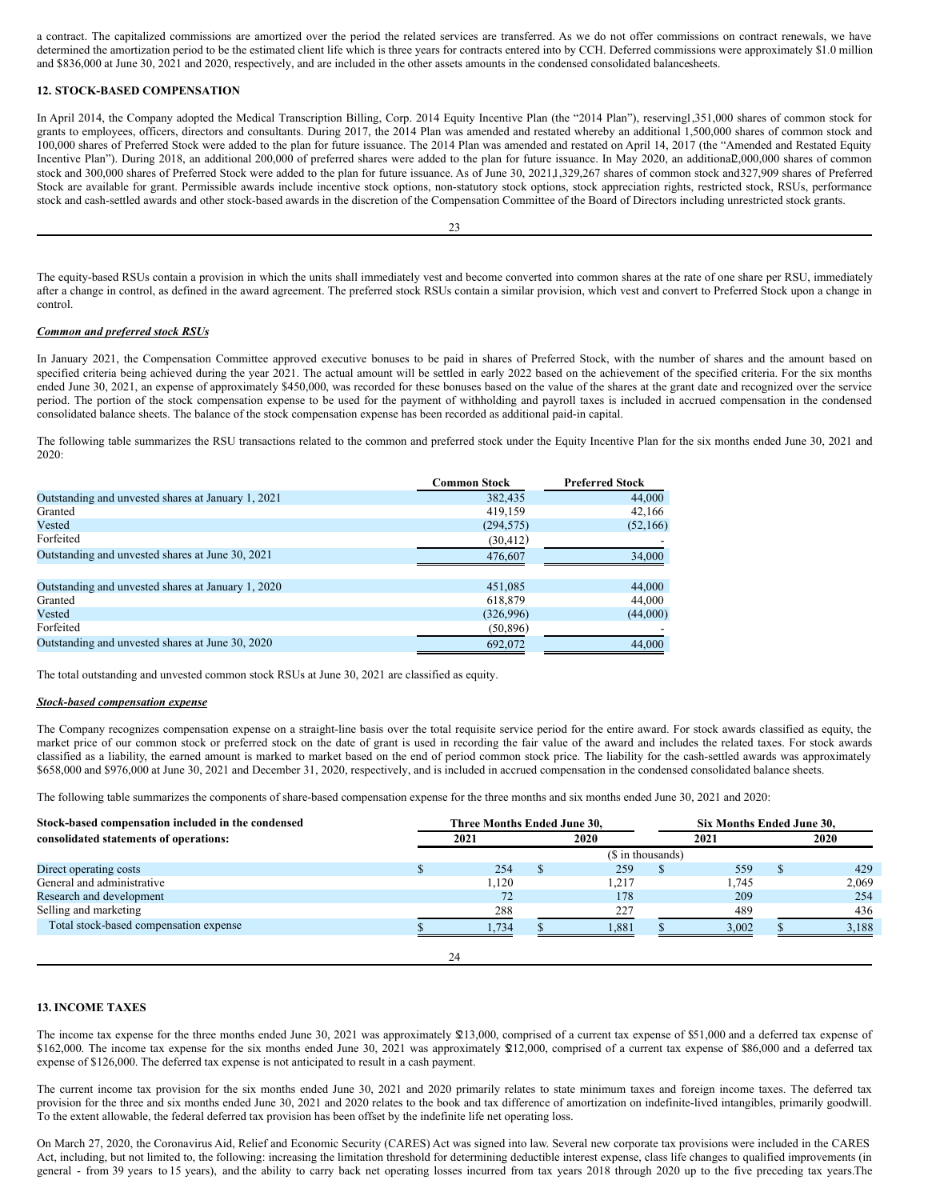a contract. The capitalized commissions are amortized over the period the related services are transferred. As we do not offer commissions on contract renewals, we have determined the amortization period to be the estimated client life which is three years for contracts entered into by CCH. Deferred commissions were approximately $1.0 million and $836,000 at June 30, 2021 and 2020, respectively, and are included in the other assets amounts in the condensed consolidated balance sheets.

## 12. STOCK-BASED COMPENSATION

In April 2014, the Company adopted the Medical Transcription Billing, Corp. 2014 Equity Incentive Plan (the "2014 Plan"), reserving 1,351,000 shares of common stock for grants to employees, officers, directors and consultants. During 2017, the 2014 Plan was amended and restated whereby an additional 1,500,000 shares of common stock and 100,000 shares of Preferred Stock were added to the plan for future issuance. The 2014 Plan was amended and restated on April 14, 2017 (the "Amended and Restated Equity Incentive Plan"). During 2018, an additional 200,000 of preferred shares were added to the plan for future issuance. In May 2020, an additional 2,000,000 shares of common stock and 300,000 shares of Preferred Stock were added to the plan for future issuance. As of June 30, 2021 1,329,267 shares of common stock and 327,909 shares of Preferred Stock are available for grant. Permissible awards include incentive stock options, non-statutory stock options, stock appreciation rights, restricted stock, RSUs, performance stock and cash-settled awards and other stock-based awards in the discretion of the Compensation Committee of the Board of Directors including unrestricted stock grants.

The equity-based RSUs contain a provision in which the units shall immediately vest and become converted into common shares at the rate of one share per RSU, immediately after a change in control, as defined in the award agreement. The preferred stock RSUs contain a similar provision, which vest and convert to Preferred Stock upon a change in control.

***Common and preferred stock RSUs***

In January 2021, the Compensation Committee approved executive bonuses to be paid in shares of Preferred Stock, with the number of shares and the amount based on specified criteria being achieved during the year 2021. The actual amount will be settled in early 2022 based on the achievement of the specified criteria. For the six months ended June 30, 2021, an expense of approximately $450,000, was recorded for these bonuses based on the value of the shares at the grant date and recognized over the service period. The portion of the stock compensation expense to be used for the payment of withholding and payroll taxes is included in accrued compensation in the condensed consolidated balance sheets. The balance of the stock compensation expense has been recorded as additional paid-in capital.

The following table summarizes the RSU transactions related to the common and preferred stock under the Equity Incentive Plan for the six months ended June 30, 2021 and 2020:

| | Common Stock | Preferred Stock |
|---|---|---|
| Outstanding and unvested shares at January 1, 2021 | 382,435 | 44,000 |
| Granted | 419,159 | 42,166 |
| Vested | (294,575) | (52,166) |
| Forfeited | (30,412) | - |
| Outstanding and unvested shares at June 30, 2021 | 476,607 | 34,000 |
| | | |
| Outstanding and unvested shares at January 1, 2020 | 451,085 | 44,000 |
| Granted | 618,879 | 44,000 |
| Vested | (326,996) | (44,000) |
| Forfeited | (50,896) | - |
| Outstanding and unvested shares at June 30, 2020 | 692,072 | 44,000 |

The total outstanding and unvested common stock RSUs at June 30, 2021 are classified as equity.

***Stock-based compensation expense***

The Company recognizes compensation expense on a straight-line basis over the total requisite service period for the entire award. For stock awards classified as equity, the market price of our common stock or preferred stock on the date of grant is used in recording the fair value of the award and includes the related taxes. For stock awards classified as a liability, the earned amount is marked to market based on the end of period common stock price. The liability for the cash-settled awards was approximately $658,000 and $976,000 at June 30, 2021 and December 31, 2020, respectively, and is included in accrued compensation in the condensed consolidated balance sheets.

The following table summarizes the components of share-based compensation expense for the three months and six months ended June 30, 2021 and 2020:

| Stock-based compensation included in the condensed consolidated statements of operations: | Three Months Ended June 30, | | Six Months Ended June 30, | |
|---|---|---|---|---|
| | 2021 | 2020 | 2021 | 2020 |
| | ($ in thousands) | | | |
| Direct operating costs | $ 254 | $ 259 | $ 559 | $ 429 |
| General and administrative | 1,120 | 1,217 | 1,745 | 2,069 |
| Research and development | 72 | 178 | 209 | 254 |
| Selling and marketing | 288 | 227 | 489 | 436 |
| Total stock-based compensation expense | $ 1,734 | $ 1,881 | $ 3,002 | $ 3,188 |

## 13. INCOME TAXES

The income tax expense for the three months ended June 30, 2021 was approximately $213,000, comprised of a current tax expense of $51,000 and a deferred tax expense of $162,000. The income tax expense for the six months ended June 30, 2021 was approximately $212,000, comprised of a current tax expense of $86,000 and a deferred tax expense of $126,000. The deferred tax expense is not anticipated to result in a cash payment.

The current income tax provision for the six months ended June 30, 2021 and 2020 primarily relates to state minimum taxes and foreign income taxes. The deferred tax provision for the three and six months ended June 30, 2021 and 2020 relates to the book and tax difference of amortization on indefinite-lived intangibles, primarily goodwill. To the extent allowable, the federal deferred tax provision has been offset by the indefinite life net operating loss.

On March 27, 2020, the Coronavirus Aid, Relief and Economic Security (CARES) Act was signed into law. Several new corporate tax provisions were included in the CARES Act, including, but not limited to, the following: increasing the limitation threshold for determining deductible interest expense, class life changes to qualified improvements (in general - from 39 years to 15 years), and the ability to carry back net operating losses incurred from tax years 2018 through 2020 up to the five preceding tax years. The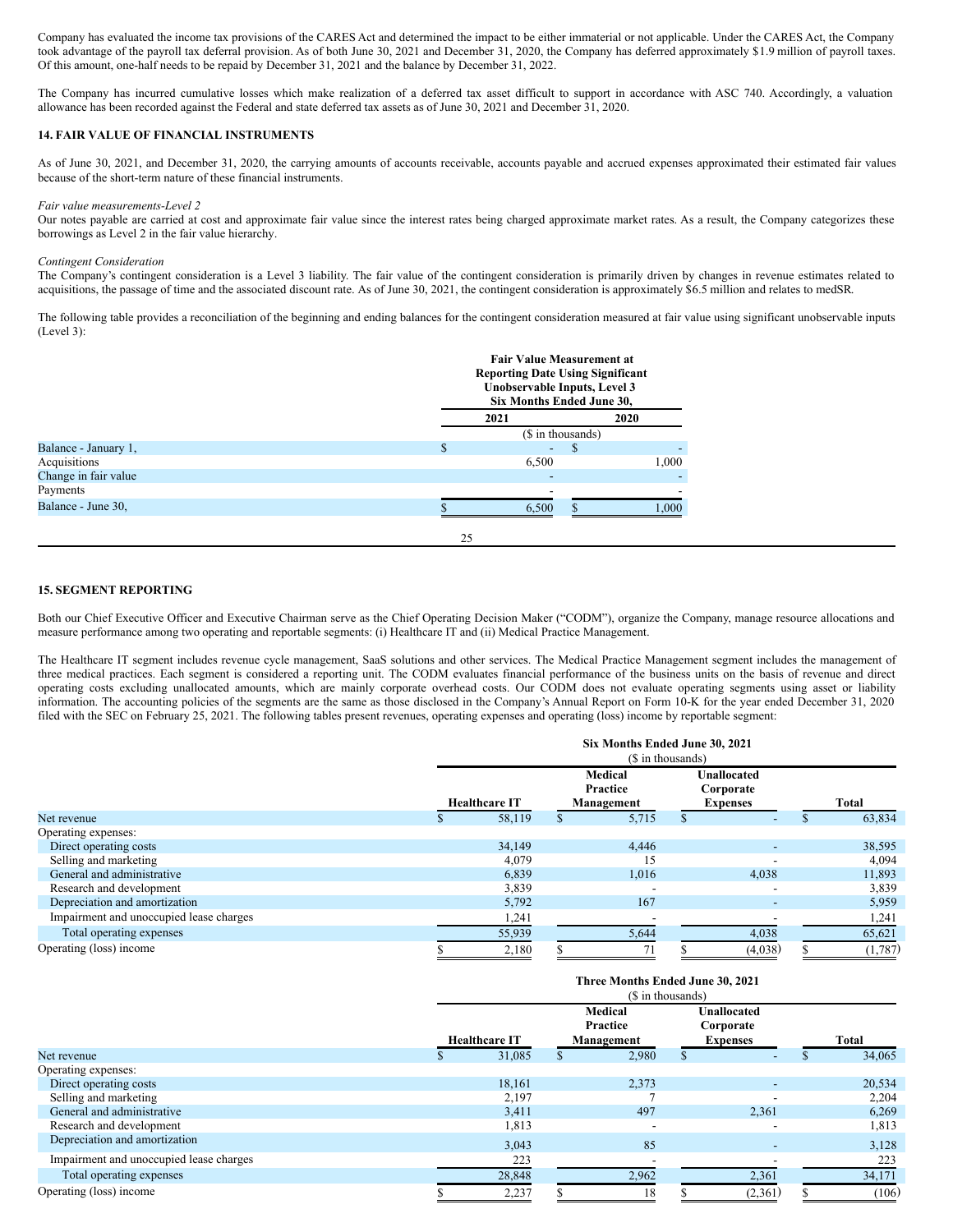Company has evaluated the income tax provisions of the CARES Act and determined the impact to be either immaterial or not applicable. Under the CARES Act, the Company took advantage of the payroll tax deferral provision. As of both June 30, 2021 and December 31, 2020, the Company has deferred approximately $1.9 million of payroll taxes. Of this amount, one-half needs to be repaid by December 31, 2021 and the balance by December 31, 2022.

The Company has incurred cumulative losses which make realization of a deferred tax asset difficult to support in accordance with ASC 740. Accordingly, a valuation allowance has been recorded against the Federal and state deferred tax assets as of June 30, 2021 and December 31, 2020.

### 14. FAIR VALUE OF FINANCIAL INSTRUMENTS

As of June 30, 2021, and December 31, 2020, the carrying amounts of accounts receivable, accounts payable and accrued expenses approximated their estimated fair values because of the short-term nature of these financial instruments.

*Fair value measurements-Level 2*

Our notes payable are carried at cost and approximate fair value since the interest rates being charged approximate market rates. As a result, the Company categorizes these borrowings as Level 2 in the fair value hierarchy.

*Contingent Consideration*

The Company's contingent consideration is a Level 3 liability. The fair value of the contingent consideration is primarily driven by changes in revenue estimates related to acquisitions, the passage of time and the associated discount rate. As of June 30, 2021, the contingent consideration is approximately $6.5 million and relates to medSR.

The following table provides a reconciliation of the beginning and ending balances for the contingent consideration measured at fair value using significant unobservable inputs (Level 3):

| | Fair Value Measurement at Reporting Date Using Significant Unobservable Inputs, Level 3 Six Months Ended June 30, | |
|---|---|---|
| | 2021 | 2020 |
| | ($ in thousands) | |
| Balance - January 1, | $ - | $ - |
| Acquisitions | 6,500 | 1,000 |
| Change in fair value | - | - |
| Payments | - | - |
| Balance - June 30, | $ 6,500 | $ 1,000 |

### 15. SEGMENT REPORTING

Both our Chief Executive Officer and Executive Chairman serve as the Chief Operating Decision Maker ("CODM"), organize the Company, manage resource allocations and measure performance among two operating and reportable segments: (i) Healthcare IT and (ii) Medical Practice Management.

The Healthcare IT segment includes revenue cycle management, SaaS solutions and other services. The Medical Practice Management segment includes the management of three medical practices. Each segment is considered a reporting unit. The CODM evaluates financial performance of the business units on the basis of revenue and direct operating costs excluding unallocated amounts, which are mainly corporate overhead costs. Our CODM does not evaluate operating segments using asset or liability information. The accounting policies of the segments are the same as those disclosed in the Company's Annual Report on Form 10-K for the year ended December 31, 2020 filed with the SEC on February 25, 2021. The following tables present revenues, operating expenses and operating (loss) income by reportable segment:

| | Six Months Ended June 30, 2021 ($ in thousands) | | | |
|---|---|---|---|---|
| | Healthcare IT | Medical Practice Management | Unallocated Corporate Expenses | Total |
| Net revenue | $ 58,119 | $ 5,715 | $ - | $ 63,834 |
| Operating expenses: | | | | |
| Direct operating costs | 34,149 | 4,446 | - | 38,595 |
| Selling and marketing | 4,079 | 15 | - | 4,094 |
| General and administrative | 6,839 | 1,016 | 4,038 | 11,893 |
| Research and development | 3,839 | - | - | 3,839 |
| Depreciation and amortization | 5,792 | 167 | - | 5,959 |
| Impairment and unoccupied lease charges | 1,241 | - | - | 1,241 |
| Total operating expenses | 55,939 | 5,644 | 4,038 | 65,621 |
| Operating (loss) income | $ 2,180 | $ 71 | $ (4,038) | $ (1,787) |

| | Three Months Ended June 30, 2021 ($ in thousands) | | | |
|---|---|---|---|---|
| | Healthcare IT | Medical Practice Management | Unallocated Corporate Expenses | Total |
| Net revenue | $ 31,085 | $ 2,980 | $ - | $ 34,065 |
| Operating expenses: | | | | |
| Direct operating costs | 18,161 | 2,373 | - | 20,534 |
| Selling and marketing | 2,197 | 7 | - | 2,204 |
| General and administrative | 3,411 | 497 | 2,361 | 6,269 |
| Research and development | 1,813 | - | - | 1,813 |
| Depreciation and amortization | 3,043 | 85 | - | 3,128 |
| Impairment and unoccupied lease charges | 223 | - | - | 223 |
| Total operating expenses | 28,848 | 2,962 | 2,361 | 34,171 |
| Operating (loss) income | $ 2,237 | $ 18 | $ (2,361) | $ (106) |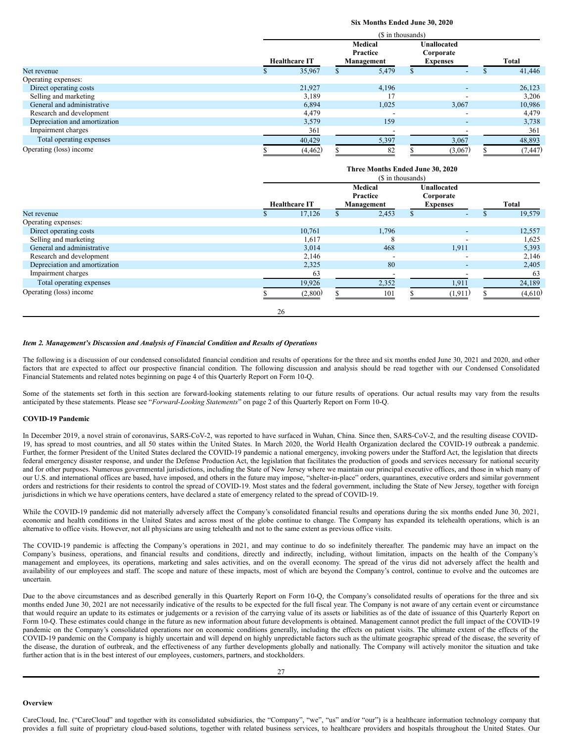| | Six Months Ended June 30, 2020 | | | |
|---|---|---|---|---|
| | ($ in thousands) | | | |
| | Healthcare IT | Medical Practice Management | Unallocated Corporate Expenses | Total |
| Net revenue | $ 35,967 | $ 5,479 | $ - | $ 41,446 |
| Operating expenses: | | | | |
| Direct operating costs | 21,927 | 4,196 | - | 26,123 |
| Selling and marketing | 3,189 | 17 | - | 3,206 |
| General and administrative | 6,894 | 1,025 | 3,067 | 10,986 |
| Research and development | 4,479 | - | - | 4,479 |
| Depreciation and amortization | 3,579 | 159 | - | 3,738 |
| Impairment charges | 361 | - | - | 361 |
| Total operating expenses | 40,429 | 5,397 | 3,067 | 48,893 |
| Operating (loss) income | $ (4,462) | $ 82 | $ (3,067) | $ (7,447) |

| | Three Months Ended June 30, 2020 | | | |
|---|---|---|---|---|
| | ($ in thousands) | | | |
| | Healthcare IT | Medical Practice Management | Unallocated Corporate Expenses | Total |
| Net revenue | $ 17,126 | $ 2,453 | $ - | $ 19,579 |
| Operating expenses: | | | | |
| Direct operating costs | 10,761 | 1,796 | - | 12,557 |
| Selling and marketing | 1,617 | 8 | - | 1,625 |
| General and administrative | 3,014 | 468 | 1,911 | 5,393 |
| Research and development | 2,146 | - | - | 2,146 |
| Depreciation and amortization | 2,325 | 80 | - | 2,405 |
| Impairment charges | 63 | - | - | 63 |
| Total operating expenses | 19,926 | 2,352 | 1,911 | 24,189 |
| Operating (loss) income | $ (2,800) | $ 101 | $ (1,911) | $ (4,610) |

### *Item 2. Management's Discussion and Analysis of Financial Condition and Results of Operations*

The following is a discussion of our condensed consolidated financial condition and results of operations for the three and six months ended June 30, 2021 and 2020, and other factors that are expected to affect our prospective financial condition. The following discussion and analysis should be read together with our Condensed Consolidated Financial Statements and related notes beginning on page 4 of this Quarterly Report on Form 10-Q.

Some of the statements set forth in this section are forward-looking statements relating to our future results of operations. Our actual results may vary from the results anticipated by these statements. Please see "*Forward-Looking Statements*" on page 2 of this Quarterly Report on Form 10-Q.

**COVID-19 Pandemic**

In December 2019, a novel strain of coronavirus, SARS-CoV-2, was reported to have surfaced in Wuhan, China. Since then, SARS-CoV-2, and the resulting disease COVID-19, has spread to most countries, and all 50 states within the United States. In March 2020, the World Health Organization declared the COVID-19 outbreak a pandemic. Further, the former President of the United States declared the COVID-19 pandemic a national emergency, invoking powers under the Stafford Act, the legislation that directs federal emergency disaster response, and under the Defense Production Act, the legislation that facilitates the production of goods and services necessary for national security and for other purposes. Numerous governmental jurisdictions, including the State of New Jersey where we maintain our principal executive offices, and those in which many of our U.S. and international offices are based, have imposed, and others in the future may impose, "shelter-in-place" orders, quarantines, executive orders and similar government orders and restrictions for their residents to control the spread of COVID-19. Most states and the federal government, including the State of New Jersey, together with foreign jurisdictions in which we have operations centers, have declared a state of emergency related to the spread of COVID-19.

While the COVID-19 pandemic did not materially adversely affect the Company's consolidated financial results and operations during the six months ended June 30, 2021, economic and health conditions in the United States and across most of the globe continue to change. The Company has expanded its telehealth operations, which is an alternative to office visits. However, not all physicians are using telehealth and not to the same extent as previous office visits.

The COVID-19 pandemic is affecting the Company's operations in 2021, and may continue to do so indefinitely thereafter. The pandemic may have an impact on the Company's business, operations, and financial results and conditions, directly and indirectly, including, without limitation, impacts on the health of the Company's management and employees, its operations, marketing and sales activities, and on the overall economy. The spread of the virus did not adversely affect the health and availability of our employees and staff. The scope and nature of these impacts, most of which are beyond the Company's control, continue to evolve and the outcomes are uncertain.

Due to the above circumstances and as described generally in this Quarterly Report on Form 10-Q, the Company's consolidated results of operations for the three and six months ended June 30, 2021 are not necessarily indicative of the results to be expected for the full fiscal year. The Company is not aware of any certain event or circumstance that would require an update to its estimates or judgements or a revision of the carrying value of its assets or liabilities as of the date of issuance of this Quarterly Report on Form 10-Q. These estimates could change in the future as new information about future developments is obtained. Management cannot predict the full impact of the COVID-19 pandemic on the Company's consolidated operations nor on economic conditions generally, including the effects on patient visits. The ultimate extent of the effects of the COVID-19 pandemic on the Company is highly uncertain and will depend on highly unpredictable factors such as the ultimate geographic spread of the disease, the severity of the disease, the duration of outbreak, and the effectiveness of any further developments globally and nationally. The Company will actively monitor the situation and take further action that is in the best interest of our employees, customers, partners, and stockholders.

**Overview**

CareCloud, Inc. ("CareCloud" and together with its consolidated subsidiaries, the "Company", "we", "us" and/or "our") is a healthcare information technology company that provides a full suite of proprietary cloud-based solutions, together with related business services, to healthcare providers and hospitals throughout the United States. Our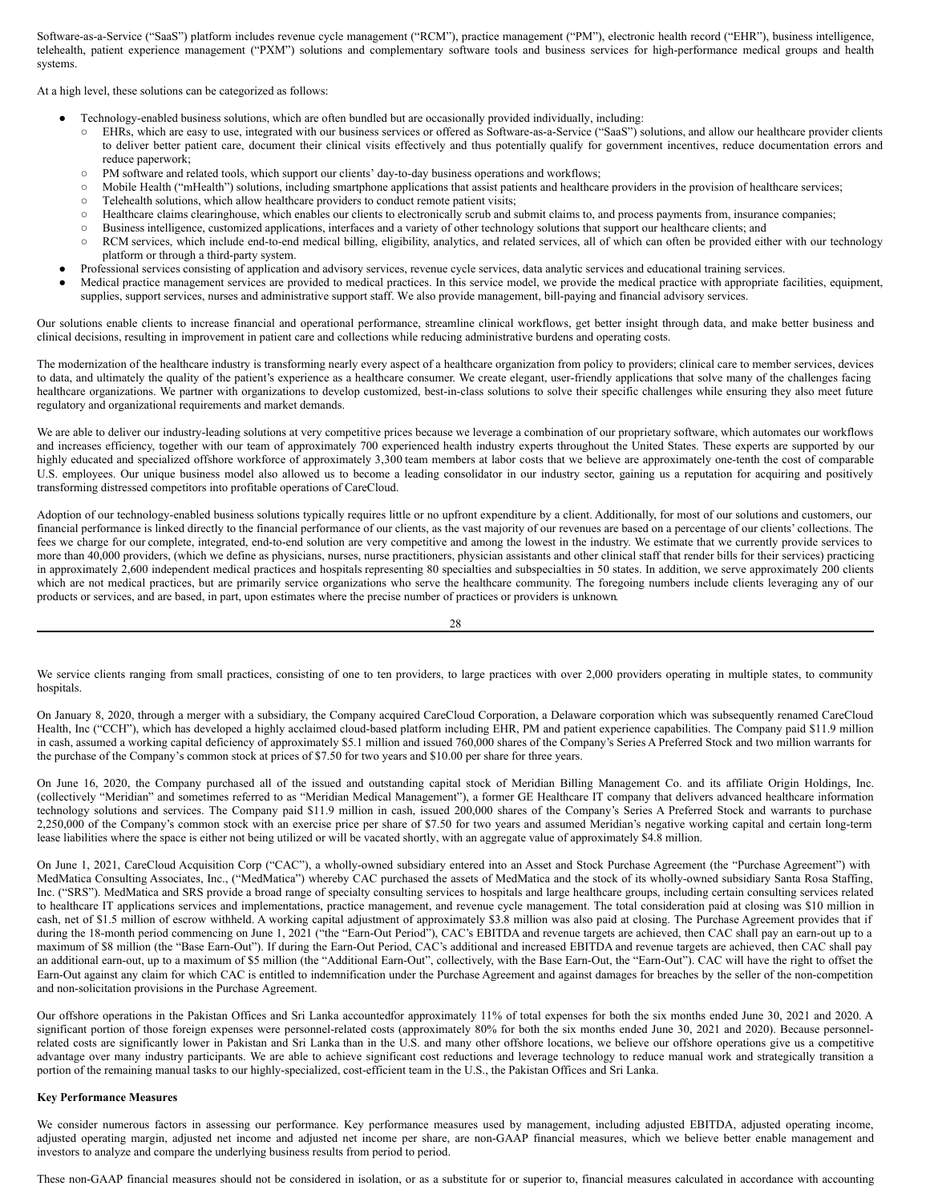Software-as-a-Service ("SaaS") platform includes revenue cycle management ("RCM"), practice management ("PM"), electronic health record ("EHR"), business intelligence, telehealth, patient experience management ("PXM") solutions and complementary software tools and business services for high-performance medical groups and health systems.

At a high level, these solutions can be categorized as follows:

- Technology-enabled business solutions, which are often bundled but are occasionally provided individually, including:
  - EHRs, which are easy to use, integrated with our business services or offered as Software-as-a-Service ("SaaS") solutions, and allow our healthcare provider clients to deliver better patient care, document their clinical visits effectively and thus potentially qualify for government incentives, reduce documentation errors and reduce paperwork;
  - PM software and related tools, which support our clients' day-to-day business operations and workflows;
  - Mobile Health ("mHealth") solutions, including smartphone applications that assist patients and healthcare providers in the provision of healthcare services;
  - Telehealth solutions, which allow healthcare providers to conduct remote patient visits;
  - Healthcare claims clearinghouse, which enables our clients to electronically scrub and submit claims to, and process payments from, insurance companies;
  - Business intelligence, customized applications, interfaces and a variety of other technology solutions that support our healthcare clients; and
  - RCM services, which include end-to-end medical billing, eligibility, analytics, and related services, all of which can often be provided either with our technology platform or through a third-party system.
- Professional services consisting of application and advisory services, revenue cycle services, data analytic services and educational training services.
- Medical practice management services are provided to medical practices. In this service model, we provide the medical practice with appropriate facilities, equipment, supplies, support services, nurses and administrative support staff. We also provide management, bill-paying and financial advisory services.

Our solutions enable clients to increase financial and operational performance, streamline clinical workflows, get better insight through data, and make better business and clinical decisions, resulting in improvement in patient care and collections while reducing administrative burdens and operating costs.

The modernization of the healthcare industry is transforming nearly every aspect of a healthcare organization from policy to providers; clinical care to member services, devices to data, and ultimately the quality of the patient's experience as a healthcare consumer. We create elegant, user-friendly applications that solve many of the challenges facing healthcare organizations. We partner with organizations to develop customized, best-in-class solutions to solve their specific challenges while ensuring they also meet future regulatory and organizational requirements and market demands.

We are able to deliver our industry-leading solutions at very competitive prices because we leverage a combination of our proprietary software, which automates our workflows and increases efficiency, together with our team of approximately 700 experienced health industry experts throughout the United States. These experts are supported by our highly educated and specialized offshore workforce of approximately 3,300 team members at labor costs that we believe are approximately one-tenth the cost of comparable U.S. employees. Our unique business model also allowed us to become a leading consolidator in our industry sector, gaining us a reputation for acquiring and positively transforming distressed competitors into profitable operations of CareCloud.

Adoption of our technology-enabled business solutions typically requires little or no upfront expenditure by a client. Additionally, for most of our solutions and customers, our financial performance is linked directly to the financial performance of our clients, as the vast majority of our revenues are based on a percentage of our clients' collections. The fees we charge for our complete, integrated, end-to-end solution are very competitive and among the lowest in the industry. We estimate that we currently provide services to more than 40,000 providers, (which we define as physicians, nurses, nurse practitioners, physician assistants and other clinical staff that render bills for their services) practicing in approximately 2,600 independent medical practices and hospitals representing 80 specialties and subspecialties in 50 states. In addition, we serve approximately 200 clients which are not medical practices, but are primarily service organizations who serve the healthcare community. The foregoing numbers include clients leveraging any of our products or services, and are based, in part, upon estimates where the precise number of practices or providers is unknown.

We service clients ranging from small practices, consisting of one to ten providers, to large practices with over 2,000 providers operating in multiple states, to community hospitals.

On January 8, 2020, through a merger with a subsidiary, the Company acquired CareCloud Corporation, a Delaware corporation which was subsequently renamed CareCloud Health, Inc ("CCH"), which has developed a highly acclaimed cloud-based platform including EHR, PM and patient experience capabilities. The Company paid $11.9 million in cash, assumed a working capital deficiency of approximately $5.1 million and issued 760,000 shares of the Company's Series A Preferred Stock and two million warrants for the purchase of the Company's common stock at prices of $7.50 for two years and $10.00 per share for three years.

On June 16, 2020, the Company purchased all of the issued and outstanding capital stock of Meridian Billing Management Co. and its affiliate Origin Holdings, Inc. (collectively "Meridian" and sometimes referred to as "Meridian Medical Management"), a former GE Healthcare IT company that delivers advanced healthcare information technology solutions and services. The Company paid $11.9 million in cash, issued 200,000 shares of the Company's Series A Preferred Stock and warrants to purchase 2,250,000 of the Company's common stock with an exercise price per share of $7.50 for two years and assumed Meridian's negative working capital and certain long-term lease liabilities where the space is either not being utilized or will be vacated shortly, with an aggregate value of approximately $4.8 million.

On June 1, 2021, CareCloud Acquisition Corp ("CAC"), a wholly-owned subsidiary entered into an Asset and Stock Purchase Agreement (the "Purchase Agreement") with MedMatica Consulting Associates, Inc., ("MedMatica") whereby CAC purchased the assets of MedMatica and the stock of its wholly-owned subsidiary Santa Rosa Staffing, Inc. ("SRS"). MedMatica and SRS provide a broad range of specialty consulting services to hospitals and large healthcare groups, including certain consulting services related to healthcare IT applications services and implementations, practice management, and revenue cycle management. The total consideration paid at closing was $10 million in cash, net of $1.5 million of escrow withheld. A working capital adjustment of approximately $3.8 million was also paid at closing. The Purchase Agreement provides that if during the 18-month period commencing on June 1, 2021 ("the "Earn-Out Period"), CAC's EBITDA and revenue targets are achieved, then CAC shall pay an earn-out up to a maximum of $8 million (the "Base Earn-Out"). If during the Earn-Out Period, CAC's additional and increased EBITDA and revenue targets are achieved, then CAC shall pay an additional earn-out, up to a maximum of $5 million (the "Additional Earn-Out", collectively, with the Base Earn-Out, the "Earn-Out"). CAC will have the right to offset the Earn-Out against any claim for which CAC is entitled to indemnification under the Purchase Agreement and against damages for breaches by the seller of the non-competition and non-solicitation provisions in the Purchase Agreement.

Our offshore operations in the Pakistan Offices and Sri Lanka accountedfor approximately 11% of total expenses for both the six months ended June 30, 2021 and 2020. A significant portion of those foreign expenses were personnel-related costs (approximately 80% for both the six months ended June 30, 2021 and 2020). Because personnel-related costs are significantly lower in Pakistan and Sri Lanka than in the U.S. and many other offshore locations, we believe our offshore operations give us a competitive advantage over many industry participants. We are able to achieve significant cost reductions and leverage technology to reduce manual work and strategically transition a portion of the remaining manual tasks to our highly-specialized, cost-efficient team in the U.S., the Pakistan Offices and Sri Lanka.

**Key Performance Measures**

We consider numerous factors in assessing our performance. Key performance measures used by management, including adjusted EBITDA, adjusted operating income, adjusted operating margin, adjusted net income and adjusted net income per share, are non-GAAP financial measures, which we believe better enable management and investors to analyze and compare the underlying business results from period to period.

These non-GAAP financial measures should not be considered in isolation, or as a substitute for or superior to, financial measures calculated in accordance with accounting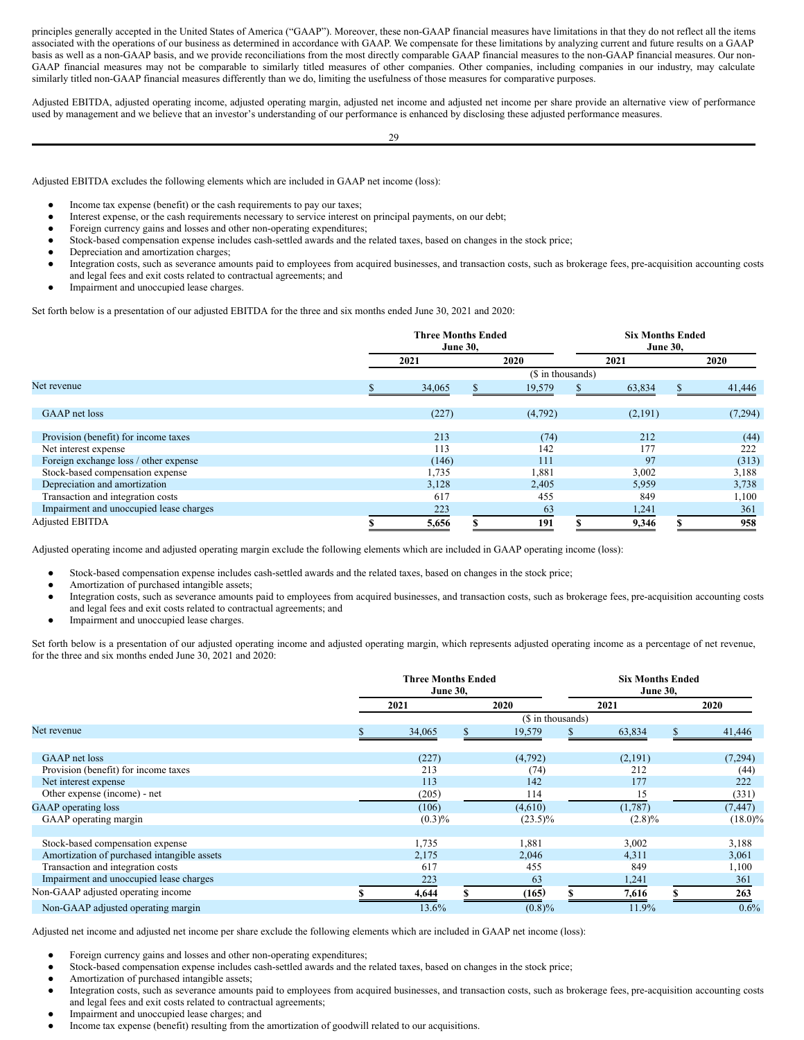principles generally accepted in the United States of America ("GAAP"). Moreover, these non-GAAP financial measures have limitations in that they do not reflect all the items associated with the operations of our business as determined in accordance with GAAP. We compensate for these limitations by analyzing current and future results on a GAAP basis as well as a non-GAAP basis, and we provide reconciliations from the most directly comparable GAAP financial measures to the non-GAAP financial measures. Our non-GAAP financial measures may not be comparable to similarly titled measures of other companies. Other companies, including companies in our industry, may calculate similarly titled non-GAAP financial measures differently than we do, limiting the usefulness of those measures for comparative purposes.

Adjusted EBITDA, adjusted operating income, adjusted operating margin, adjusted net income and adjusted net income per share provide an alternative view of performance used by management and we believe that an investor's understanding of our performance is enhanced by disclosing these adjusted performance measures.

Adjusted EBITDA excludes the following elements which are included in GAAP net income (loss):

- Income tax expense (benefit) or the cash requirements to pay our taxes;
- Interest expense, or the cash requirements necessary to service interest on principal payments, on our debt;
- Foreign currency gains and losses and other non-operating expenditures;
- Stock-based compensation expense includes cash-settled awards and the related taxes, based on changes in the stock price;
- Depreciation and amortization charges;
- Integration costs, such as severance amounts paid to employees from acquired businesses, and transaction costs, such as brokerage fees, pre-acquisition accounting costs and legal fees and exit costs related to contractual agreements; and
- Impairment and unoccupied lease charges.

Set forth below is a presentation of our adjusted EBITDA for the three and six months ended June 30, 2021 and 2020:

| | Three Months Ended June 30, | | Six Months Ended June 30, | |
|---|---|---|---|---|
| | 2021 | 2020 | 2021 | 2020 |
| | ($ in thousands) | | | |
| Net revenue | $ 34,065 | $ 19,579 | $ 63,834 | $ 41,446 |
| GAAP net loss | (227) | (4,792) | (2,191) | (7,294) |
| Provision (benefit) for income taxes | 213 | (74) | 212 | (44) |
| Net interest expense | 113 | 142 | 177 | 222 |
| Foreign exchange loss / other expense | (146) | 111 | 97 | (313) |
| Stock-based compensation expense | 1,735 | 1,881 | 3,002 | 3,188 |
| Depreciation and amortization | 3,128 | 2,405 | 5,959 | 3,738 |
| Transaction and integration costs | 617 | 455 | 849 | 1,100 |
| Impairment and unoccupied lease charges | 223 | 63 | 1,241 | 361 |
| Adjusted EBITDA | **$ 5,656** | **$ 191** | **$ 9,346** | **$ 958** |

Adjusted operating income and adjusted operating margin exclude the following elements which are included in GAAP operating income (loss):

- Stock-based compensation expense includes cash-settled awards and the related taxes, based on changes in the stock price;
- Amortization of purchased intangible assets;
- Integration costs, such as severance amounts paid to employees from acquired businesses, and transaction costs, such as brokerage fees, pre-acquisition accounting costs and legal fees and exit costs related to contractual agreements; and
- Impairment and unoccupied lease charges.

Set forth below is a presentation of our adjusted operating income and adjusted operating margin, which represents adjusted operating income as a percentage of net revenue, for the three and six months ended June 30, 2021 and 2020:

| | Three Months Ended June 30, | | Six Months Ended June 30, | |
|---|---|---|---|---|
| | 2021 | 2020 | 2021 | 2020 |
| | ($ in thousands) | | | |
| Net revenue | $ 34,065 | $ 19,579 | $ 63,834 | $ 41,446 |
| GAAP net loss | (227) | (4,792) | (2,191) | (7,294) |
| Provision (benefit) for income taxes | 213 | (74) | 212 | (44) |
| Net interest expense | 113 | 142 | 177 | 222 |
| Other expense (income) - net | (205) | 114 | 15 | (331) |
| GAAP operating loss | (106) | (4,610) | (1,787) | (7,447) |
| GAAP operating margin | (0.3)% | (23.5)% | (2.8)% | (18.0)% |
| Stock-based compensation expense | 1,735 | 1,881 | 3,002 | 3,188 |
| Amortization of purchased intangible assets | 2,175 | 2,046 | 4,311 | 3,061 |
| Transaction and integration costs | 617 | 455 | 849 | 1,100 |
| Impairment and unoccupied lease charges | 223 | 63 | 1,241 | 361 |
| Non-GAAP adjusted operating income | **$ 4,644** | **$ (165)** | **$ 7,616** | **$ 263** |
| Non-GAAP adjusted operating margin | 13.6% | (0.8)% | 11.9% | 0.6% |

Adjusted net income and adjusted net income per share exclude the following elements which are included in GAAP net income (loss):

- Foreign currency gains and losses and other non-operating expenditures;
- Stock-based compensation expense includes cash-settled awards and the related taxes, based on changes in the stock price;
- Amortization of purchased intangible assets;
- Integration costs, such as severance amounts paid to employees from acquired businesses, and transaction costs, such as brokerage fees, pre-acquisition accounting costs and legal fees and exit costs related to contractual agreements;
- Impairment and unoccupied lease charges; and
- Income tax expense (benefit) resulting from the amortization of goodwill related to our acquisitions.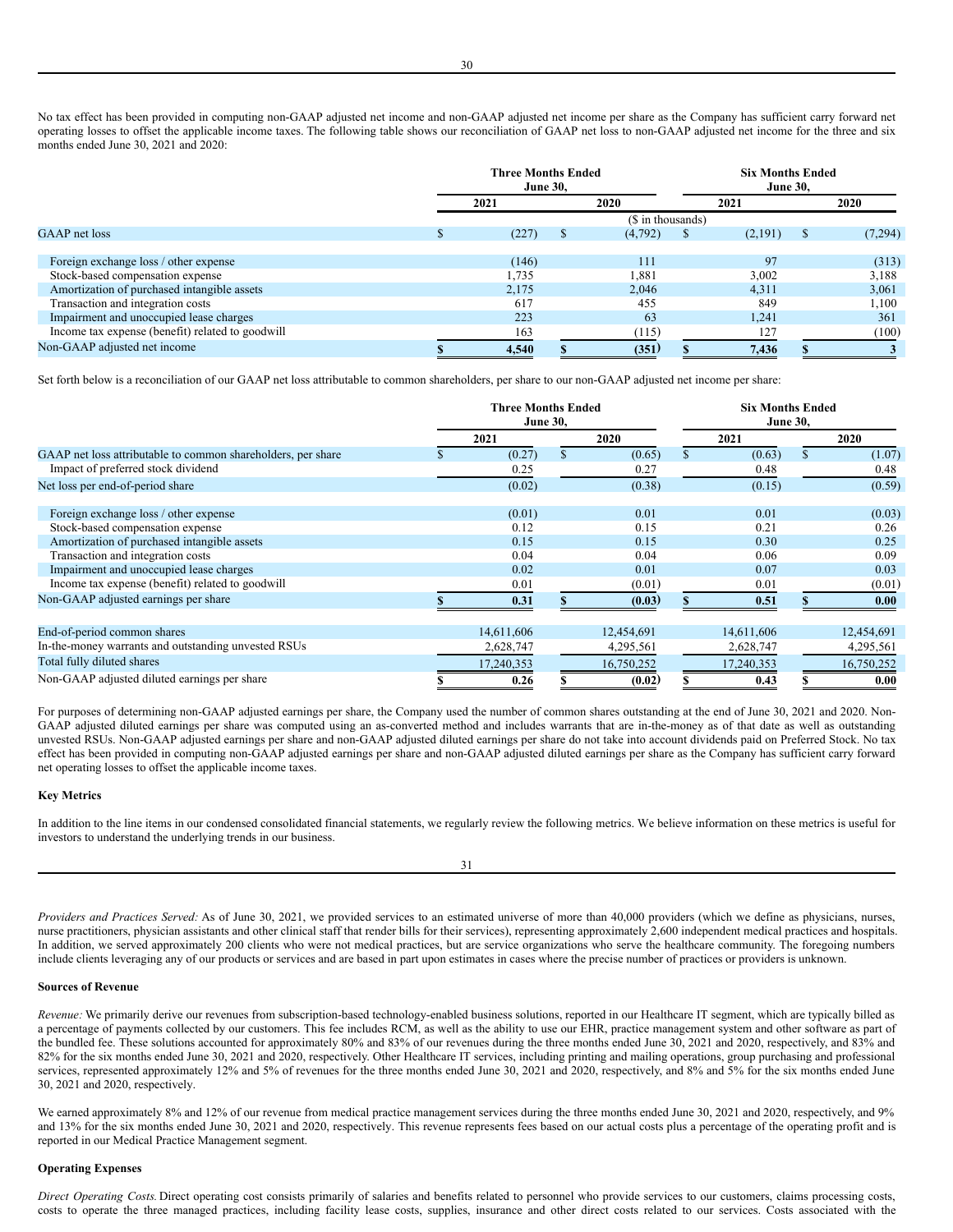No tax effect has been provided in computing non-GAAP adjusted net income and non-GAAP adjusted net income per share as the Company has sufficient carry forward net operating losses to offset the applicable income taxes. The following table shows our reconciliation of GAAP net loss to non-GAAP adjusted net income for the three and six months ended June 30, 2021 and 2020:

| | Three Months Ended June 30, | | Six Months Ended June 30, | |
|---|---|---|---|---|
| | 2021 | 2020 | 2021 | 2020 |
| | ($ in thousands) | | | |
| GAAP net loss | $ (227) | $ (4,792) | $ (2,191) | $ (7,294) |
| Foreign exchange loss / other expense | (146) | 111 | 97 | (313) |
| Stock-based compensation expense | 1,735 | 1,881 | 3,002 | 3,188 |
| Amortization of purchased intangible assets | 2,175 | 2,046 | 4,311 | 3,061 |
| Transaction and integration costs | 617 | 455 | 849 | 1,100 |
| Impairment and unoccupied lease charges | 223 | 63 | 1,241 | 361 |
| Income tax expense (benefit) related to goodwill | 163 | (115) | 127 | (100) |
| Non-GAAP adjusted net income | $ 4,540 | $ (351) | $ 7,436 | $ 3 |

Set forth below is a reconciliation of our GAAP net loss attributable to common shareholders, per share to our non-GAAP adjusted net income per share:

| | Three Months Ended June 30, | | Six Months Ended June 30, | |
|---|---|---|---|---|
| | 2021 | 2020 | 2021 | 2020 |
| GAAP net loss attributable to common shareholders, per share | $ (0.27) | $ (0.65) | $ (0.63) | $ (1.07) |
| Impact of preferred stock dividend | 0.25 | 0.27 | 0.48 | 0.48 |
| Net loss per end-of-period share | (0.02) | (0.38) | (0.15) | (0.59) |
| Foreign exchange loss / other expense | (0.01) | 0.01 | 0.01 | (0.03) |
| Stock-based compensation expense | 0.12 | 0.15 | 0.21 | 0.26 |
| Amortization of purchased intangible assets | 0.15 | 0.15 | 0.30 | 0.25 |
| Transaction and integration costs | 0.04 | 0.04 | 0.06 | 0.09 |
| Impairment and unoccupied lease charges | 0.02 | 0.01 | 0.07 | 0.03 |
| Income tax expense (benefit) related to goodwill | 0.01 | (0.01) | 0.01 | (0.01) |
| Non-GAAP adjusted earnings per share | $ 0.31 | $ (0.03) | $ 0.51 | $ 0.00 |
| End-of-period common shares | 14,611,606 | 12,454,691 | 14,611,606 | 12,454,691 |
| In-the-money warrants and outstanding unvested RSUs | 2,628,747 | 4,295,561 | 2,628,747 | 4,295,561 |
| Total fully diluted shares | 17,240,353 | 16,750,252 | 17,240,353 | 16,750,252 |
| Non-GAAP adjusted diluted earnings per share | $ 0.26 | $ (0.02) | $ 0.43 | $ 0.00 |

For purposes of determining non-GAAP adjusted earnings per share, the Company used the number of common shares outstanding at the end of June 30, 2021 and 2020. Non-GAAP adjusted diluted earnings per share was computed using an as-converted method and includes warrants that are in-the-money as of that date as well as outstanding unvested RSUs. Non-GAAP adjusted earnings per share and non-GAAP adjusted diluted earnings per share do not take into account dividends paid on Preferred Stock. No tax effect has been provided in computing non-GAAP adjusted earnings per share and non-GAAP adjusted diluted earnings per share as the Company has sufficient carry forward net operating losses to offset the applicable income taxes.

**Key Metrics**

In addition to the line items in our condensed consolidated financial statements, we regularly review the following metrics. We believe information on these metrics is useful for investors to understand the underlying trends in our business.

*Providers and Practices Served:* As of June 30, 2021, we provided services to an estimated universe of more than 40,000 providers (which we define as physicians, nurses, nurse practitioners, physician assistants and other clinical staff that render bills for their services), representing approximately 2,600 independent medical practices and hospitals. In addition, we served approximately 200 clients who were not medical practices, but are service organizations who serve the healthcare community. The foregoing numbers include clients leveraging any of our products or services and are based in part upon estimates in cases where the precise number of practices or providers is unknown.

**Sources of Revenue**

*Revenue:* We primarily derive our revenues from subscription-based technology-enabled business solutions, reported in our Healthcare IT segment, which are typically billed as a percentage of payments collected by our customers. This fee includes RCM, as well as the ability to use our EHR, practice management system and other software as part of the bundled fee. These solutions accounted for approximately 80% and 83% of our revenues during the three months ended June 30, 2021 and 2020, respectively, and 83% and 82% for the six months ended June 30, 2021 and 2020, respectively. Other Healthcare IT services, including printing and mailing operations, group purchasing and professional services, represented approximately 12% and 5% of revenues for the three months ended June 30, 2021 and 2020, respectively, and 8% and 5% for the six months ended June 30, 2021 and 2020, respectively.

We earned approximately 8% and 12% of our revenue from medical practice management services during the three months ended June 30, 2021 and 2020, respectively, and 9% and 13% for the six months ended June 30, 2021 and 2020, respectively. This revenue represents fees based on our actual costs plus a percentage of the operating profit and is reported in our Medical Practice Management segment.

**Operating Expenses**

*Direct Operating Costs.* Direct operating cost consists primarily of salaries and benefits related to personnel who provide services to our customers, claims processing costs, costs to operate the three managed practices, including facility lease costs, supplies, insurance and other direct costs related to our services. Costs associated with the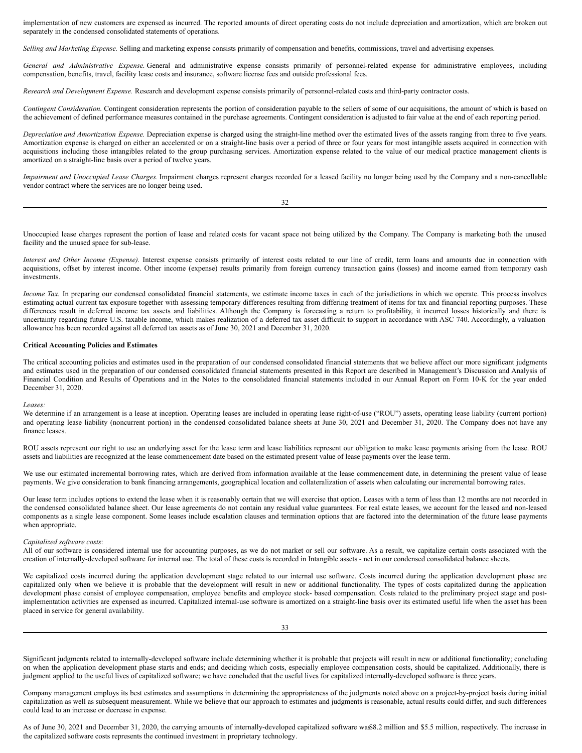implementation of new customers are expensed as incurred. The reported amounts of direct operating costs do not include depreciation and amortization, which are broken out separately in the condensed consolidated statements of operations.

*Selling and Marketing Expense.* Selling and marketing expense consists primarily of compensation and benefits, commissions, travel and advertising expenses.

*General and Administrative Expense.* General and administrative expense consists primarily of personnel-related expense for administrative employees, including compensation, benefits, travel, facility lease costs and insurance, software license fees and outside professional fees.

*Research and Development Expense.* Research and development expense consists primarily of personnel-related costs and third-party contractor costs.

*Contingent Consideration.* Contingent consideration represents the portion of consideration payable to the sellers of some of our acquisitions, the amount of which is based on the achievement of defined performance measures contained in the purchase agreements. Contingent consideration is adjusted to fair value at the end of each reporting period.

*Depreciation and Amortization Expense.* Depreciation expense is charged using the straight-line method over the estimated lives of the assets ranging from three to five years. Amortization expense is charged on either an accelerated or on a straight-line basis over a period of three or four years for most intangible assets acquired in connection with acquisitions including those intangibles related to the group purchasing services. Amortization expense related to the value of our medical practice management clients is amortized on a straight-line basis over a period of twelve years.

*Impairment and Unoccupied Lease Charges.* Impairment charges represent charges recorded for a leased facility no longer being used by the Company and a non-cancellable vendor contract where the services are no longer being used.

Unoccupied lease charges represent the portion of lease and related costs for vacant space not being utilized by the Company. The Company is marketing both the unused facility and the unused space for sub-lease.

*Interest and Other Income (Expense).* Interest expense consists primarily of interest costs related to our line of credit, term loans and amounts due in connection with acquisitions, offset by interest income. Other income (expense) results primarily from foreign currency transaction gains (losses) and income earned from temporary cash investments.

*Income Tax.* In preparing our condensed consolidated financial statements, we estimate income taxes in each of the jurisdictions in which we operate. This process involves estimating actual current tax exposure together with assessing temporary differences resulting from differing treatment of items for tax and financial reporting purposes. These differences result in deferred income tax assets and liabilities. Although the Company is forecasting a return to profitability, it incurred losses historically and there is uncertainty regarding future U.S. taxable income, which makes realization of a deferred tax asset difficult to support in accordance with ASC 740. Accordingly, a valuation allowance has been recorded against all deferred tax assets as of June 30, 2021 and December 31, 2020.

**Critical Accounting Policies and Estimates**

The critical accounting policies and estimates used in the preparation of our condensed consolidated financial statements that we believe affect our more significant judgments and estimates used in the preparation of our condensed consolidated financial statements presented in this Report are described in Management's Discussion and Analysis of Financial Condition and Results of Operations and in the Notes to the consolidated financial statements included in our Annual Report on Form 10-K for the year ended December 31, 2020.

*Leases:*

We determine if an arrangement is a lease at inception. Operating leases are included in operating lease right-of-use ("ROU") assets, operating lease liability (current portion) and operating lease liability (noncurrent portion) in the condensed consolidated balance sheets at June 30, 2021 and December 31, 2020. The Company does not have any finance leases.

ROU assets represent our right to use an underlying asset for the lease term and lease liabilities represent our obligation to make lease payments arising from the lease. ROU assets and liabilities are recognized at the lease commencement date based on the estimated present value of lease payments over the lease term.

We use our estimated incremental borrowing rates, which are derived from information available at the lease commencement date, in determining the present value of lease payments. We give consideration to bank financing arrangements, geographical location and collateralization of assets when calculating our incremental borrowing rates.

Our lease term includes options to extend the lease when it is reasonably certain that we will exercise that option. Leases with a term of less than 12 months are not recorded in the condensed consolidated balance sheet. Our lease agreements do not contain any residual value guarantees. For real estate leases, we account for the leased and non-leased components as a single lease component. Some leases include escalation clauses and termination options that are factored into the determination of the future lease payments when appropriate.

*Capitalized software costs*:

All of our software is considered internal use for accounting purposes, as we do not market or sell our software. As a result, we capitalize certain costs associated with the creation of internally-developed software for internal use. The total of these costs is recorded in Intangible assets - net in our condensed consolidated balance sheets.

We capitalized costs incurred during the application development stage related to our internal use software. Costs incurred during the application development phase are capitalized only when we believe it is probable that the development will result in new or additional functionality. The types of costs capitalized during the application development phase consist of employee compensation, employee benefits and employee stock- based compensation. Costs related to the preliminary project stage and post-implementation activities are expensed as incurred. Capitalized internal-use software is amortized on a straight-line basis over its estimated useful life when the asset has been placed in service for general availability.

Significant judgments related to internally-developed software include determining whether it is probable that projects will result in new or additional functionality; concluding on when the application development phase starts and ends; and deciding which costs, especially employee compensation costs, should be capitalized. Additionally, there is judgment applied to the useful lives of capitalized software; we have concluded that the useful lives for capitalized internally-developed software is three years.

Company management employs its best estimates and assumptions in determining the appropriateness of the judgments noted above on a project-by-project basis during initial capitalization as well as subsequent measurement. While we believe that our approach to estimates and judgments is reasonable, actual results could differ, and such differences could lead to an increase or decrease in expense.

As of June 30, 2021 and December 31, 2020, the carrying amounts of internally-developed capitalized software was $8.2 million and $5.5 million, respectively. The increase in the capitalized software costs represents the continued investment in proprietary technology.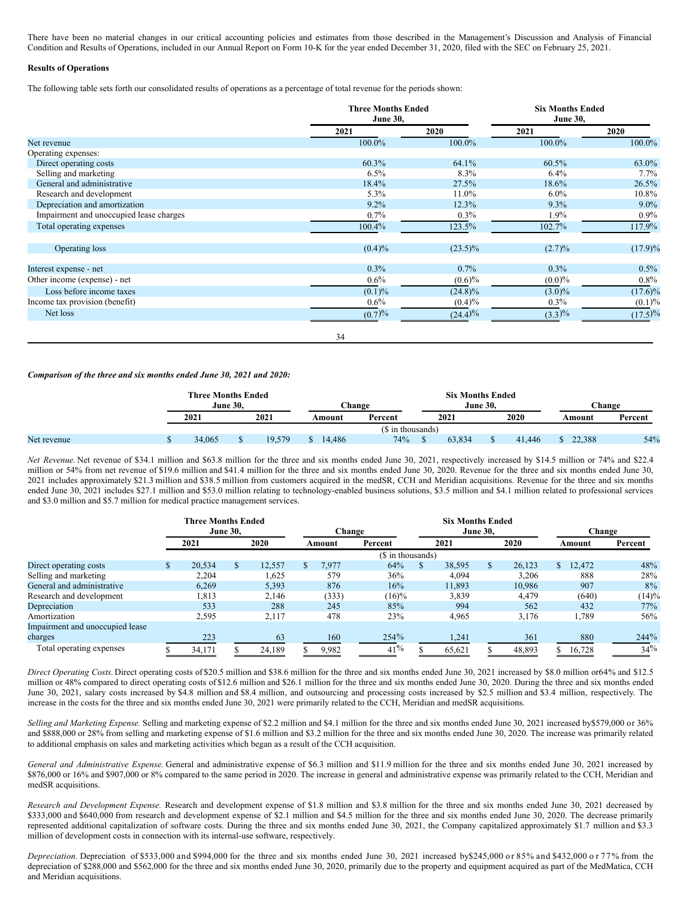There have been no material changes in our critical accounting policies and estimates from those described in the Management's Discussion and Analysis of Financial Condition and Results of Operations, included in our Annual Report on Form 10-K for the year ended December 31, 2020, filed with the SEC on February 25, 2021.

**Results of Operations**

The following table sets forth our consolidated results of operations as a percentage of total revenue for the periods shown:

| | Three Months Ended June 30, | | Six Months Ended June 30, | |
|---|---|---|---|---|
| | 2021 | 2020 | 2021 | 2020 |
| Net revenue | 100.0% | 100.0% | 100.0% | 100.0% |
| Operating expenses: | | | | |
| Direct operating costs | 60.3% | 64.1% | 60.5% | 63.0% |
| Selling and marketing | 6.5% | 8.3% | 6.4% | 7.7% |
| General and administrative | 18.4% | 27.5% | 18.6% | 26.5% |
| Research and development | 5.3% | 11.0% | 6.0% | 10.8% |
| Depreciation and amortization | 9.2% | 12.3% | 9.3% | 9.0% |
| Impairment and unoccupied lease charges | 0.7% | 0.3% | 1.9% | 0.9% |
| Total operating expenses | 100.4% | 123.5% | 102.7% | 117.9% |
| Operating loss | (0.4)% | (23.5)% | (2.7)% | (17.9)% |
| Interest expense - net | 0.3% | 0.7% | 0.3% | 0.5% |
| Other income (expense) - net | 0.6% | (0.6)% | (0.0)% | 0.8% |
| Loss before income taxes | (0.1)% | (24.8)% | (3.0)% | (17.6)% |
| Income tax provision (benefit) | 0.6% | (0.4)% | 0.3% | (0.1)% |
| Net loss | (0.7)% | (24.4)% | (3.3)% | (17.5)% |

***Comparison of the three and six months ended June 30, 2021 and 2020:***

| | Three Months Ended June 30, | | Change | | Six Months Ended June 30, | | Change | |
|---|---|---|---|---|---|---|---|---|
| | 2021 | 2021 | Amount | Percent | 2021 | 2020 | Amount | Percent |
| | | | ($ in thousands) | | | | | |
| Net revenue | $ 34,065 | $ 19,579 | $ 14,486 | 74% | $ 63,834 | $ 41,446 | $ 22,388 | 54% |

*Net Revenue.* Net revenue of $34.1 million and $63.8 million for the three and six months ended June 30, 2021, respectively increased by $14.5 million or 74% and $22.4 million or 54% from net revenue of $19.6 million and $41.4 million for the three and six months ended June 30, 2020. Revenue for the three and six months ended June 30, 2021 includes approximately $21.3 million and $38.5 million from customers acquired in the medSR, CCH and Meridian acquisitions. Revenue for the three and six months ended June 30, 2021 includes $27.1 million and $53.0 million relating to technology-enabled business solutions, $3.5 million and $4.1 million related to professional services and $3.0 million and $5.7 million for medical practice management services.

| | Three Months Ended June 30, | | Change | | Six Months Ended June 30, | | Change | |
|---|---|---|---|---|---|---|---|---|
| | 2021 | 2020 | Amount | Percent | 2021 | 2020 | Amount | Percent |
| | | | ($ in thousands) | | | | | |
| Direct operating costs | $ 20,534 | $ 12,557 | $ 7,977 | 64% | $ 38,595 | $ 26,123 | $ 12,472 | 48% |
| Selling and marketing | 2,204 | 1,625 | 579 | 36% | 4,094 | 3,206 | 888 | 28% |
| General and administrative | 6,269 | 5,393 | 876 | 16% | 11,893 | 10,986 | 907 | 8% |
| Research and development | 1,813 | 2,146 | (333) | (16)% | 3,839 | 4,479 | (640) | (14)% |
| Depreciation | 533 | 288 | 245 | 85% | 994 | 562 | 432 | 77% |
| Amortization | 2,595 | 2,117 | 478 | 23% | 4,965 | 3,176 | 1,789 | 56% |
| Impairment and unoccupied lease charges | 223 | 63 | 160 | 254% | 1,241 | 361 | 880 | 244% |
| Total operating expenses | $ 34,171 | $ 24,189 | $ 9,982 | 41% | $ 65,621 | $ 48,893 | $ 16,728 | 34% |

*Direct Operating Costs.* Direct operating costs of $20.5 million and $38.6 million for the three and six months ended June 30, 2021 increased by $8.0 million or64% and $12.5 million or 48% compared to direct operating costs of $12.6 million and $26.1 million for the three and six months ended June 30, 2020. During the three and six months ended June 30, 2021, salary costs increased by $4.8 million and $8.4 million, and outsourcing and processing costs increased by $2.5 million and $3.4 million, respectively. The increase in the costs for the three and six months ended June 30, 2021 were primarily related to the CCH, Meridian and medSR acquisitions.

*Selling and Marketing Expense.* Selling and marketing expense of $2.2 million and $4.1 million for the three and six months ended June 30, 2021 increased by$579,000 or 36% and $888,000 or 28% from selling and marketing expense of $1.6 million and $3.2 million for the three and six months ended June 30, 2020. The increase was primarily related to additional emphasis on sales and marketing activities which began as a result of the CCH acquisition.

*General and Administrative Expense.* General and administrative expense of $6.3 million and $11.9 million for the three and six months ended June 30, 2021 increased by $876,000 or 16% and $907,000 or 8% compared to the same period in 2020. The increase in general and administrative expense was primarily related to the CCH, Meridian and medSR acquisitions.

*Research and Development Expense.* Research and development expense of $1.8 million and $3.8 million for the three and six months ended June 30, 2021 decreased by $333,000 and $640,000 from research and development expense of $2.1 million and $4.5 million for the three and six months ended June 30, 2020. The decrease primarily represented additional capitalization of software costs. During the three and six months ended June 30, 2021, the Company capitalized approximately $1.7 million and $3.3 million of development costs in connection with its internal-use software, respectively.

*Depreciation.* Depreciation of $533,000 and $994,000 for the three and six months ended June 30, 2021 increased by$245,000 or 85% and $432,000 or 77% from the depreciation of $288,000 and $562,000 for the three and six months ended June 30, 2020, primarily due to the property and equipment acquired as part of the MedMatica, CCH and Meridian acquisitions.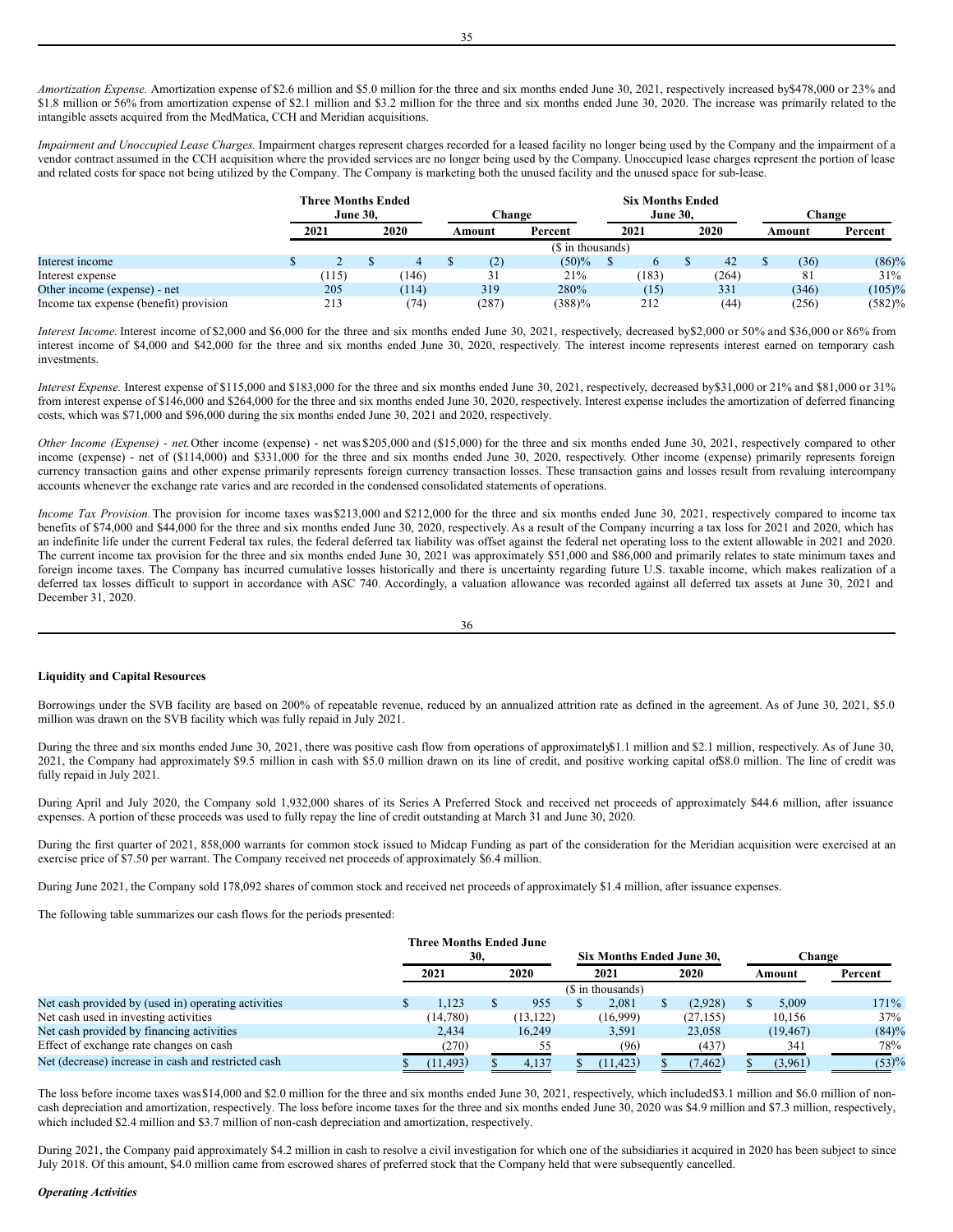*Amortization Expense.* Amortization expense of $2.6 million and $5.0 million for the three and six months ended June 30, 2021, respectively increased by $478,000 or 23% and $1.8 million or 56% from amortization expense of $2.1 million and $3.2 million for the three and six months ended June 30, 2020. The increase was primarily related to the intangible assets acquired from the MedMatica, CCH and Meridian acquisitions.

*Impairment and Unoccupied Lease Charges.* Impairment charges represent charges recorded for a leased facility no longer being used by the Company and the impairment of a vendor contract assumed in the CCH acquisition where the provided services are no longer being used by the Company. Unoccupied lease charges represent the portion of lease and related costs for space not being utilized by the Company. The Company is marketing both the unused facility and the unused space for sub-lease.

| | Three Months Ended June 30, | | Change | | Six Months Ended June 30, | | Change | |
|---|---|---|---|---|---|---|---|---|
| | 2021 | 2020 | Amount | Percent | 2021 | 2020 | Amount | Percent |
| | ($ in thousands) | | | | | | | |
| Interest income | $ 2 | $ 4 | $ (2) | (50)% | $ 6 | $ 42 | $ (36) | (86)% |
| Interest expense | (115) | (146) | 31 | 21% | (183) | (264) | 81 | 31% |
| Other income (expense) - net | 205 | (114) | 319 | 280% | (15) | 331 | (346) | (105)% |
| Income tax expense (benefit) provision | 213 | (74) | (287) | (388)% | 212 | (44) | (256) | (582)% |

*Interest Income.* Interest income of $2,000 and $6,000 for the three and six months ended June 30, 2021, respectively, decreased by $2,000 or 50% and $36,000 or 86% from interest income of $4,000 and $42,000 for the three and six months ended June 30, 2020, respectively. The interest income represents interest earned on temporary cash investments.

*Interest Expense.* Interest expense of $115,000 and $183,000 for the three and six months ended June 30, 2021, respectively, decreased by $31,000 or 21% and $81,000 or 31% from interest expense of $146,000 and $264,000 for the three and six months ended June 30, 2020, respectively. Interest expense includes the amortization of deferred financing costs, which was $71,000 and $96,000 during the six months ended June 30, 2021 and 2020, respectively.

*Other Income (Expense) - net.* Other income (expense) - net was $205,000 and ($15,000) for the three and six months ended June 30, 2021, respectively compared to other income (expense) - net of ($114,000) and $331,000 for the three and six months ended June 30, 2020, respectively. Other income (expense) primarily represents foreign currency transaction gains and other expense primarily represents foreign currency transaction losses. These transaction gains and losses result from revaluing intercompany accounts whenever the exchange rate varies and are recorded in the condensed consolidated statements of operations.

*Income Tax Provision.* The provision for income taxes was $213,000 and $212,000 for the three and six months ended June 30, 2021, respectively compared to income tax benefits of $74,000 and $44,000 for the three and six months ended June 30, 2020, respectively. As a result of the Company incurring a tax loss for 2021 and 2020, which has an indefinite life under the current Federal tax rules, the federal deferred tax liability was offset against the federal net operating loss to the extent allowable in 2021 and 2020. The current income tax provision for the three and six months ended June 30, 2021 was approximately $51,000 and $86,000 and primarily relates to state minimum taxes and foreign income taxes. The Company has incurred cumulative losses historically and there is uncertainty regarding future U.S. taxable income, which makes realization of a deferred tax losses difficult to support in accordance with ASC 740. Accordingly, a valuation allowance was recorded against all deferred tax assets at June 30, 2021 and December 31, 2020.

**Liquidity and Capital Resources**

Borrowings under the SVB facility are based on 200% of repeatable revenue, reduced by an annualized attrition rate as defined in the agreement. As of June 30, 2021, $5.0 million was drawn on the SVB facility which was fully repaid in July 2021.

During the three and six months ended June 30, 2021, there was positive cash flow from operations of approximately $1.1 million and $2.1 million, respectively. As of June 30, 2021, the Company had approximately $9.5 million in cash with $5.0 million drawn on its line of credit, and positive working capital of $8.0 million. The line of credit was fully repaid in July 2021.

During April and July 2020, the Company sold 1,932,000 shares of its Series A Preferred Stock and received net proceeds of approximately $44.6 million, after issuance expenses. A portion of these proceeds was used to fully repay the line of credit outstanding at March 31 and June 30, 2020.

During the first quarter of 2021, 858,000 warrants for common stock issued to Midcap Funding as part of the consideration for the Meridian acquisition were exercised at an exercise price of $7.50 per warrant. The Company received net proceeds of approximately $6.4 million.

During June 2021, the Company sold 178,092 shares of common stock and received net proceeds of approximately $1.4 million, after issuance expenses.

The following table summarizes our cash flows for the periods presented:

| | Three Months Ended June 30, | | Six Months Ended June 30, | | Change | |
|---|---|---|---|---|---|---|
| | 2021 | 2020 | 2021 | 2020 | Amount | Percent |
| | ($ in thousands) | | | | | |
| Net cash provided by (used in) operating activities | $ 1,123 | $ 955 | $ 2,081 | $ (2,928) | $ 5,009 | 171% |
| Net cash used in investing activities | (14,780) | (13,122) | (16,999) | (27,155) | 10,156 | 37% |
| Net cash provided by financing activities | 2,434 | 16,249 | 3,591 | 23,058 | (19,467) | (84)% |
| Effect of exchange rate changes on cash | (270) | 55 | (96) | (437) | 341 | 78% |
| Net (decrease) increase in cash and restricted cash | $ (11,493) | $ 4,137 | $ (11,423) | $ (7,462) | $ (3,961) | (53)% |

The loss before income taxes was $14,000 and $2.0 million for the three and six months ended June 30, 2021, respectively, which included $3.1 million and $6.0 million of non-cash depreciation and amortization, respectively. The loss before income taxes for the three and six months ended June 30, 2020 was $4.9 million and $7.3 million, respectively, which included $2.4 million and $3.7 million of non-cash depreciation and amortization, respectively.

During 2021, the Company paid approximately $4.2 million in cash to resolve a civil investigation for which one of the subsidiaries it acquired in 2020 has been subject to since July 2018. Of this amount, $4.0 million came from escrowed shares of preferred stock that the Company held that were subsequently cancelled.

***Operating Activities***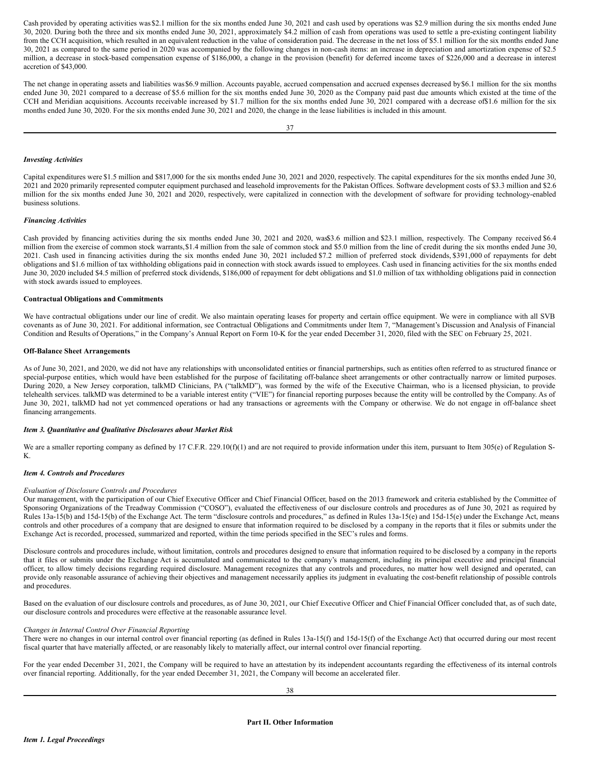Cash provided by operating activities was $2.1 million for the six months ended June 30, 2021 and cash used by operations was $2.9 million during the six months ended June 30, 2020. During both the three and six months ended June 30, 2021, approximately $4.2 million of cash from operations was used to settle a pre-existing contingent liability from the CCH acquisition, which resulted in an equivalent reduction in the value of consideration paid. The decrease in the net loss of $5.1 million for the six months ended June 30, 2021 as compared to the same period in 2020 was accompanied by the following changes in non-cash items: an increase in depreciation and amortization expense of $2.5 million, a decrease in stock-based compensation expense of $186,000, a change in the provision (benefit) for deferred income taxes of $226,000 and a decrease in interest accretion of $43,000.

The net change in operating assets and liabilities was $6.9 million. Accounts payable, accrued compensation and accrued expenses decreased by $6.1 million for the six months ended June 30, 2021 compared to a decrease of $5.6 million for the six months ended June 30, 2020 as the Company paid past due amounts which existed at the time of the CCH and Meridian acquisitions. Accounts receivable increased by $1.7 million for the six months ended June 30, 2021 compared with a decrease of $1.6 million for the six months ended June 30, 2020. For the six months ended June 30, 2021 and 2020, the change in the lease liabilities is included in this amount.

***Investing Activities***

Capital expenditures were $1.5 million and $817,000 for the six months ended June 30, 2021 and 2020, respectively. The capital expenditures for the six months ended June 30, 2021 and 2020 primarily represented computer equipment purchased and leasehold improvements for the Pakistan Offices. Software development costs of $3.3 million and $2.6 million for the six months ended June 30, 2021 and 2020, respectively, were capitalized in connection with the development of software for providing technology-enabled business solutions.

***Financing Activities***

Cash provided by financing activities during the six months ended June 30, 2021 and 2020, was $3.6 million and $23.1 million, respectively. The Company received $6.4 million from the exercise of common stock warrants, $1.4 million from the sale of common stock and $5.0 million from the line of credit during the six months ended June 30, 2021. Cash used in financing activities during the six months ended June 30, 2021 included $7.2 million of preferred stock dividends, $391,000 of repayments for debt obligations and $1.6 million of tax withholding obligations paid in connection with stock awards issued to employees. Cash used in financing activities for the six months ended June 30, 2020 included $4.5 million of preferred stock dividends, $186,000 of repayment for debt obligations and $1.0 million of tax withholding obligations paid in connection with stock awards issued to employees.

**Contractual Obligations and Commitments**

We have contractual obligations under our line of credit. We also maintain operating leases for property and certain office equipment. We were in compliance with all SVB covenants as of June 30, 2021. For additional information, see Contractual Obligations and Commitments under Item 7, "Management's Discussion and Analysis of Financial Condition and Results of Operations," in the Company's Annual Report on Form 10-K for the year ended December 31, 2020, filed with the SEC on February 25, 2021.

**Off-Balance Sheet Arrangements**

As of June 30, 2021, and 2020, we did not have any relationships with unconsolidated entities or financial partnerships, such as entities often referred to as structured finance or special-purpose entities, which would have been established for the purpose of facilitating off-balance sheet arrangements or other contractually narrow or limited purposes. During 2020, a New Jersey corporation, talkMD Clinicians, PA ("talkMD"), was formed by the wife of the Executive Chairman, who is a licensed physician, to provide telehealth services. talkMD was determined to be a variable interest entity ("VIE") for financial reporting purposes because the entity will be controlled by the Company. As of June 30, 2021, talkMD had not yet commenced operations or had any transactions or agreements with the Company or otherwise. We do not engage in off-balance sheet financing arrangements.

***Item 3. Quantitative and Qualitative Disclosures about Market Risk***

We are a smaller reporting company as defined by 17 C.F.R. 229.10(f)(1) and are not required to provide information under this item, pursuant to Item 305(e) of Regulation S-K.

***Item 4. Controls and Procedures***

*Evaluation of Disclosure Controls and Procedures*

Our management, with the participation of our Chief Executive Officer and Chief Financial Officer, based on the 2013 framework and criteria established by the Committee of Sponsoring Organizations of the Treadway Commission ("COSO"), evaluated the effectiveness of our disclosure controls and procedures as of June 30, 2021 as required by Rules 13a-15(b) and 15d-15(b) of the Exchange Act. The term "disclosure controls and procedures," as defined in Rules 13a-15(e) and 15d-15(e) under the Exchange Act, means controls and other procedures of a company that are designed to ensure that information required to be disclosed by a company in the reports that it files or submits under the Exchange Act is recorded, processed, summarized and reported, within the time periods specified in the SEC's rules and forms.

Disclosure controls and procedures include, without limitation, controls and procedures designed to ensure that information required to be disclosed by a company in the reports that it files or submits under the Exchange Act is accumulated and communicated to the company's management, including its principal executive and principal financial officer, to allow timely decisions regarding required disclosure. Management recognizes that any controls and procedures, no matter how well designed and operated, can provide only reasonable assurance of achieving their objectives and management necessarily applies its judgment in evaluating the cost-benefit relationship of possible controls and procedures.

Based on the evaluation of our disclosure controls and procedures, as of June 30, 2021, our Chief Executive Officer and Chief Financial Officer concluded that, as of such date, our disclosure controls and procedures were effective at the reasonable assurance level.

*Changes in Internal Control Over Financial Reporting*

There were no changes in our internal control over financial reporting (as defined in Rules 13a-15(f) and 15d-15(f) of the Exchange Act) that occurred during our most recent fiscal quarter that have materially affected, or are reasonably likely to materially affect, our internal control over financial reporting.

For the year ended December 31, 2021, the Company will be required to have an attestation by its independent accountants regarding the effectiveness of its internal controls over financial reporting. Additionally, for the year ended December 31, 2021, the Company will become an accelerated filer.

**Part II. Other Information**

***Item 1. Legal Proceedings***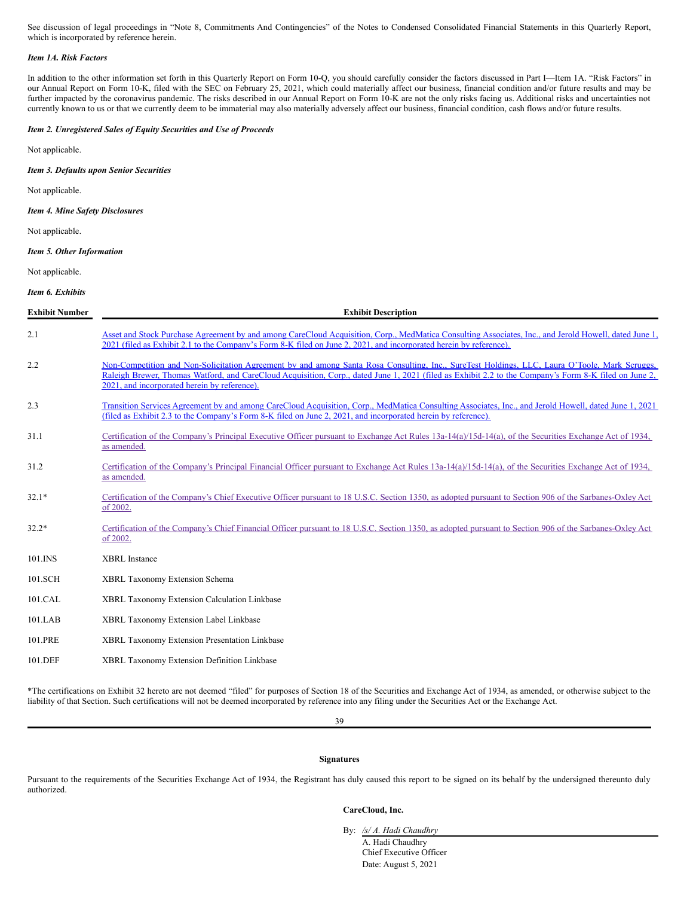See discussion of legal proceedings in "Note 8, Commitments And Contingencies" of the Notes to Condensed Consolidated Financial Statements in this Quarterly Report, which is incorporated by reference herein.

### *Item 1A. Risk Factors*

In addition to the other information set forth in this Quarterly Report on Form 10-Q, you should carefully consider the factors discussed in Part I—Item 1A. "Risk Factors" in our Annual Report on Form 10-K, filed with the SEC on February 25, 2021, which could materially affect our business, financial condition and/or future results and may be further impacted by the coronavirus pandemic. The risks described in our Annual Report on Form 10-K are not the only risks facing us. Additional risks and uncertainties not currently known to us or that we currently deem to be immaterial may also materially adversely affect our business, financial condition, cash flows and/or future results.

### *Item 2. Unregistered Sales of Equity Securities and Use of Proceeds*

Not applicable.

### *Item 3. Defaults upon Senior Securities*

Not applicable.

### *Item 4. Mine Safety Disclosures*

Not applicable.

### *Item 5. Other Information*

Not applicable.

### *Item 6. Exhibits*

| Exhibit Number | Exhibit Description |
|---|---|
| 2.1 | Asset and Stock Purchase Agreement by and among CareCloud Acquisition, Corp., MedMatica Consulting Associates, Inc., and Jerold Howell, dated June 1, 2021 (filed as Exhibit 2.1 to the Company's Form 8-K filed on June 2, 2021, and incorporated herein by reference). |
| 2.2 | Non-Competition and Non-Solicitation Agreement by and among Santa Rosa Consulting, Inc., SureTest Holdings, LLC, Laura O'Toole, Mark Scruggs, Raleigh Brewer, Thomas Watford, and CareCloud Acquisition, Corp., dated June 1, 2021 (filed as Exhibit 2.2 to the Company's Form 8-K filed on June 2, 2021, and incorporated herein by reference). |
| 2.3 | Transition Services Agreement by and among CareCloud Acquisition, Corp., MedMatica Consulting Associates, Inc., and Jerold Howell, dated June 1, 2021 (filed as Exhibit 2.3 to the Company's Form 8-K filed on June 2, 2021, and incorporated herein by reference). |
| 31.1 | Certification of the Company's Principal Executive Officer pursuant to Exchange Act Rules 13a-14(a)/15d-14(a), of the Securities Exchange Act of 1934, as amended. |
| 31.2 | Certification of the Company's Principal Financial Officer pursuant to Exchange Act Rules 13a-14(a)/15d-14(a), of the Securities Exchange Act of 1934, as amended. |
| 32.1* | Certification of the Company's Chief Executive Officer pursuant to 18 U.S.C. Section 1350, as adopted pursuant to Section 906 of the Sarbanes-Oxley Act of 2002. |
| 32.2* | Certification of the Company's Chief Financial Officer pursuant to 18 U.S.C. Section 1350, as adopted pursuant to Section 906 of the Sarbanes-Oxley Act of 2002. |
| 101.INS | XBRL Instance |
| 101.SCH | XBRL Taxonomy Extension Schema |
| 101.CAL | XBRL Taxonomy Extension Calculation Linkbase |
| 101.LAB | XBRL Taxonomy Extension Label Linkbase |
| 101.PRE | XBRL Taxonomy Extension Presentation Linkbase |
| 101.DEF | XBRL Taxonomy Extension Definition Linkbase |

*The certifications on Exhibit 32 hereto are not deemed "filed" for purposes of Section 18 of the Securities and Exchange Act of 1934, as amended, or otherwise subject to the liability of that Section. Such certifications will not be deemed incorporated by reference into any filing under the Securities Act or the Exchange Act.

## Signatures

Pursuant to the requirements of the Securities Exchange Act of 1934, the Registrant has duly caused this report to be signed on its behalf by the undersigned thereunto duly authorized.

**CareCloud, Inc.**

By: */s/ A. Hadi Chaudhry*
A. Hadi Chaudhry
Chief Executive Officer
Date: August 5, 2021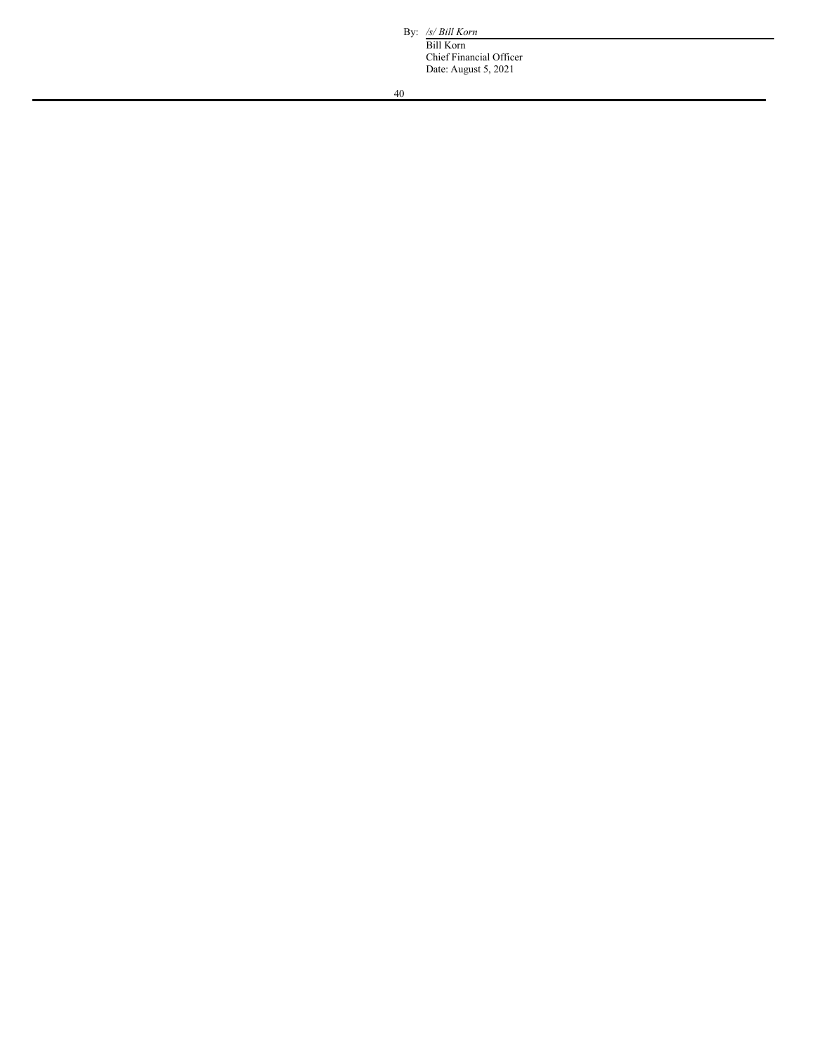By: */s/ Bill Korn*

Bill Korn
Chief Financial Officer
Date: August 5, 2021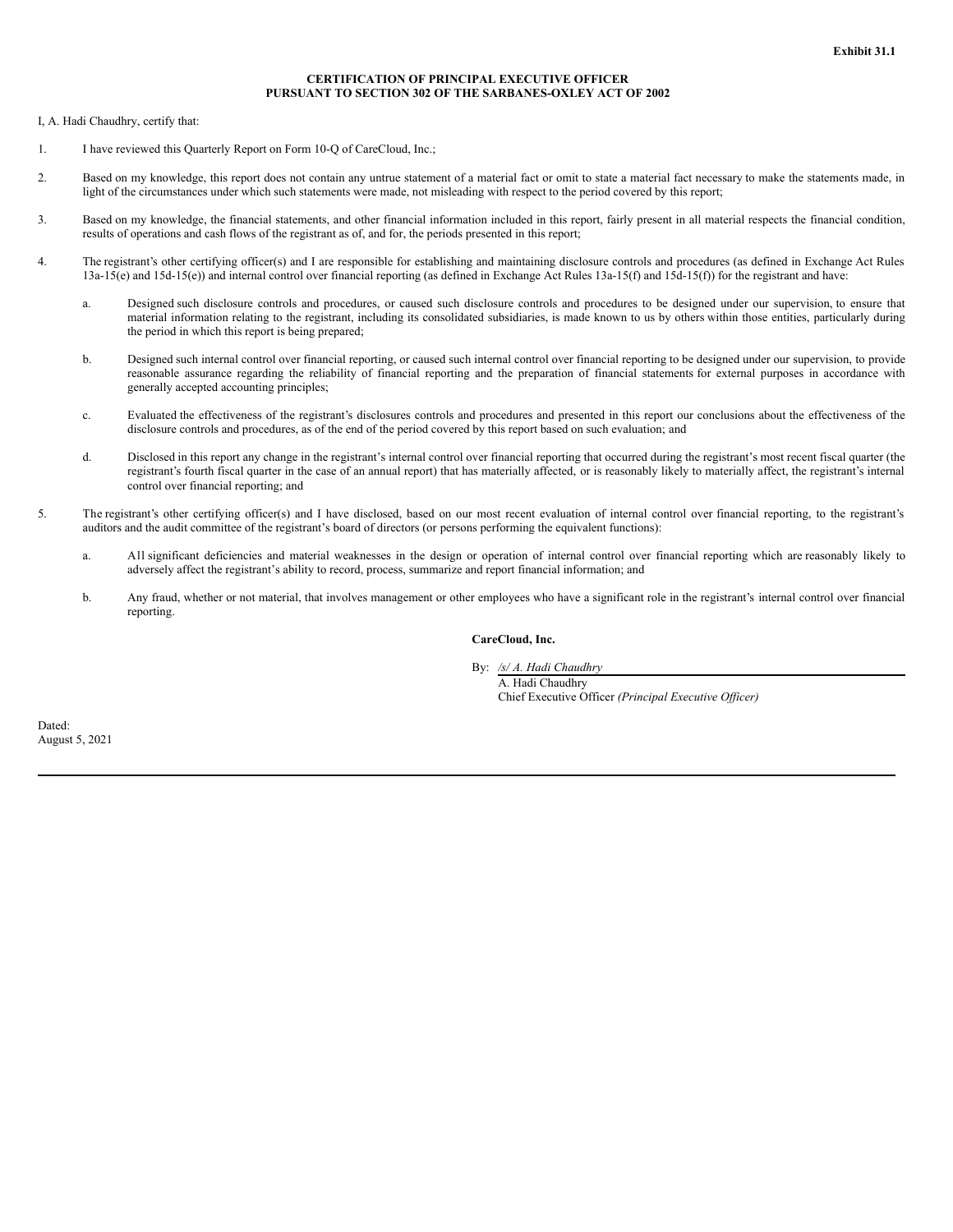**Exhibit 31.1**

**CERTIFICATION OF PRINCIPAL EXECUTIVE OFFICER**
**PURSUANT TO SECTION 302 OF THE SARBANES-OXLEY ACT OF 2002**

I, A. Hadi Chaudhry, certify that:

1. I have reviewed this Quarterly Report on Form 10-Q of CareCloud, Inc.;

2. Based on my knowledge, this report does not contain any untrue statement of a material fact or omit to state a material fact necessary to make the statements made, in light of the circumstances under which such statements were made, not misleading with respect to the period covered by this report;

3. Based on my knowledge, the financial statements, and other financial information included in this report, fairly present in all material respects the financial condition, results of operations and cash flows of the registrant as of, and for, the periods presented in this report;

4. The registrant's other certifying officer(s) and I are responsible for establishing and maintaining disclosure controls and procedures (as defined in Exchange Act Rules 13a-15(e) and 15d-15(e)) and internal control over financial reporting (as defined in Exchange Act Rules 13a-15(f) and 15d-15(f)) for the registrant and have:

   a. Designed such disclosure controls and procedures, or caused such disclosure controls and procedures to be designed under our supervision, to ensure that material information relating to the registrant, including its consolidated subsidiaries, is made known to us by others within those entities, particularly during the period in which this report is being prepared;

   b. Designed such internal control over financial reporting, or caused such internal control over financial reporting to be designed under our supervision, to provide reasonable assurance regarding the reliability of financial reporting and the preparation of financial statements for external purposes in accordance with generally accepted accounting principles;

   c. Evaluated the effectiveness of the registrant's disclosures controls and procedures and presented in this report our conclusions about the effectiveness of the disclosure controls and procedures, as of the end of the period covered by this report based on such evaluation; and

   d. Disclosed in this report any change in the registrant's internal control over financial reporting that occurred during the registrant's most recent fiscal quarter (the registrant's fourth fiscal quarter in the case of an annual report) that has materially affected, or is reasonably likely to materially affect, the registrant's internal control over financial reporting; and

5. The registrant's other certifying officer(s) and I have disclosed, based on our most recent evaluation of internal control over financial reporting, to the registrant's auditors and the audit committee of the registrant's board of directors (or persons performing the equivalent functions):

   a. All significant deficiencies and material weaknesses in the design or operation of internal control over financial reporting which are reasonably likely to adversely affect the registrant's ability to record, process, summarize and report financial information; and

   b. Any fraud, whether or not material, that involves management or other employees who have a significant role in the registrant's internal control over financial reporting.

**CareCloud, Inc.**

By: */s/ A. Hadi Chaudhry*
A. Hadi Chaudhry
Chief Executive Officer *(Principal Executive Officer)*

Dated:
August 5, 2021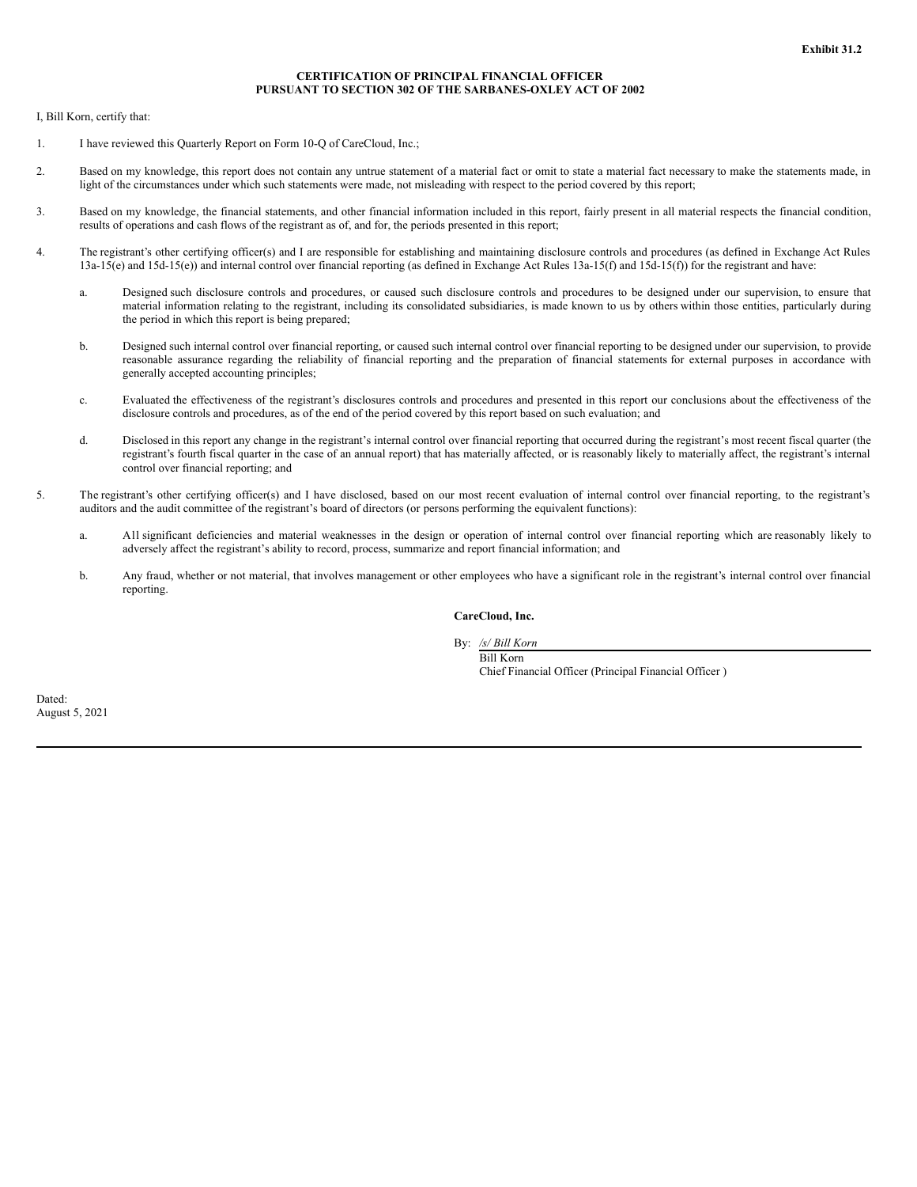**Exhibit 31.2**

**CERTIFICATION OF PRINCIPAL FINANCIAL OFFICER**
**PURSUANT TO SECTION 302 OF THE SARBANES-OXLEY ACT OF 2002**

I, Bill Korn, certify that:

1. I have reviewed this Quarterly Report on Form 10-Q of CareCloud, Inc.;

2. Based on my knowledge, this report does not contain any untrue statement of a material fact or omit to state a material fact necessary to make the statements made, in light of the circumstances under which such statements were made, not misleading with respect to the period covered by this report;

3. Based on my knowledge, the financial statements, and other financial information included in this report, fairly present in all material respects the financial condition, results of operations and cash flows of the registrant as of, and for, the periods presented in this report;

4. The registrant's other certifying officer(s) and I are responsible for establishing and maintaining disclosure controls and procedures (as defined in Exchange Act Rules 13a-15(e) and 15d-15(e)) and internal control over financial reporting (as defined in Exchange Act Rules 13a-15(f) and 15d-15(f)) for the registrant and have:

   a. Designed such disclosure controls and procedures, or caused such disclosure controls and procedures to be designed under our supervision, to ensure that material information relating to the registrant, including its consolidated subsidiaries, is made known to us by others within those entities, particularly during the period in which this report is being prepared;

   b. Designed such internal control over financial reporting, or caused such internal control over financial reporting to be designed under our supervision, to provide reasonable assurance regarding the reliability of financial reporting and the preparation of financial statements for external purposes in accordance with generally accepted accounting principles;

   c. Evaluated the effectiveness of the registrant's disclosures controls and procedures and presented in this report our conclusions about the effectiveness of the disclosure controls and procedures, as of the end of the period covered by this report based on such evaluation; and

   d. Disclosed in this report any change in the registrant's internal control over financial reporting that occurred during the registrant's most recent fiscal quarter (the registrant's fourth fiscal quarter in the case of an annual report) that has materially affected, or is reasonably likely to materially affect, the registrant's internal control over financial reporting; and

5. The registrant's other certifying officer(s) and I have disclosed, based on our most recent evaluation of internal control over financial reporting, to the registrant's auditors and the audit committee of the registrant's board of directors (or persons performing the equivalent functions):

   a. All significant deficiencies and material weaknesses in the design or operation of internal control over financial reporting which are reasonably likely to adversely affect the registrant's ability to record, process, summarize and report financial information; and

   b. Any fraud, whether or not material, that involves management or other employees who have a significant role in the registrant's internal control over financial reporting.

**CareCloud, Inc.**

By: */s/ Bill Korn*
Bill Korn
Chief Financial Officer (Principal Financial Officer )

Dated:
August 5, 2021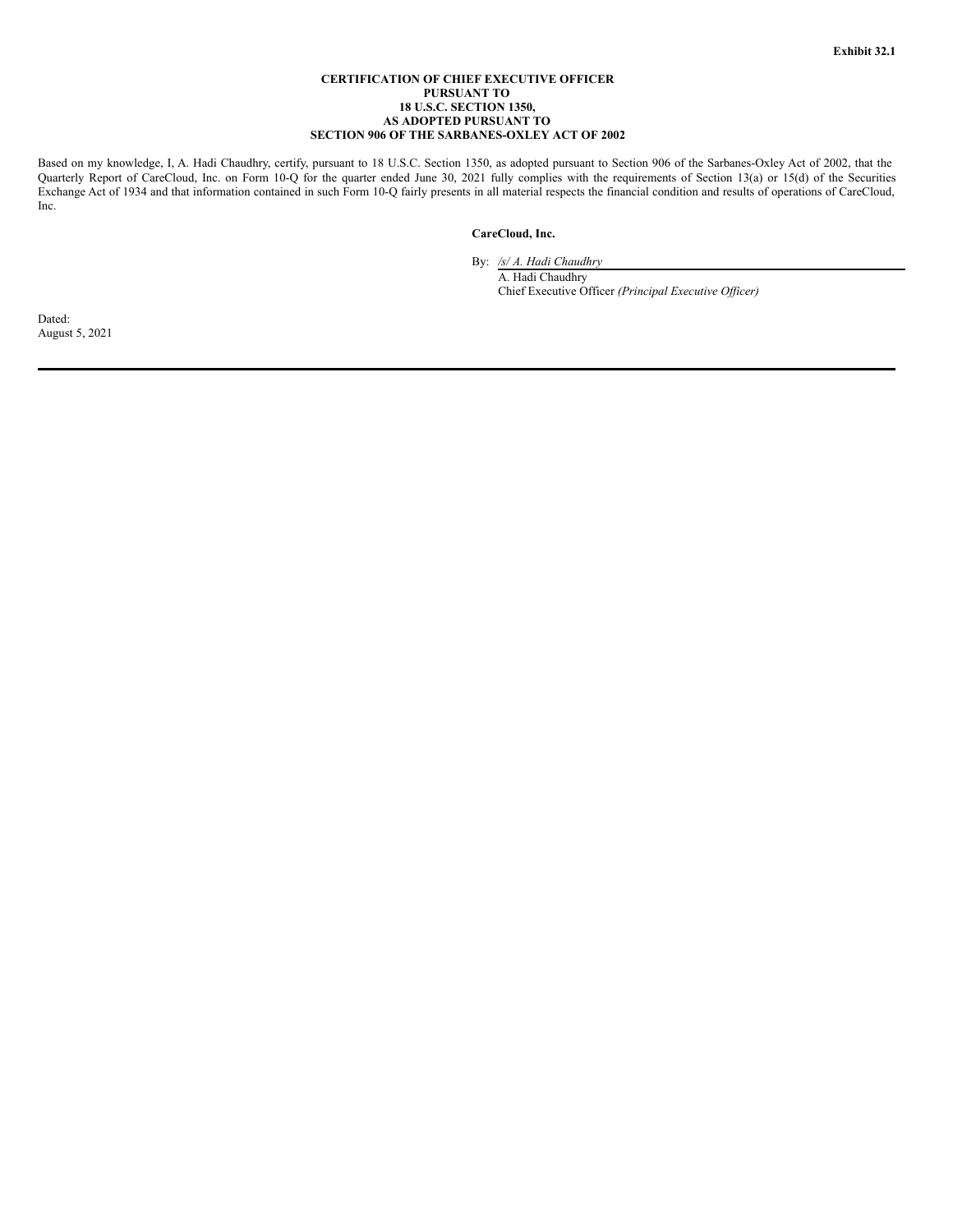**Exhibit 32.1**

**CERTIFICATION OF CHIEF EXECUTIVE OFFICER
PURSUANT TO
18 U.S.C. SECTION 1350,
AS ADOPTED PURSUANT TO
SECTION 906 OF THE SARBANES-OXLEY ACT OF 2002**

Based on my knowledge, I, A. Hadi Chaudhry, certify, pursuant to 18 U.S.C. Section 1350, as adopted pursuant to Section 906 of the Sarbanes-Oxley Act of 2002, that the Quarterly Report of CareCloud, Inc. on Form 10-Q for the quarter ended June 30, 2021 fully complies with the requirements of Section 13(a) or 15(d) of the Securities Exchange Act of 1934 and that information contained in such Form 10-Q fairly presents in all material respects the financial condition and results of operations of CareCloud, Inc.

**CareCloud, Inc.**

By: */s/ A. Hadi Chaudhry*
A. Hadi Chaudhry
Chief Executive Officer *(Principal Executive Officer)*

Dated:
August 5, 2021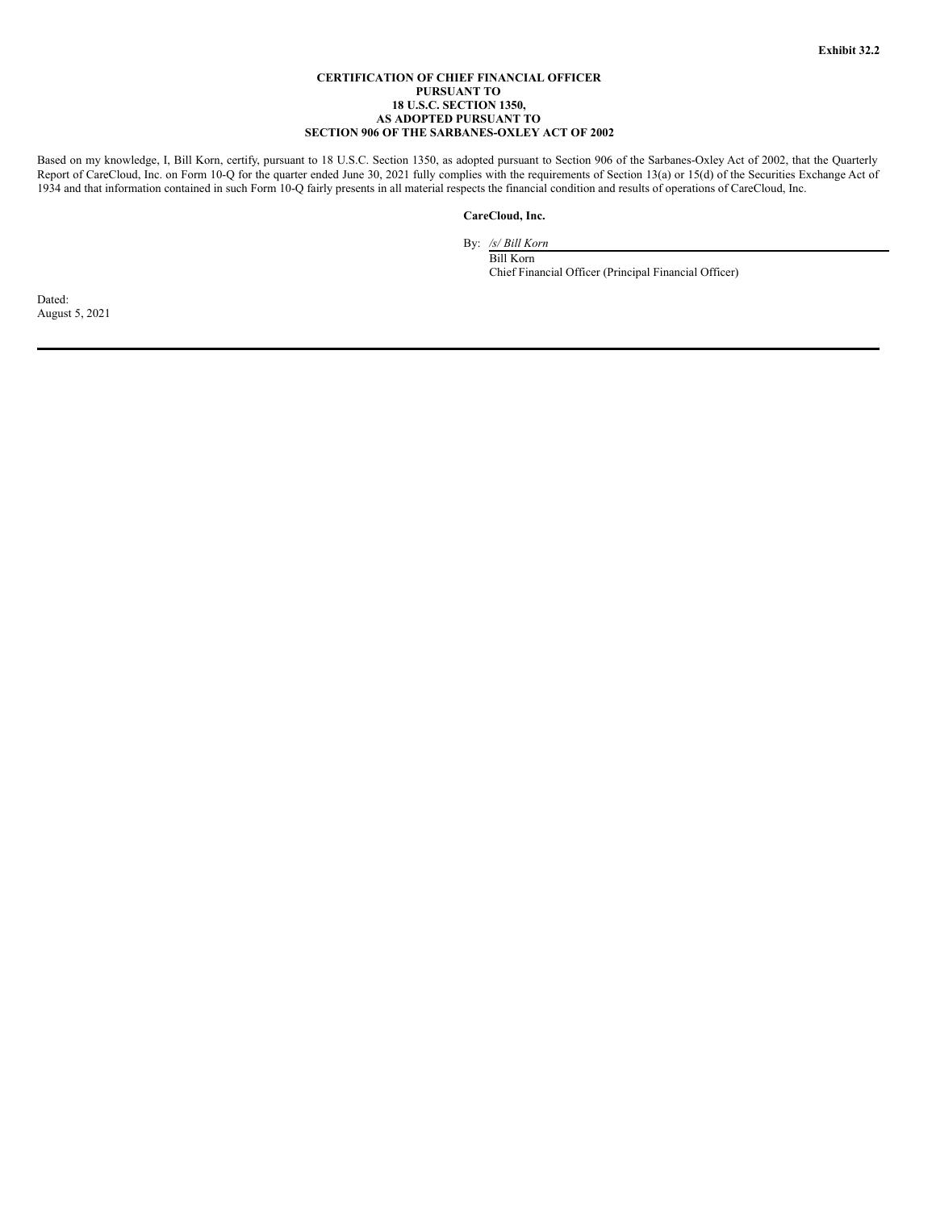**Exhibit 32.2**

**CERTIFICATION OF CHIEF FINANCIAL OFFICER
PURSUANT TO
18 U.S.C. SECTION 1350,
AS ADOPTED PURSUANT TO
SECTION 906 OF THE SARBANES-OXLEY ACT OF 2002**

Based on my knowledge, I, Bill Korn, certify, pursuant to 18 U.S.C. Section 1350, as adopted pursuant to Section 906 of the Sarbanes-Oxley Act of 2002, that the Quarterly Report of CareCloud, Inc. on Form 10-Q for the quarter ended June 30, 2021 fully complies with the requirements of Section 13(a) or 15(d) of the Securities Exchange Act of 1934 and that information contained in such Form 10-Q fairly presents in all material respects the financial condition and results of operations of CareCloud, Inc.

**CareCloud, Inc.**

By: */s/ Bill Korn*
Bill Korn
Chief Financial Officer (Principal Financial Officer)

Dated:
August 5, 2021